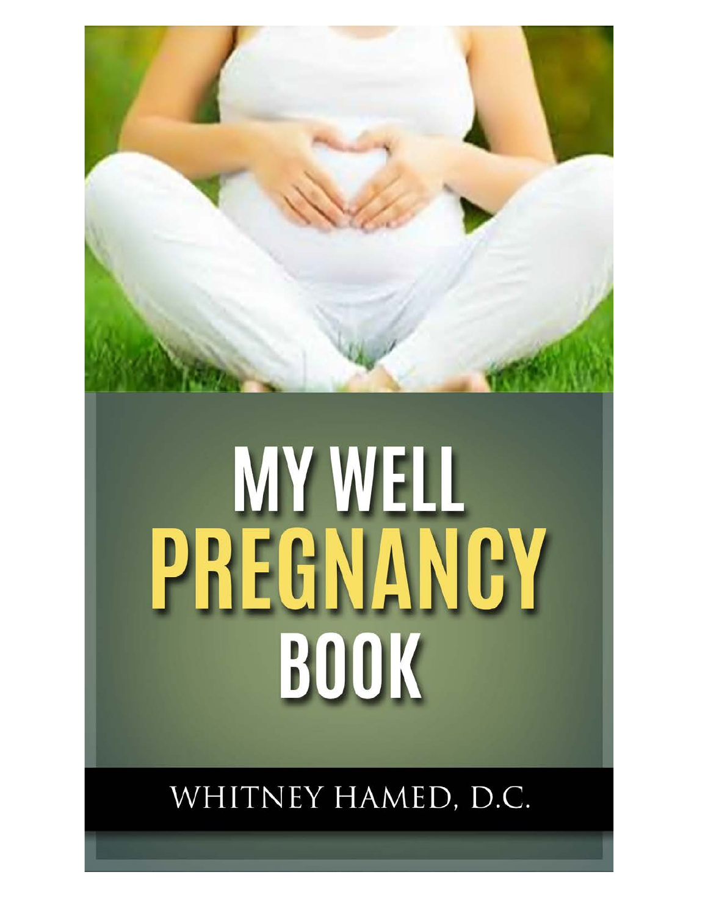# MY WELL PREGNANCY BOOK

WHITNEY HAMED, D.C.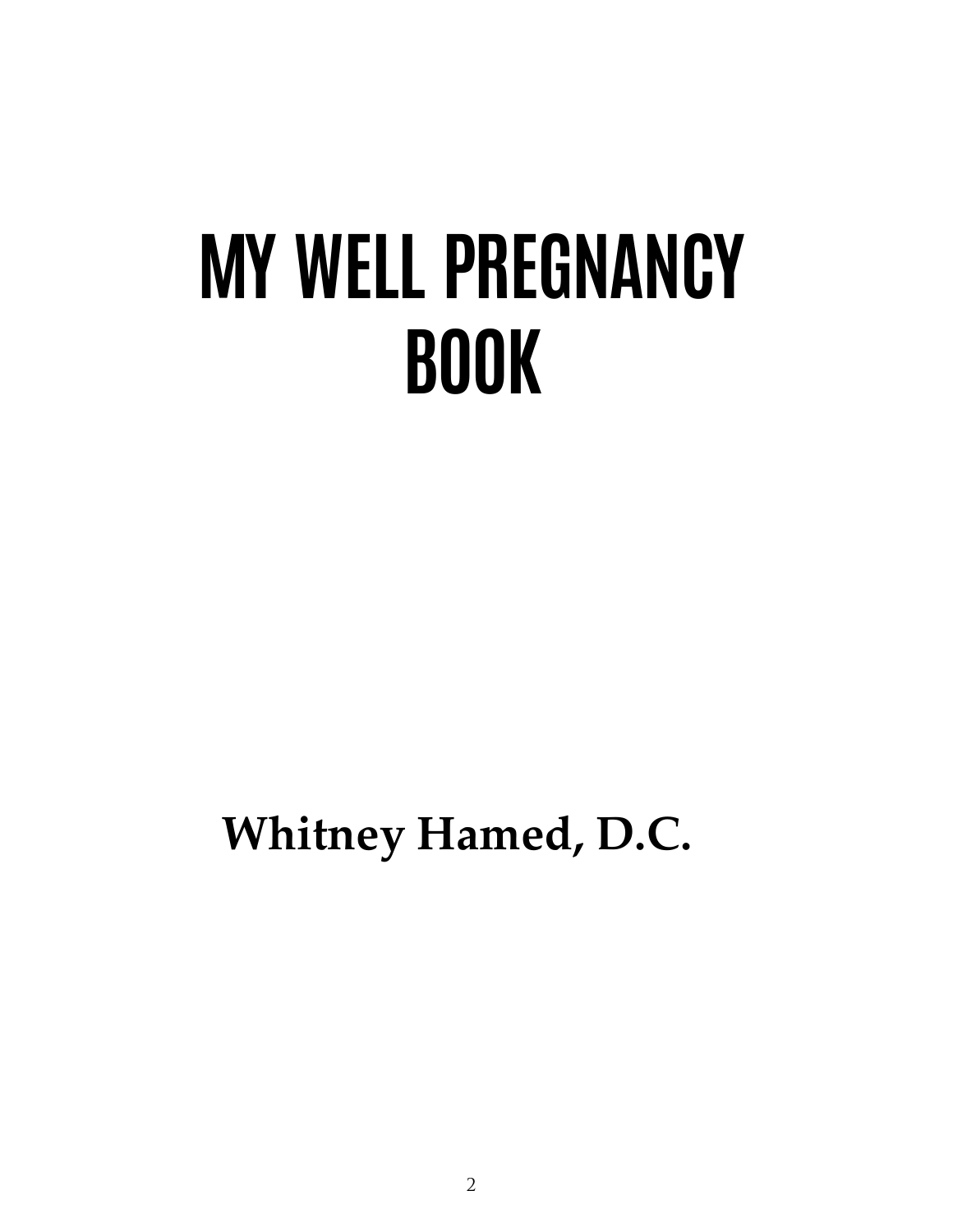# MY WELL PREGNANCY BOOK

**Whitney Hamed, D.C.**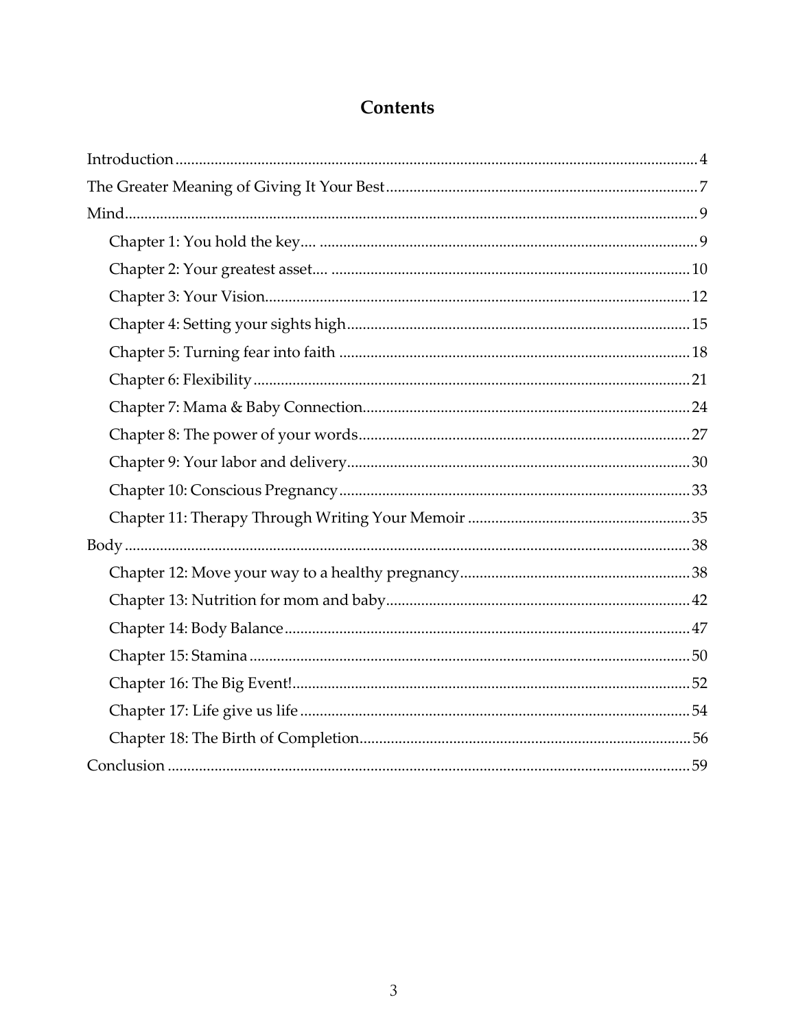# Contents

- Introduction ..... 4
- The Greater Meaning of Giving It Your Best ..... 7
- Mind ..... 9
  - Chapter 1: You hold the key.... ..... 9
  - Chapter 2: Your greatest asset.... ..... 10
  - Chapter 3: Your Vision ..... 12
  - Chapter 4: Setting your sights high ..... 15
  - Chapter 5: Turning fear into faith ..... 18
  - Chapter 6: Flexibility ..... 21
  - Chapter 7: Mama & Baby Connection ..... 24
  - Chapter 8: The power of your words ..... 27
  - Chapter 9: Your labor and delivery ..... 30
  - Chapter 10: Conscious Pregnancy ..... 33
  - Chapter 11: Therapy Through Writing Your Memoir ..... 35
- Body ..... 38
  - Chapter 12: Move your way to a healthy pregnancy ..... 38
  - Chapter 13: Nutrition for mom and baby ..... 42
  - Chapter 14: Body Balance ..... 47
  - Chapter 15: Stamina ..... 50
  - Chapter 16: The Big Event! ..... 52
  - Chapter 17: Life give us life ..... 54
  - Chapter 18: The Birth of Completion ..... 56
- Conclusion ..... 59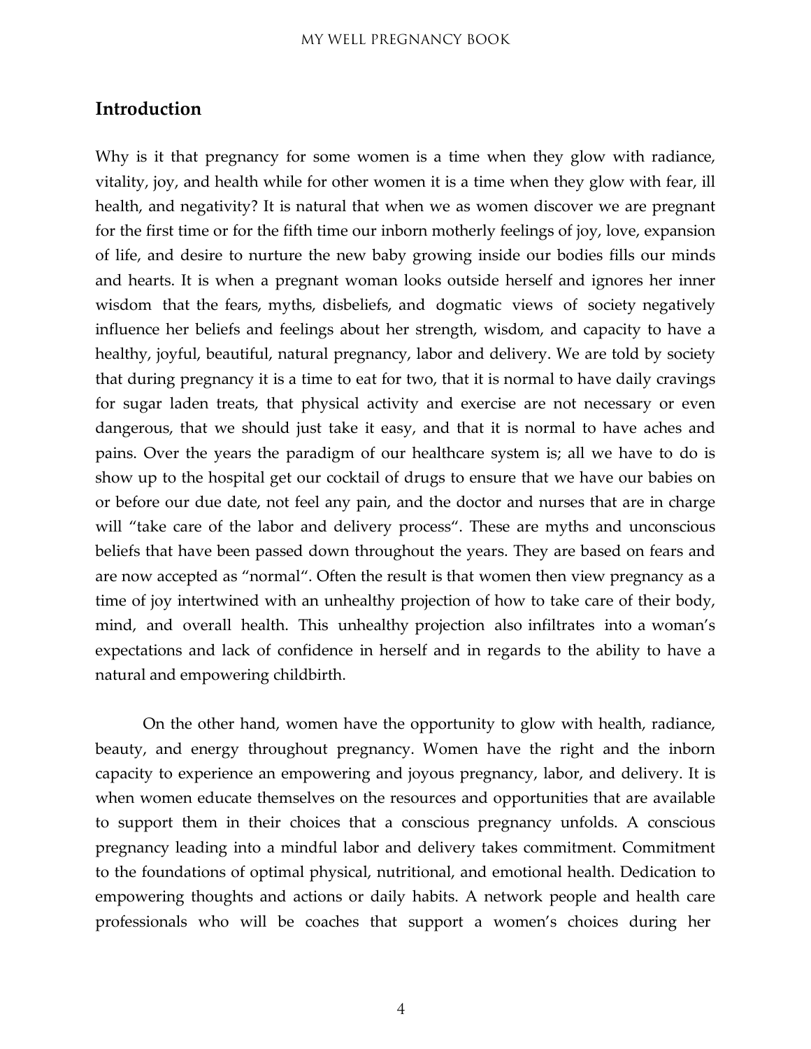## Introduction

Why is it that pregnancy for some women is a time when they glow with radiance, vitality, joy, and health while for other women it is a time when they glow with fear, ill health, and negativity? It is natural that when we as women discover we are pregnant for the first time or for the fifth time our inborn motherly feelings of joy, love, expansion of life, and desire to nurture the new baby growing inside our bodies fills our minds and hearts. It is when a pregnant woman looks outside herself and ignores her inner wisdom that the fears, myths, disbeliefs, and dogmatic views of society negatively influence her beliefs and feelings about her strength, wisdom, and capacity to have a healthy, joyful, beautiful, natural pregnancy, labor and delivery. We are told by society that during pregnancy it is a time to eat for two, that it is normal to have daily cravings for sugar laden treats, that physical activity and exercise are not necessary or even dangerous, that we should just take it easy, and that it is normal to have aches and pains. Over the years the paradigm of our healthcare system is; all we have to do is show up to the hospital get our cocktail of drugs to ensure that we have our babies on or before our due date, not feel any pain, and the doctor and nurses that are in charge will "take care of the labor and delivery process". These are myths and unconscious beliefs that have been passed down throughout the years. They are based on fears and are now accepted as "normal". Often the result is that women then view pregnancy as a time of joy intertwined with an unhealthy projection of how to take care of their body, mind, and overall health. This unhealthy projection also infiltrates into a woman's expectations and lack of confidence in herself and in regards to the ability to have a natural and empowering childbirth.

On the other hand, women have the opportunity to glow with health, radiance, beauty, and energy throughout pregnancy. Women have the right and the inborn capacity to experience an empowering and joyous pregnancy, labor, and delivery. It is when women educate themselves on the resources and opportunities that are available to support them in their choices that a conscious pregnancy unfolds. A conscious pregnancy leading into a mindful labor and delivery takes commitment. Commitment to the foundations of optimal physical, nutritional, and emotional health. Dedication to empowering thoughts and actions or daily habits. A network people and health care professionals who will be coaches that support a women's choices during her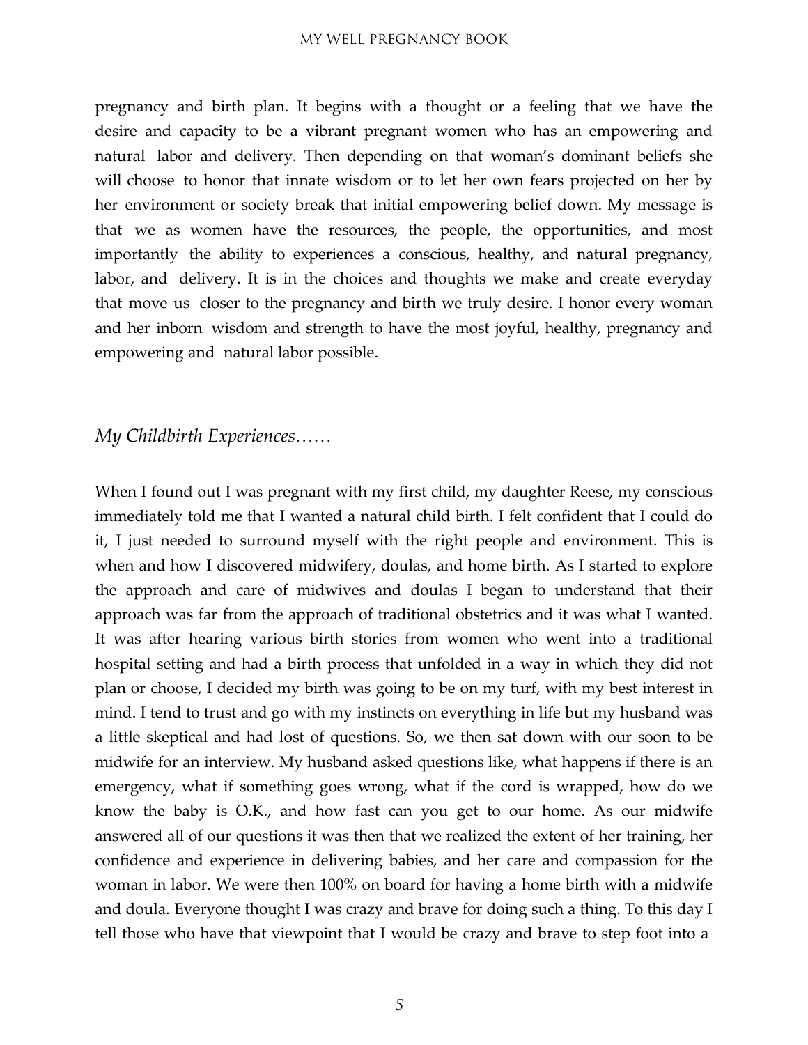pregnancy and birth plan. It begins with a thought or a feeling that we have the desire and capacity to be a vibrant pregnant women who has an empowering and natural labor and delivery. Then depending on that woman's dominant beliefs she will choose to honor that innate wisdom or to let her own fears projected on her by her environment or society break that initial empowering belief down. My message is that we as women have the resources, the people, the opportunities, and most importantly the ability to experiences a conscious, healthy, and natural pregnancy, labor, and delivery. It is in the choices and thoughts we make and create everyday that move us closer to the pregnancy and birth we truly desire. I honor every woman and her inborn wisdom and strength to have the most joyful, healthy, pregnancy and empowering and natural labor possible.

*My Childbirth Experiences……*

When I found out I was pregnant with my first child, my daughter Reese, my conscious immediately told me that I wanted a natural child birth. I felt confident that I could do it, I just needed to surround myself with the right people and environment. This is when and how I discovered midwifery, doulas, and home birth. As I started to explore the approach and care of midwives and doulas I began to understand that their approach was far from the approach of traditional obstetrics and it was what I wanted. It was after hearing various birth stories from women who went into a traditional hospital setting and had a birth process that unfolded in a way in which they did not plan or choose, I decided my birth was going to be on my turf, with my best interest in mind. I tend to trust and go with my instincts on everything in life but my husband was a little skeptical and had lost of questions. So, we then sat down with our soon to be midwife for an interview. My husband asked questions like, what happens if there is an emergency, what if something goes wrong, what if the cord is wrapped, how do we know the baby is O.K., and how fast can you get to our home. As our midwife answered all of our questions it was then that we realized the extent of her training, her confidence and experience in delivering babies, and her care and compassion for the woman in labor. We were then 100% on board for having a home birth with a midwife and doula. Everyone thought I was crazy and brave for doing such a thing. To this day I tell those who have that viewpoint that I would be crazy and brave to step foot into a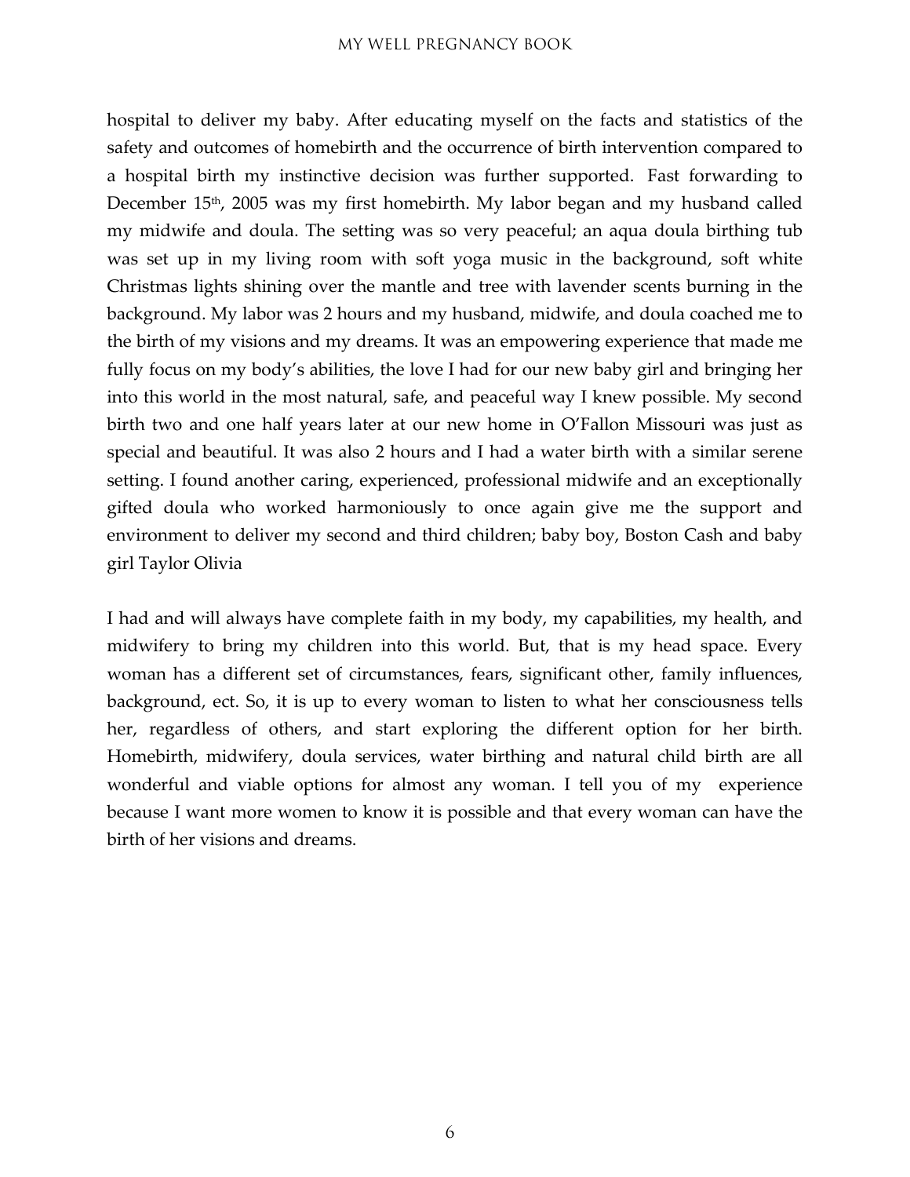hospital to deliver my baby. After educating myself on the facts and statistics of the safety and outcomes of homebirth and the occurrence of birth intervention compared to a hospital birth my instinctive decision was further supported. Fast forwarding to December 15th, 2005 was my first homebirth. My labor began and my husband called my midwife and doula. The setting was so very peaceful; an aqua doula birthing tub was set up in my living room with soft yoga music in the background, soft white Christmas lights shining over the mantle and tree with lavender scents burning in the background. My labor was 2 hours and my husband, midwife, and doula coached me to the birth of my visions and my dreams. It was an empowering experience that made me fully focus on my body's abilities, the love I had for our new baby girl and bringing her into this world in the most natural, safe, and peaceful way I knew possible. My second birth two and one half years later at our new home in O'Fallon Missouri was just as special and beautiful. It was also 2 hours and I had a water birth with a similar serene setting. I found another caring, experienced, professional midwife and an exceptionally gifted doula who worked harmoniously to once again give me the support and environment to deliver my second and third children; baby boy, Boston Cash and baby girl Taylor Olivia

I had and will always have complete faith in my body, my capabilities, my health, and midwifery to bring my children into this world. But, that is my head space. Every woman has a different set of circumstances, fears, significant other, family influences, background, ect. So, it is up to every woman to listen to what her consciousness tells her, regardless of others, and start exploring the different option for her birth. Homebirth, midwifery, doula services, water birthing and natural child birth are all wonderful and viable options for almost any woman. I tell you of my experience because I want more women to know it is possible and that every woman can have the birth of her visions and dreams.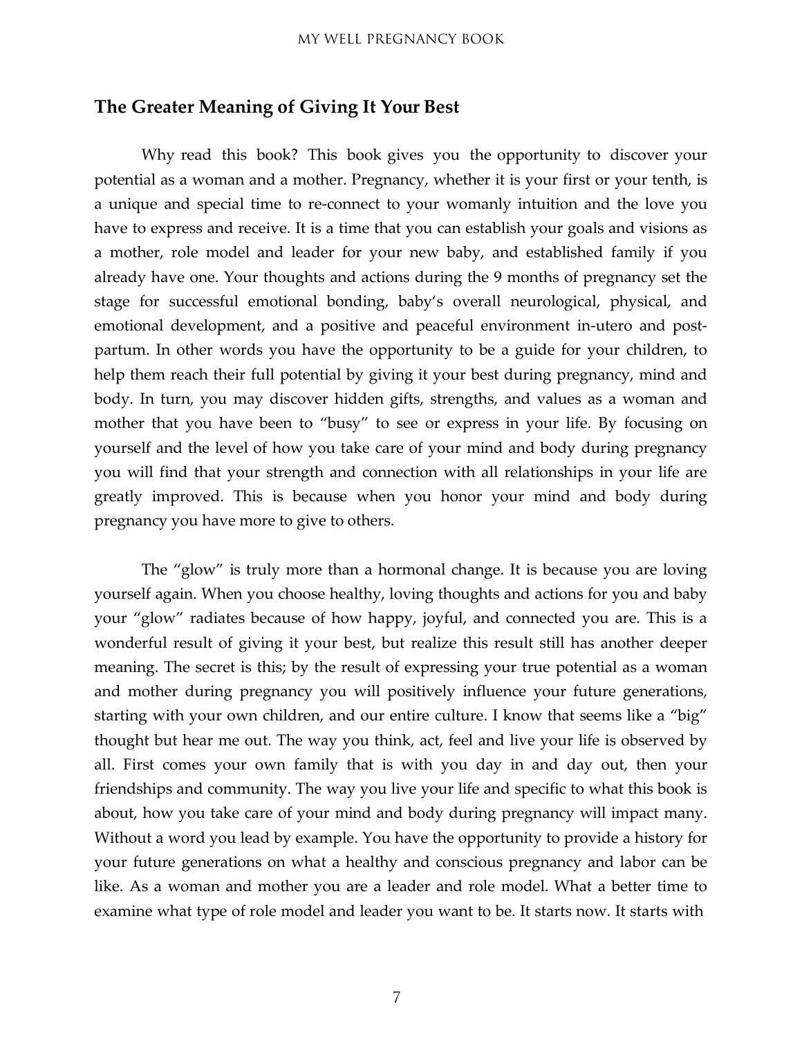## The Greater Meaning of Giving It Your Best

Why read this book? This book gives you the opportunity to discover your potential as a woman and a mother. Pregnancy, whether it is your first or your tenth, is a unique and special time to re-connect to your womanly intuition and the love you have to express and receive. It is a time that you can establish your goals and visions as a mother, role model and leader for your new baby, and established family if you already have one. Your thoughts and actions during the 9 months of pregnancy set the stage for successful emotional bonding, baby's overall neurological, physical, and emotional development, and a positive and peaceful environment in-utero and post-partum. In other words you have the opportunity to be a guide for your children, to help them reach their full potential by giving it your best during pregnancy, mind and body. In turn, you may discover hidden gifts, strengths, and values as a woman and mother that you have been to "busy" to see or express in your life. By focusing on yourself and the level of how you take care of your mind and body during pregnancy you will find that your strength and connection with all relationships in your life are greatly improved. This is because when you honor your mind and body during pregnancy you have more to give to others.

The "glow" is truly more than a hormonal change. It is because you are loving yourself again. When you choose healthy, loving thoughts and actions for you and baby your "glow" radiates because of how happy, joyful, and connected you are. This is a wonderful result of giving it your best, but realize this result still has another deeper meaning. The secret is this; by the result of expressing your true potential as a woman and mother during pregnancy you will positively influence your future generations, starting with your own children, and our entire culture. I know that seems like a "big" thought but hear me out. The way you think, act, feel and live your life is observed by all. First comes your own family that is with you day in and day out, then your friendships and community. The way you live your life and specific to what this book is about, how you take care of your mind and body during pregnancy will impact many. Without a word you lead by example. You have the opportunity to provide a history for your future generations on what a healthy and conscious pregnancy and labor can be like. As a woman and mother you are a leader and role model. What a better time to examine what type of role model and leader you want to be. It starts now. It starts with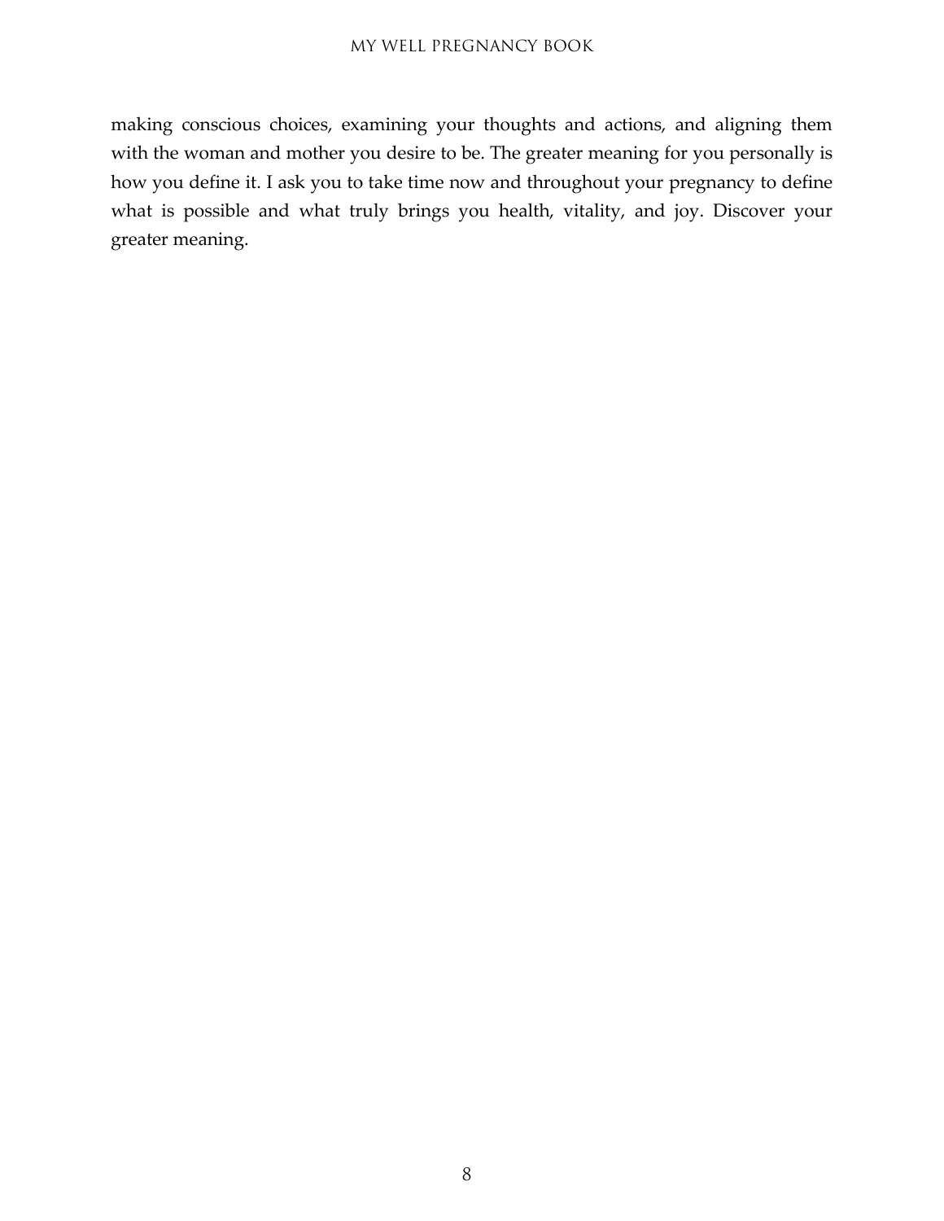making conscious choices, examining your thoughts and actions, and aligning them with the woman and mother you desire to be. The greater meaning for you personally is how you define it. I ask you to take time now and throughout your pregnancy to define what is possible and what truly brings you health, vitality, and joy. Discover your greater meaning.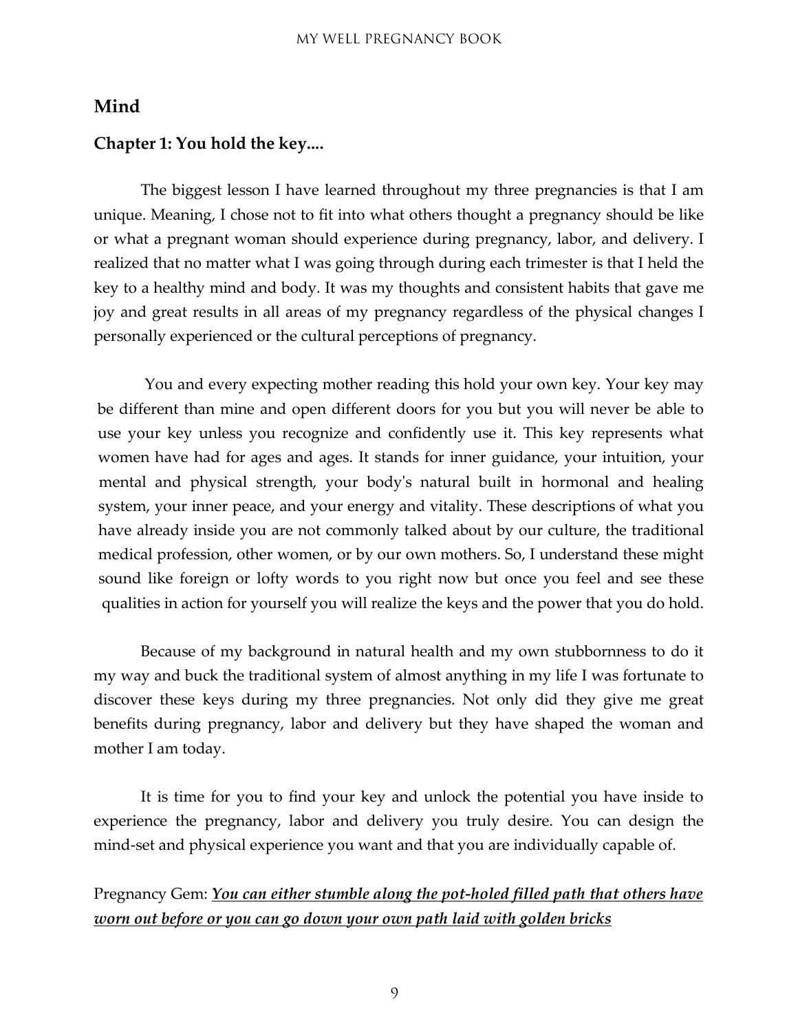## Mind

### Chapter 1: You hold the key....

The biggest lesson I have learned throughout my three pregnancies is that I am unique. Meaning, I chose not to fit into what others thought a pregnancy should be like or what a pregnant woman should experience during pregnancy, labor, and delivery. I realized that no matter what I was going through during each trimester is that I held the key to a healthy mind and body. It was my thoughts and consistent habits that gave me joy and great results in all areas of my pregnancy regardless of the physical changes I personally experienced or the cultural perceptions of pregnancy.

You and every expecting mother reading this hold your own key. Your key may be different than mine and open different doors for you but you will never be able to use your key unless you recognize and confidently use it. This key represents what women have had for ages and ages. It stands for inner guidance, your intuition, your mental and physical strength, your body's natural built in hormonal and healing system, your inner peace, and your energy and vitality. These descriptions of what you have already inside you are not commonly talked about by our culture, the traditional medical profession, other women, or by our own mothers. So, I understand these might sound like foreign or lofty words to you right now but once you feel and see these qualities in action for yourself you will realize the keys and the power that you do hold.

Because of my background in natural health and my own stubbornness to do it my way and buck the traditional system of almost anything in my life I was fortunate to discover these keys during my three pregnancies. Not only did they give me great benefits during pregnancy, labor and delivery but they have shaped the woman and mother I am today.

It is time for you to find your key and unlock the potential you have inside to experience the pregnancy, labor and delivery you truly desire. You can design the mind-set and physical experience you want and that you are individually capable of.

Pregnancy Gem: <u>***You can either stumble along the pot-holed filled path that others have worn out before or you can go down your own path laid with golden bricks***</u>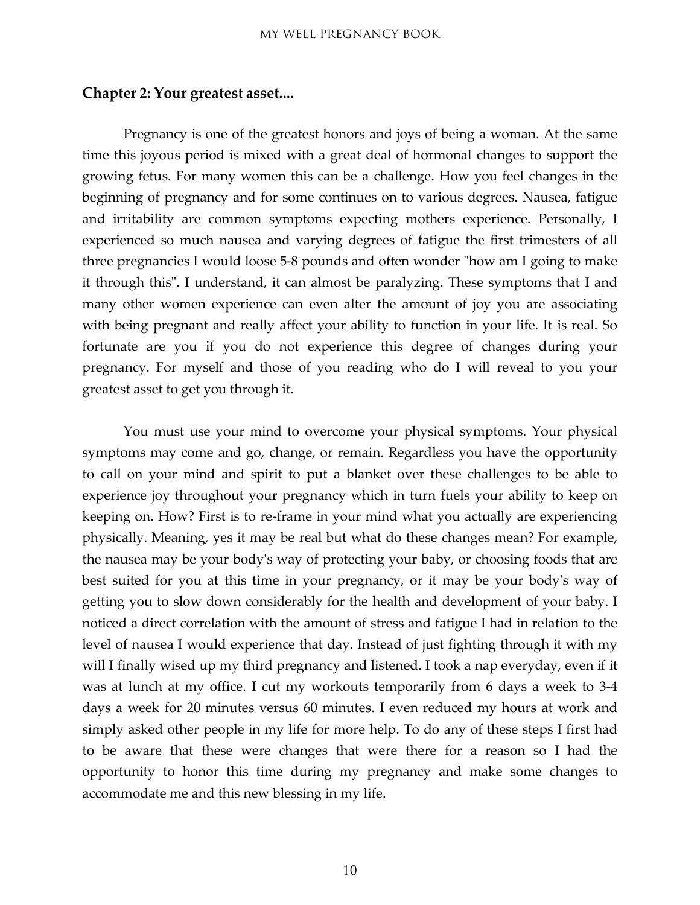## Chapter 2: Your greatest asset....

Pregnancy is one of the greatest honors and joys of being a woman. At the same time this joyous period is mixed with a great deal of hormonal changes to support the growing fetus. For many women this can be a challenge. How you feel changes in the beginning of pregnancy and for some continues on to various degrees. Nausea, fatigue and irritability are common symptoms expecting mothers experience. Personally, I experienced so much nausea and varying degrees of fatigue the first trimesters of all three pregnancies I would loose 5-8 pounds and often wonder "how am I going to make it through this". I understand, it can almost be paralyzing. These symptoms that I and many other women experience can even alter the amount of joy you are associating with being pregnant and really affect your ability to function in your life. It is real. So fortunate are you if you do not experience this degree of changes during your pregnancy. For myself and those of you reading who do I will reveal to you your greatest asset to get you through it.

You must use your mind to overcome your physical symptoms. Your physical symptoms may come and go, change, or remain. Regardless you have the opportunity to call on your mind and spirit to put a blanket over these challenges to be able to experience joy throughout your pregnancy which in turn fuels your ability to keep on keeping on. How? First is to re-frame in your mind what you actually are experiencing physically. Meaning, yes it may be real but what do these changes mean? For example, the nausea may be your body's way of protecting your baby, or choosing foods that are best suited for you at this time in your pregnancy, or it may be your body's way of getting you to slow down considerably for the health and development of your baby. I noticed a direct correlation with the amount of stress and fatigue I had in relation to the level of nausea I would experience that day. Instead of just fighting through it with my will I finally wised up my third pregnancy and listened. I took a nap everyday, even if it was at lunch at my office. I cut my workouts temporarily from 6 days a week to 3-4 days a week for 20 minutes versus 60 minutes. I even reduced my hours at work and simply asked other people in my life for more help. To do any of these steps I first had to be aware that these were changes that were there for a reason so I had the opportunity to honor this time during my pregnancy and make some changes to accommodate me and this new blessing in my life.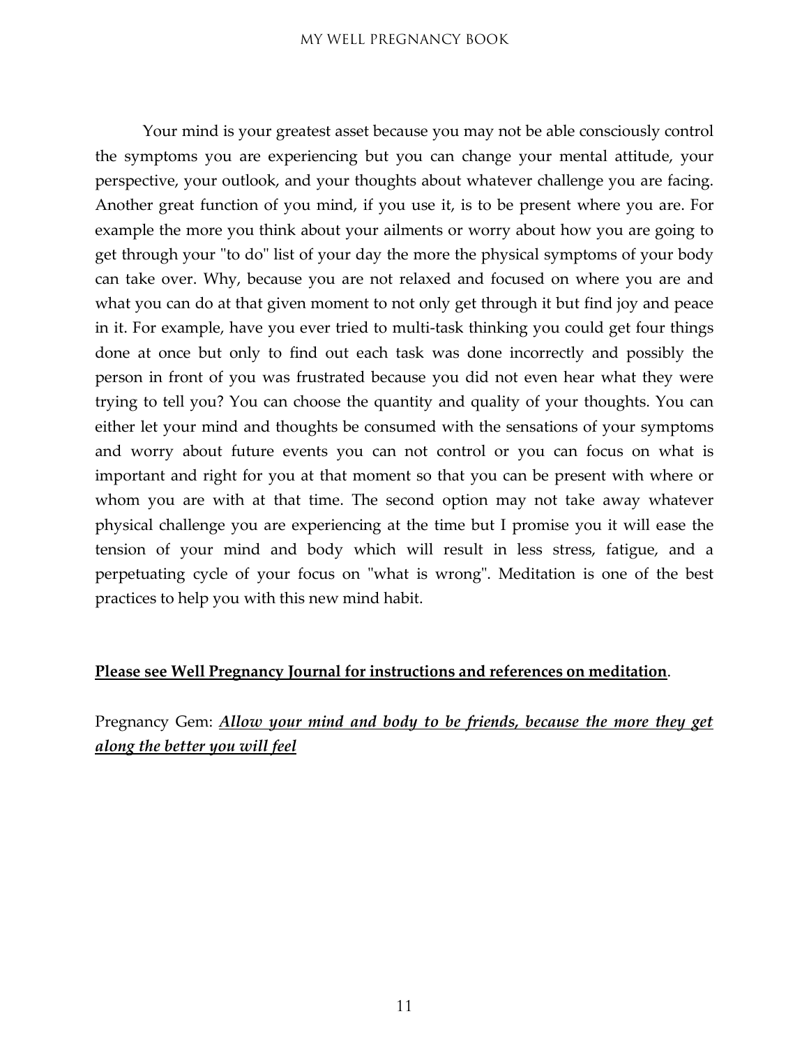Your mind is your greatest asset because you may not be able consciously control the symptoms you are experiencing but you can change your mental attitude, your perspective, your outlook, and your thoughts about whatever challenge you are facing. Another great function of you mind, if you use it, is to be present where you are. For example the more you think about your ailments or worry about how you are going to get through your "to do" list of your day the more the physical symptoms of your body can take over. Why, because you are not relaxed and focused on where you are and what you can do at that given moment to not only get through it but find joy and peace in it. For example, have you ever tried to multi-task thinking you could get four things done at once but only to find out each task was done incorrectly and possibly the person in front of you was frustrated because you did not even hear what they were trying to tell you? You can choose the quantity and quality of your thoughts. You can either let your mind and thoughts be consumed with the sensations of your symptoms and worry about future events you can not control or you can focus on what is important and right for you at that moment so that you can be present with where or whom you are with at that time. The second option may not take away whatever physical challenge you are experiencing at the time but I promise you it will ease the tension of your mind and body which will result in less stress, fatigue, and a perpetuating cycle of your focus on "what is wrong". Meditation is one of the best practices to help you with this new mind habit.

<u>**Please see Well Pregnancy Journal for instructions and references on meditation**</u>.

Pregnancy Gem: <u>***Allow your mind and body to be friends, because the more they get along the better you will feel***</u>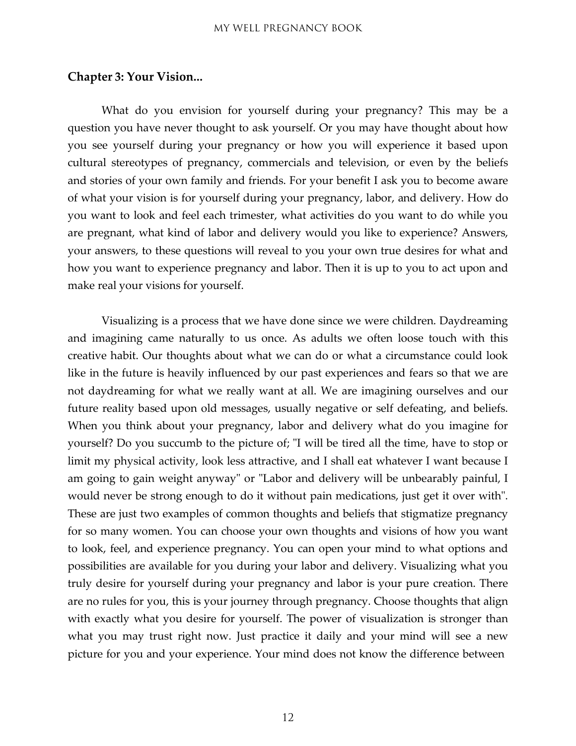## Chapter 3: Your Vision...

What do you envision for yourself during your pregnancy? This may be a question you have never thought to ask yourself. Or you may have thought about how you see yourself during your pregnancy or how you will experience it based upon cultural stereotypes of pregnancy, commercials and television, or even by the beliefs and stories of your own family and friends. For your benefit I ask you to become aware of what your vision is for yourself during your pregnancy, labor, and delivery. How do you want to look and feel each trimester, what activities do you want to do while you are pregnant, what kind of labor and delivery would you like to experience? Answers, your answers, to these questions will reveal to you your own true desires for what and how you want to experience pregnancy and labor. Then it is up to you to act upon and make real your visions for yourself.

Visualizing is a process that we have done since we were children. Daydreaming and imagining came naturally to us once. As adults we often loose touch with this creative habit. Our thoughts about what we can do or what a circumstance could look like in the future is heavily influenced by our past experiences and fears so that we are not daydreaming for what we really want at all. We are imagining ourselves and our future reality based upon old messages, usually negative or self defeating, and beliefs. When you think about your pregnancy, labor and delivery what do you imagine for yourself? Do you succumb to the picture of; "I will be tired all the time, have to stop or limit my physical activity, look less attractive, and I shall eat whatever I want because I am going to gain weight anyway" or "Labor and delivery will be unbearably painful, I would never be strong enough to do it without pain medications, just get it over with". These are just two examples of common thoughts and beliefs that stigmatize pregnancy for so many women. You can choose your own thoughts and visions of how you want to look, feel, and experience pregnancy. You can open your mind to what options and possibilities are available for you during your labor and delivery. Visualizing what you truly desire for yourself during your pregnancy and labor is your pure creation. There are no rules for you, this is your journey through pregnancy. Choose thoughts that align with exactly what you desire for yourself. The power of visualization is stronger than what you may trust right now. Just practice it daily and your mind will see a new picture for you and your experience. Your mind does not know the difference between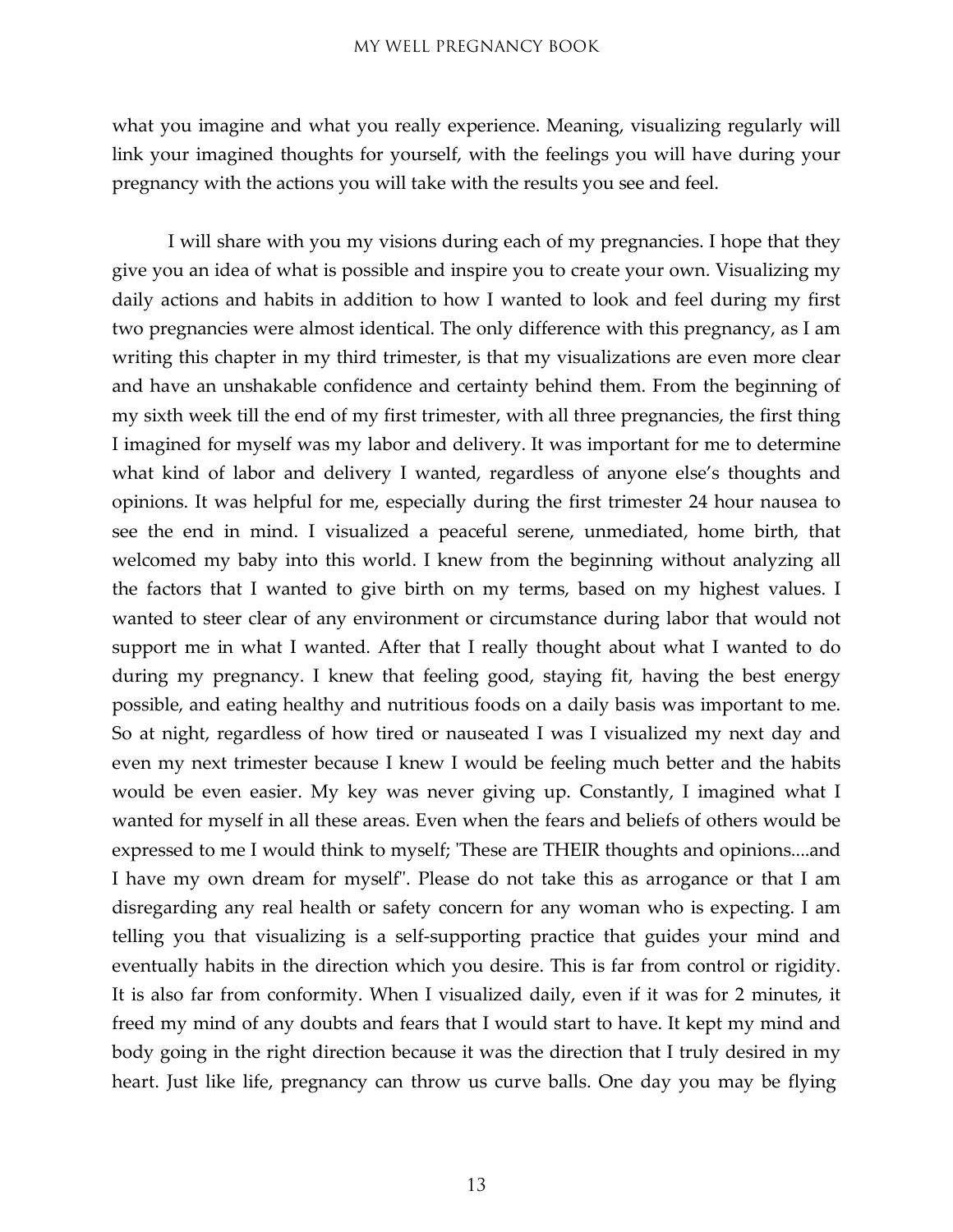what you imagine and what you really experience. Meaning, visualizing regularly will link your imagined thoughts for yourself, with the feelings you will have during your pregnancy with the actions you will take with the results you see and feel.

I will share with you my visions during each of my pregnancies. I hope that they give you an idea of what is possible and inspire you to create your own. Visualizing my daily actions and habits in addition to how I wanted to look and feel during my first two pregnancies were almost identical. The only difference with this pregnancy, as I am writing this chapter in my third trimester, is that my visualizations are even more clear and have an unshakable confidence and certainty behind them. From the beginning of my sixth week till the end of my first trimester, with all three pregnancies, the first thing I imagined for myself was my labor and delivery. It was important for me to determine what kind of labor and delivery I wanted, regardless of anyone else's thoughts and opinions. It was helpful for me, especially during the first trimester 24 hour nausea to see the end in mind. I visualized a peaceful serene, unmediated, home birth, that welcomed my baby into this world. I knew from the beginning without analyzing all the factors that I wanted to give birth on my terms, based on my highest values. I wanted to steer clear of any environment or circumstance during labor that would not support me in what I wanted. After that I really thought about what I wanted to do during my pregnancy. I knew that feeling good, staying fit, having the best energy possible, and eating healthy and nutritious foods on a daily basis was important to me. So at night, regardless of how tired or nauseated I was I visualized my next day and even my next trimester because I knew I would be feeling much better and the habits would be even easier. My key was never giving up. Constantly, I imagined what I wanted for myself in all these areas. Even when the fears and beliefs of others would be expressed to me I would think to myself; 'These are THEIR thoughts and opinions....and I have my own dream for myself". Please do not take this as arrogance or that I am disregarding any real health or safety concern for any woman who is expecting. I am telling you that visualizing is a self-supporting practice that guides your mind and eventually habits in the direction which you desire. This is far from control or rigidity. It is also far from conformity. When I visualized daily, even if it was for 2 minutes, it freed my mind of any doubts and fears that I would start to have. It kept my mind and body going in the right direction because it was the direction that I truly desired in my heart. Just like life, pregnancy can throw us curve balls. One day you may be flying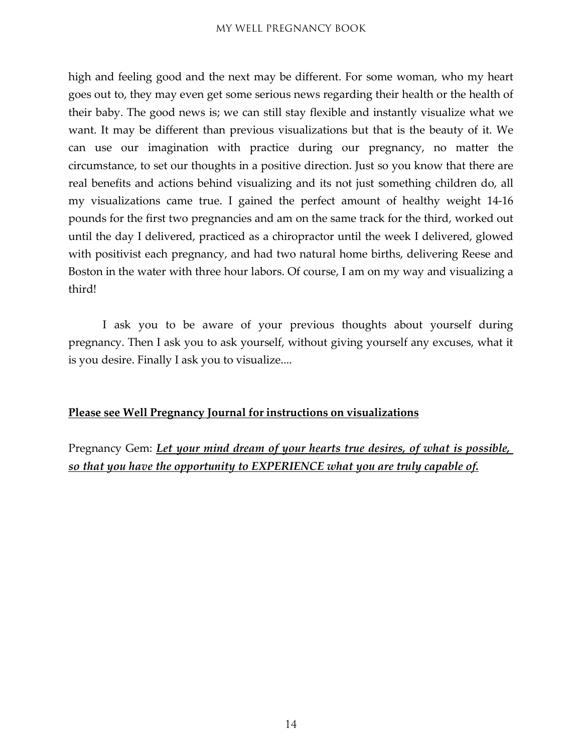high and feeling good and the next may be different. For some woman, who my heart goes out to, they may even get some serious news regarding their health or the health of their baby. The good news is; we can still stay flexible and instantly visualize what we want. It may be different than previous visualizations but that is the beauty of it. We can use our imagination with practice during our pregnancy, no matter the circumstance, to set our thoughts in a positive direction. Just so you know that there are real benefits and actions behind visualizing and its not just something children do, all my visualizations came true. I gained the perfect amount of healthy weight 14-16 pounds for the first two pregnancies and am on the same track for the third, worked out until the day I delivered, practiced as a chiropractor until the week I delivered, glowed with positivist each pregnancy, and had two natural home births, delivering Reese and Boston in the water with three hour labors. Of course, I am on my way and visualizing a third!

I ask you to be aware of your previous thoughts about yourself during pregnancy. Then I ask you to ask yourself, without giving yourself any excuses, what it is you desire. Finally I ask you to visualize....

<u>**Please see Well Pregnancy Journal for instructions on visualizations**</u>

Pregnancy Gem: <u>***Let your mind dream of your hearts true desires, of what is possible, so that you have the opportunity to EXPERIENCE what you are truly capable of.***</u>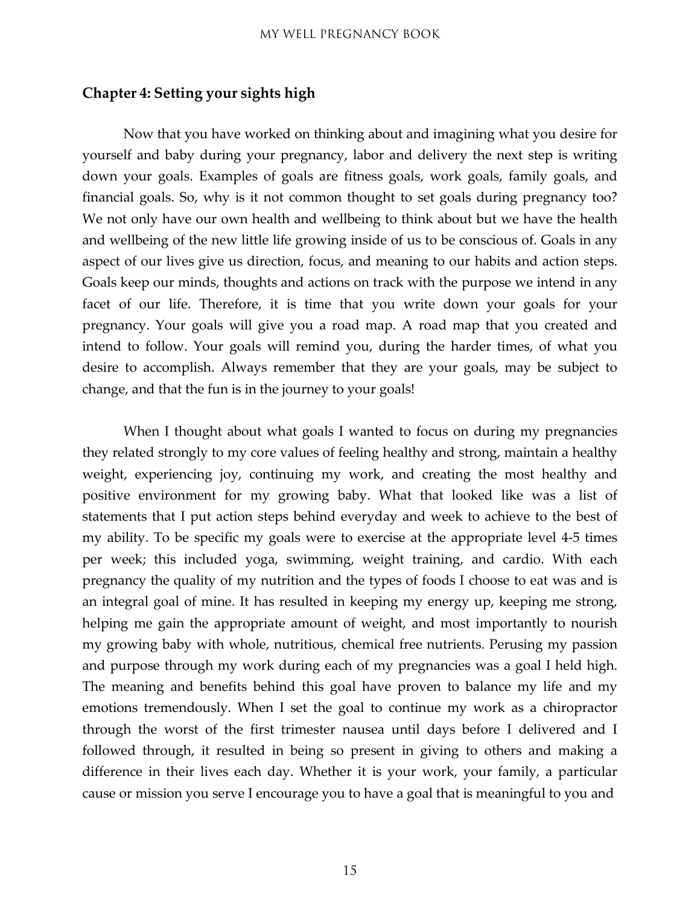## Chapter 4: Setting your sights high

Now that you have worked on thinking about and imagining what you desire for yourself and baby during your pregnancy, labor and delivery the next step is writing down your goals. Examples of goals are fitness goals, work goals, family goals, and financial goals. So, why is it not common thought to set goals during pregnancy too? We not only have our own health and wellbeing to think about but we have the health and wellbeing of the new little life growing inside of us to be conscious of. Goals in any aspect of our lives give us direction, focus, and meaning to our habits and action steps. Goals keep our minds, thoughts and actions on track with the purpose we intend in any facet of our life. Therefore, it is time that you write down your goals for your pregnancy. Your goals will give you a road map. A road map that you created and intend to follow. Your goals will remind you, during the harder times, of what you desire to accomplish. Always remember that they are your goals, may be subject to change, and that the fun is in the journey to your goals!

When I thought about what goals I wanted to focus on during my pregnancies they related strongly to my core values of feeling healthy and strong, maintain a healthy weight, experiencing joy, continuing my work, and creating the most healthy and positive environment for my growing baby. What that looked like was a list of statements that I put action steps behind everyday and week to achieve to the best of my ability. To be specific my goals were to exercise at the appropriate level 4-5 times per week; this included yoga, swimming, weight training, and cardio. With each pregnancy the quality of my nutrition and the types of foods I choose to eat was and is an integral goal of mine. It has resulted in keeping my energy up, keeping me strong, helping me gain the appropriate amount of weight, and most importantly to nourish my growing baby with whole, nutritious, chemical free nutrients. Perusing my passion and purpose through my work during each of my pregnancies was a goal I held high. The meaning and benefits behind this goal have proven to balance my life and my emotions tremendously. When I set the goal to continue my work as a chiropractor through the worst of the first trimester nausea until days before I delivered and I followed through, it resulted in being so present in giving to others and making a difference in their lives each day. Whether it is your work, your family, a particular cause or mission you serve I encourage you to have a goal that is meaningful to you and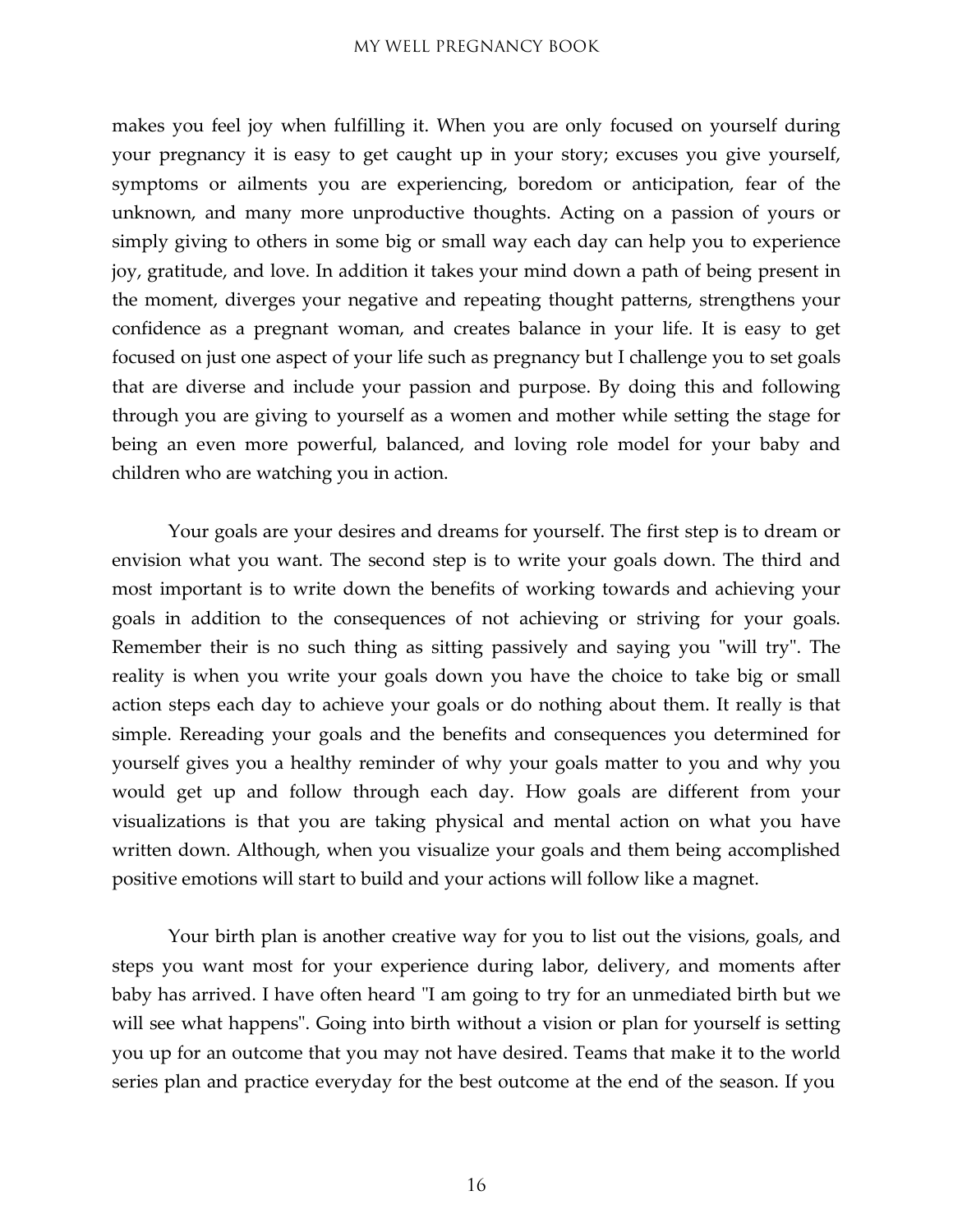makes you feel joy when fulfilling it. When you are only focused on yourself during your pregnancy it is easy to get caught up in your story; excuses you give yourself, symptoms or ailments you are experiencing, boredom or anticipation, fear of the unknown, and many more unproductive thoughts. Acting on a passion of yours or simply giving to others in some big or small way each day can help you to experience joy, gratitude, and love. In addition it takes your mind down a path of being present in the moment, diverges your negative and repeating thought patterns, strengthens your confidence as a pregnant woman, and creates balance in your life. It is easy to get focused on just one aspect of your life such as pregnancy but I challenge you to set goals that are diverse and include your passion and purpose. By doing this and following through you are giving to yourself as a women and mother while setting the stage for being an even more powerful, balanced, and loving role model for your baby and children who are watching you in action.

Your goals are your desires and dreams for yourself. The first step is to dream or envision what you want. The second step is to write your goals down. The third and most important is to write down the benefits of working towards and achieving your goals in addition to the consequences of not achieving or striving for your goals. Remember their is no such thing as sitting passively and saying you "will try". The reality is when you write your goals down you have the choice to take big or small action steps each day to achieve your goals or do nothing about them. It really is that simple. Rereading your goals and the benefits and consequences you determined for yourself gives you a healthy reminder of why your goals matter to you and why you would get up and follow through each day. How goals are different from your visualizations is that you are taking physical and mental action on what you have written down. Although, when you visualize your goals and them being accomplished positive emotions will start to build and your actions will follow like a magnet.

Your birth plan is another creative way for you to list out the visions, goals, and steps you want most for your experience during labor, delivery, and moments after baby has arrived. I have often heard "I am going to try for an unmediated birth but we will see what happens". Going into birth without a vision or plan for yourself is setting you up for an outcome that you may not have desired. Teams that make it to the world series plan and practice everyday for the best outcome at the end of the season. If you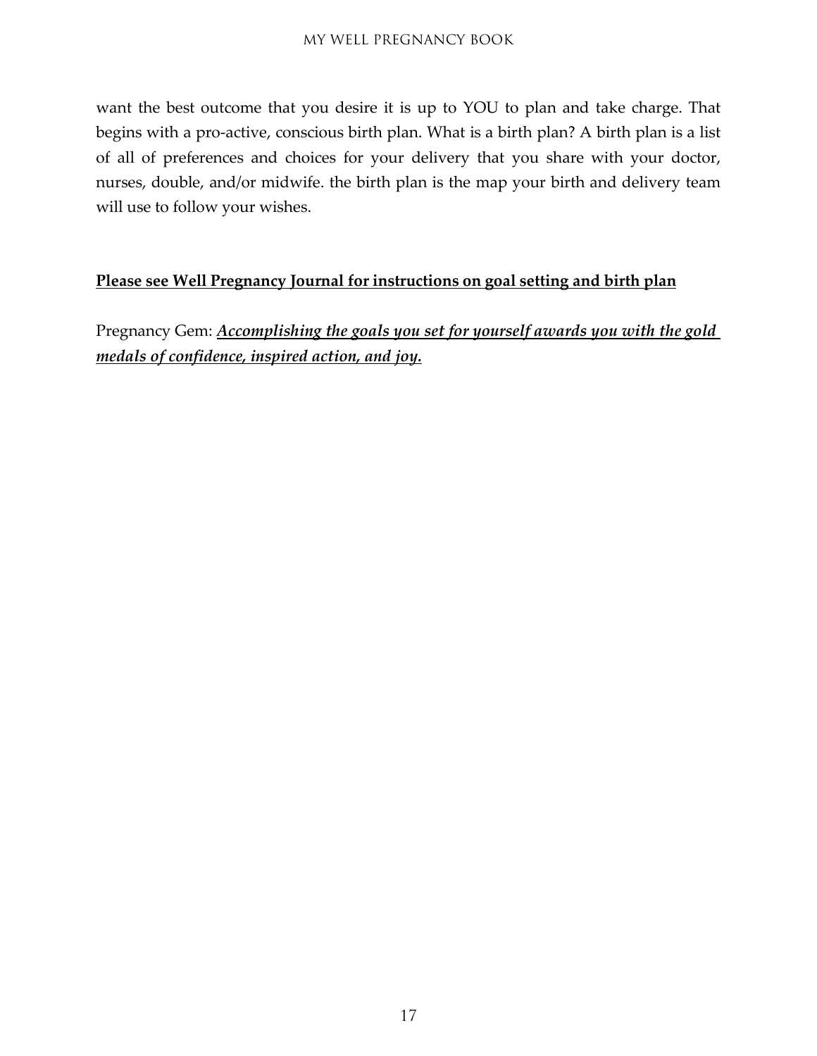want the best outcome that you desire it is up to YOU to plan and take charge. That begins with a pro-active, conscious birth plan. What is a birth plan? A birth plan is a list of all of preferences and choices for your delivery that you share with your doctor, nurses, double, and/or midwife. the birth plan is the map your birth and delivery team will use to follow your wishes.

<u>**Please see Well Pregnancy Journal for instructions on goal setting and birth plan**</u>

Pregnancy Gem: <u>***Accomplishing the goals you set for yourself awards you with the gold medals of confidence, inspired action, and joy.***</u>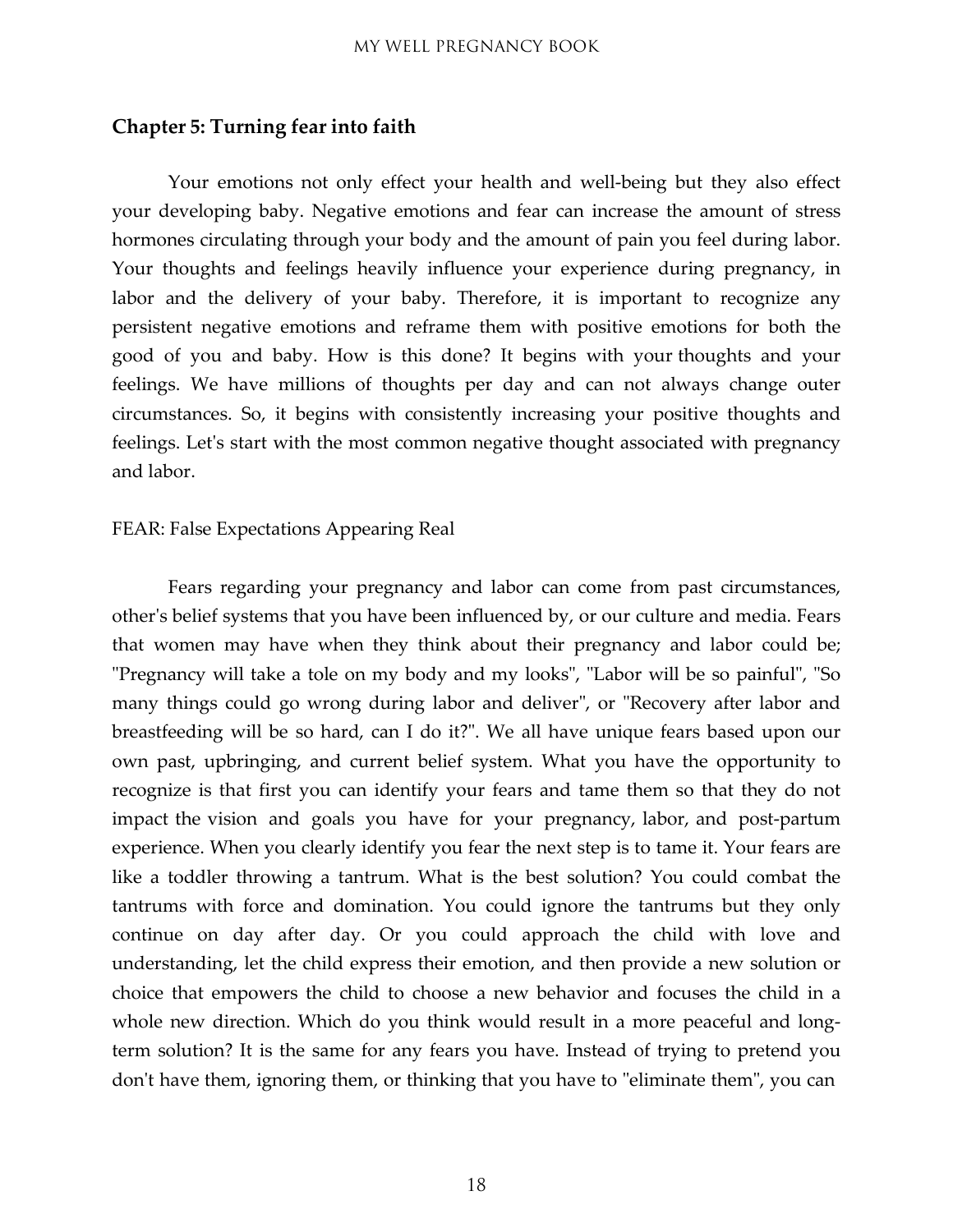## Chapter 5: Turning fear into faith

Your emotions not only effect your health and well-being but they also effect your developing baby. Negative emotions and fear can increase the amount of stress hormones circulating through your body and the amount of pain you feel during labor. Your thoughts and feelings heavily influence your experience during pregnancy, in labor and the delivery of your baby. Therefore, it is important to recognize any persistent negative emotions and reframe them with positive emotions for both the good of you and baby. How is this done? It begins with your thoughts and your feelings. We have millions of thoughts per day and can not always change outer circumstances. So, it begins with consistently increasing your positive thoughts and feelings. Let's start with the most common negative thought associated with pregnancy and labor.

FEAR: False Expectations Appearing Real

Fears regarding your pregnancy and labor can come from past circumstances, other's belief systems that you have been influenced by, or our culture and media. Fears that women may have when they think about their pregnancy and labor could be; "Pregnancy will take a tole on my body and my looks", "Labor will be so painful", "So many things could go wrong during labor and deliver", or "Recovery after labor and breastfeeding will be so hard, can I do it?". We all have unique fears based upon our own past, upbringing, and current belief system. What you have the opportunity to recognize is that first you can identify your fears and tame them so that they do not impact the vision and goals you have for your pregnancy, labor, and post-partum experience. When you clearly identify you fear the next step is to tame it. Your fears are like a toddler throwing a tantrum. What is the best solution? You could combat the tantrums with force and domination. You could ignore the tantrums but they only continue on day after day. Or you could approach the child with love and understanding, let the child express their emotion, and then provide a new solution or choice that empowers the child to choose a new behavior and focuses the child in a whole new direction. Which do you think would result in a more peaceful and long-term solution? It is the same for any fears you have. Instead of trying to pretend you don't have them, ignoring them, or thinking that you have to "eliminate them", you can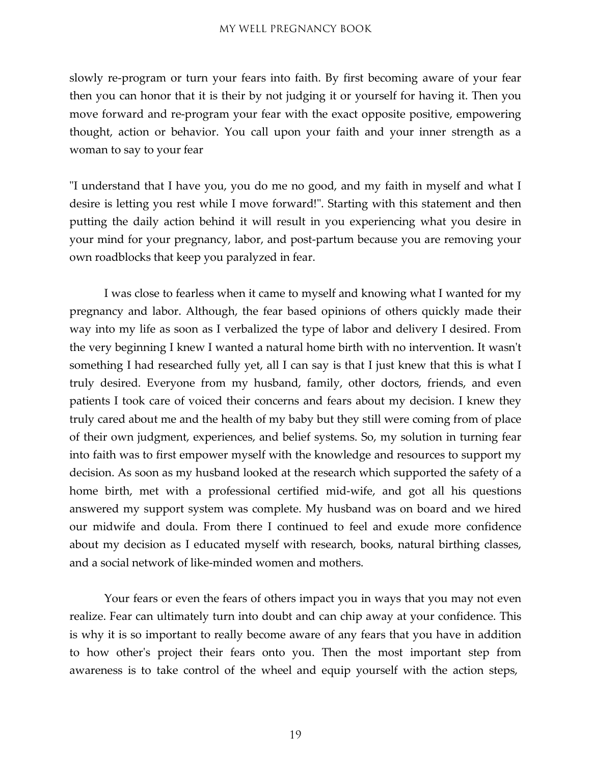slowly re-program or turn your fears into faith. By first becoming aware of your fear then you can honor that it is their by not judging it or yourself for having it. Then you move forward and re-program your fear with the exact opposite positive, empowering thought, action or behavior. You call upon your faith and your inner strength as a woman to say to your fear

"I understand that I have you, you do me no good, and my faith in myself and what I desire is letting you rest while I move forward!". Starting with this statement and then putting the daily action behind it will result in you experiencing what you desire in your mind for your pregnancy, labor, and post-partum because you are removing your own roadblocks that keep you paralyzed in fear.

I was close to fearless when it came to myself and knowing what I wanted for my pregnancy and labor. Although, the fear based opinions of others quickly made their way into my life as soon as I verbalized the type of labor and delivery I desired. From the very beginning I knew I wanted a natural home birth with no intervention. It wasn't something I had researched fully yet, all I can say is that I just knew that this is what I truly desired. Everyone from my husband, family, other doctors, friends, and even patients I took care of voiced their concerns and fears about my decision. I knew they truly cared about me and the health of my baby but they still were coming from of place of their own judgment, experiences, and belief systems. So, my solution in turning fear into faith was to first empower myself with the knowledge and resources to support my decision. As soon as my husband looked at the research which supported the safety of a home birth, met with a professional certified mid-wife, and got all his questions answered my support system was complete. My husband was on board and we hired our midwife and doula. From there I continued to feel and exude more confidence about my decision as I educated myself with research, books, natural birthing classes, and a social network of like-minded women and mothers.

Your fears or even the fears of others impact you in ways that you may not even realize. Fear can ultimately turn into doubt and can chip away at your confidence. This is why it is so important to really become aware of any fears that you have in addition to how other's project their fears onto you. Then the most important step from awareness is to take control of the wheel and equip yourself with the action steps,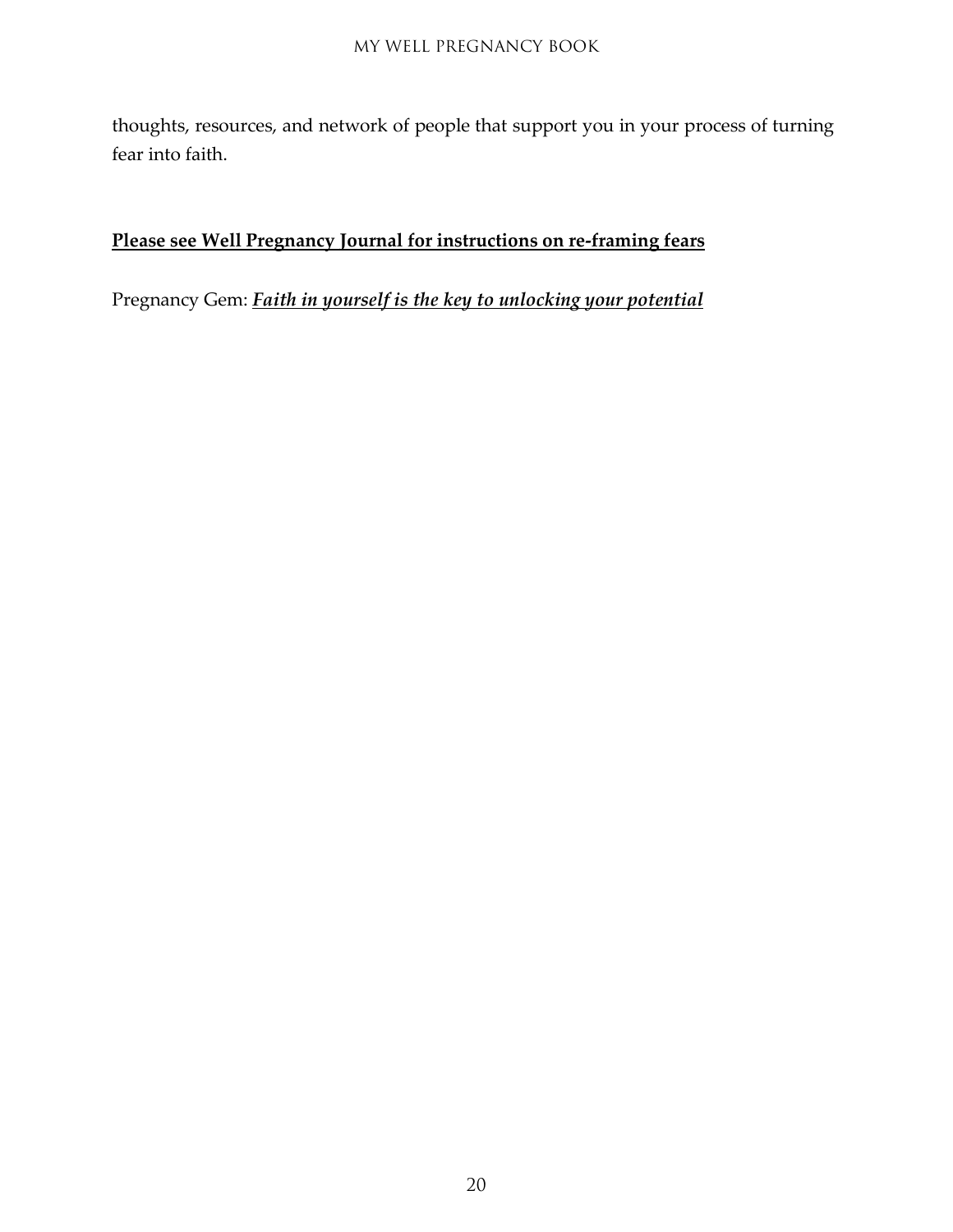thoughts, resources, and network of people that support you in your process of turning fear into faith.

**Please see Well Pregnancy Journal for instructions on re-framing fears**

Pregnancy Gem: ***Faith in yourself is the key to unlocking your potential***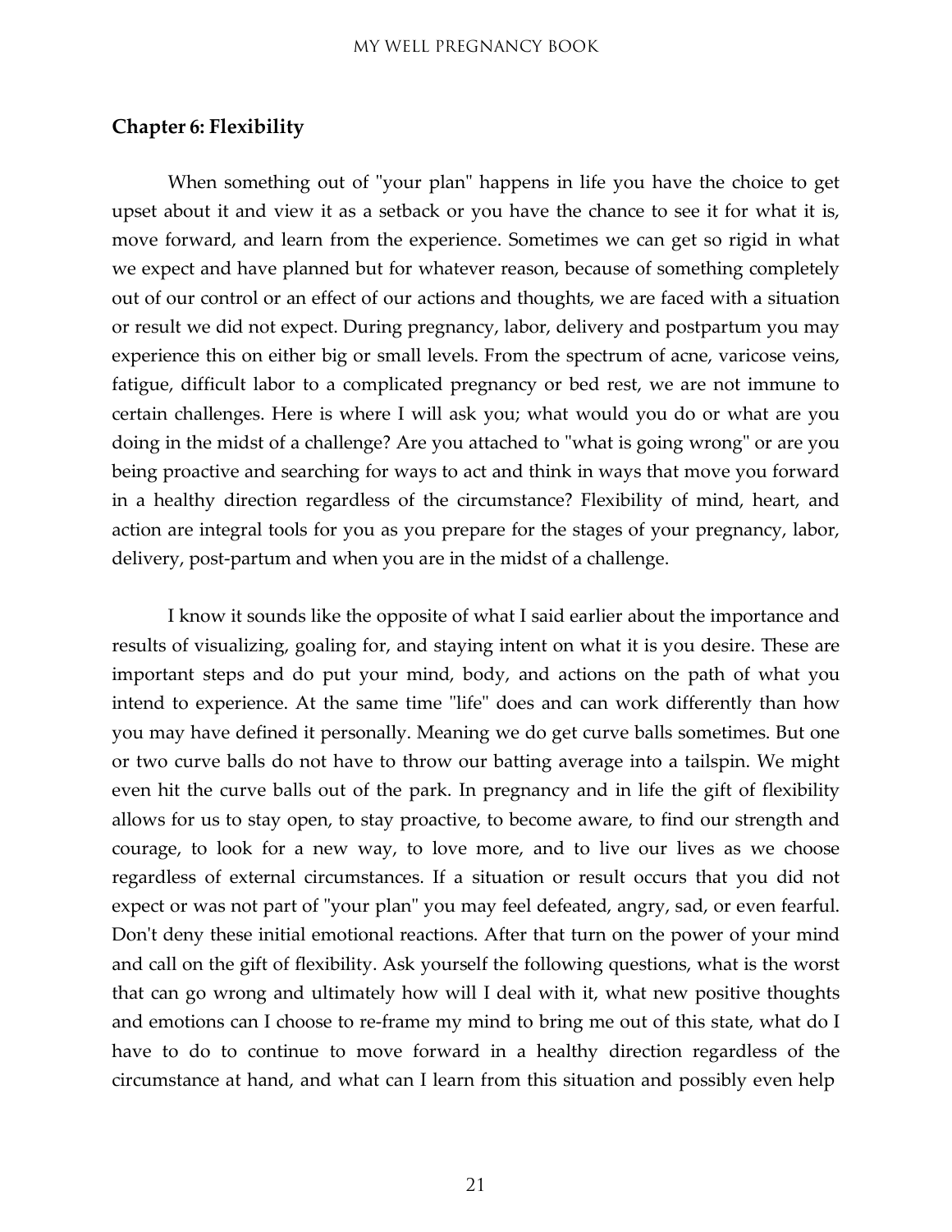## Chapter 6: Flexibility

When something out of "your plan" happens in life you have the choice to get upset about it and view it as a setback or you have the chance to see it for what it is, move forward, and learn from the experience. Sometimes we can get so rigid in what we expect and have planned but for whatever reason, because of something completely out of our control or an effect of our actions and thoughts, we are faced with a situation or result we did not expect. During pregnancy, labor, delivery and postpartum you may experience this on either big or small levels. From the spectrum of acne, varicose veins, fatigue, difficult labor to a complicated pregnancy or bed rest, we are not immune to certain challenges. Here is where I will ask you; what would you do or what are you doing in the midst of a challenge? Are you attached to "what is going wrong" or are you being proactive and searching for ways to act and think in ways that move you forward in a healthy direction regardless of the circumstance? Flexibility of mind, heart, and action are integral tools for you as you prepare for the stages of your pregnancy, labor, delivery, post-partum and when you are in the midst of a challenge.

I know it sounds like the opposite of what I said earlier about the importance and results of visualizing, goaling for, and staying intent on what it is you desire. These are important steps and do put your mind, body, and actions on the path of what you intend to experience. At the same time "life" does and can work differently than how you may have defined it personally. Meaning we do get curve balls sometimes. But one or two curve balls do not have to throw our batting average into a tailspin. We might even hit the curve balls out of the park. In pregnancy and in life the gift of flexibility allows for us to stay open, to stay proactive, to become aware, to find our strength and courage, to look for a new way, to love more, and to live our lives as we choose regardless of external circumstances. If a situation or result occurs that you did not expect or was not part of "your plan" you may feel defeated, angry, sad, or even fearful. Don't deny these initial emotional reactions. After that turn on the power of your mind and call on the gift of flexibility. Ask yourself the following questions, what is the worst that can go wrong and ultimately how will I deal with it, what new positive thoughts and emotions can I choose to re-frame my mind to bring me out of this state, what do I have to do to continue to move forward in a healthy direction regardless of the circumstance at hand, and what can I learn from this situation and possibly even help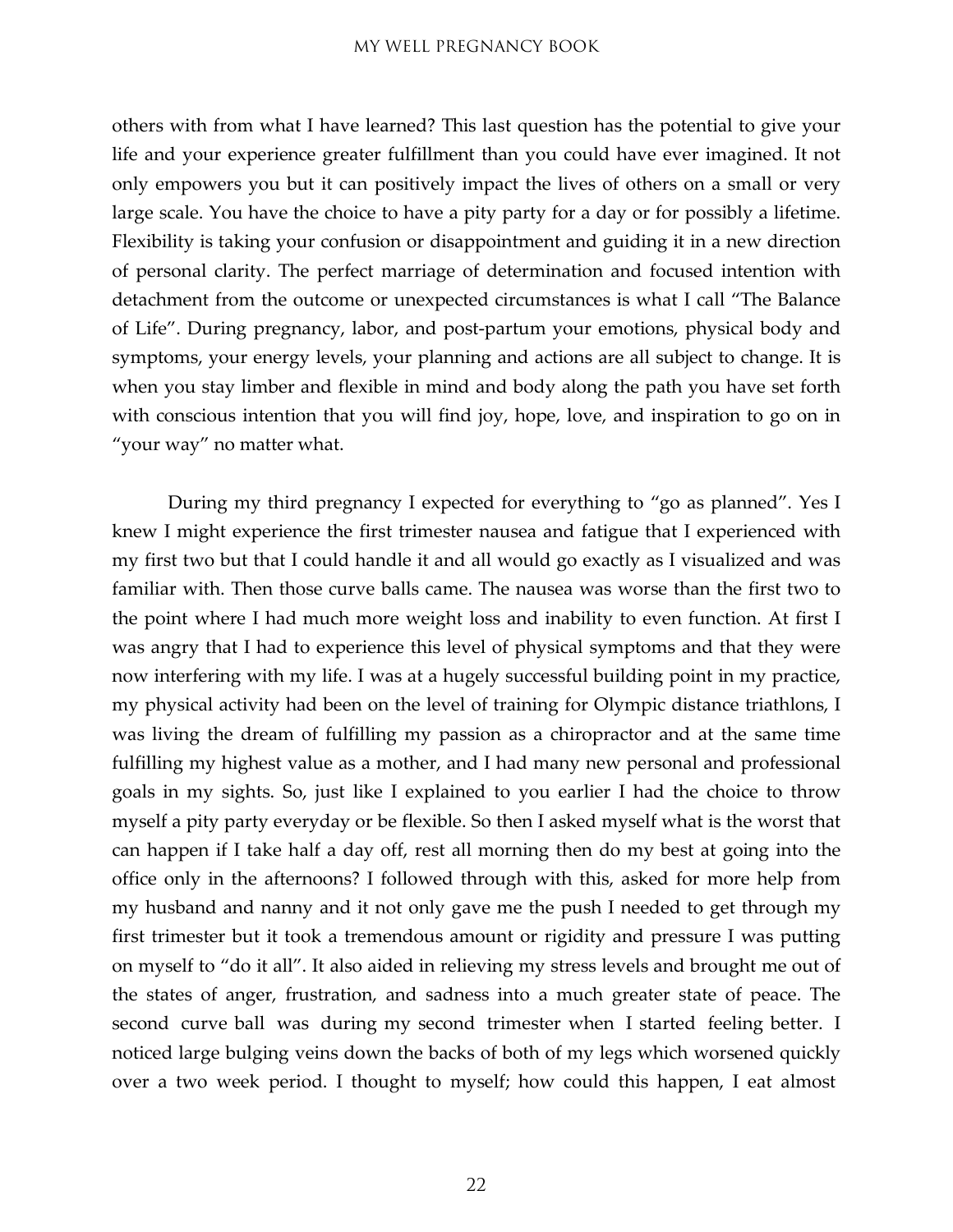others with from what I have learned? This last question has the potential to give your life and your experience greater fulfillment than you could have ever imagined. It not only empowers you but it can positively impact the lives of others on a small or very large scale. You have the choice to have a pity party for a day or for possibly a lifetime. Flexibility is taking your confusion or disappointment and guiding it in a new direction of personal clarity. The perfect marriage of determination and focused intention with detachment from the outcome or unexpected circumstances is what I call "The Balance of Life". During pregnancy, labor, and post-partum your emotions, physical body and symptoms, your energy levels, your planning and actions are all subject to change. It is when you stay limber and flexible in mind and body along the path you have set forth with conscious intention that you will find joy, hope, love, and inspiration to go on in "your way" no matter what.

During my third pregnancy I expected for everything to "go as planned". Yes I knew I might experience the first trimester nausea and fatigue that I experienced with my first two but that I could handle it and all would go exactly as I visualized and was familiar with. Then those curve balls came. The nausea was worse than the first two to the point where I had much more weight loss and inability to even function. At first I was angry that I had to experience this level of physical symptoms and that they were now interfering with my life. I was at a hugely successful building point in my practice, my physical activity had been on the level of training for Olympic distance triathlons, I was living the dream of fulfilling my passion as a chiropractor and at the same time fulfilling my highest value as a mother, and I had many new personal and professional goals in my sights. So, just like I explained to you earlier I had the choice to throw myself a pity party everyday or be flexible. So then I asked myself what is the worst that can happen if I take half a day off, rest all morning then do my best at going into the office only in the afternoons? I followed through with this, asked for more help from my husband and nanny and it not only gave me the push I needed to get through my first trimester but it took a tremendous amount or rigidity and pressure I was putting on myself to "do it all". It also aided in relieving my stress levels and brought me out of the states of anger, frustration, and sadness into a much greater state of peace. The second curve ball was during my second trimester when I started feeling better. I noticed large bulging veins down the backs of both of my legs which worsened quickly over a two week period. I thought to myself; how could this happen, I eat almost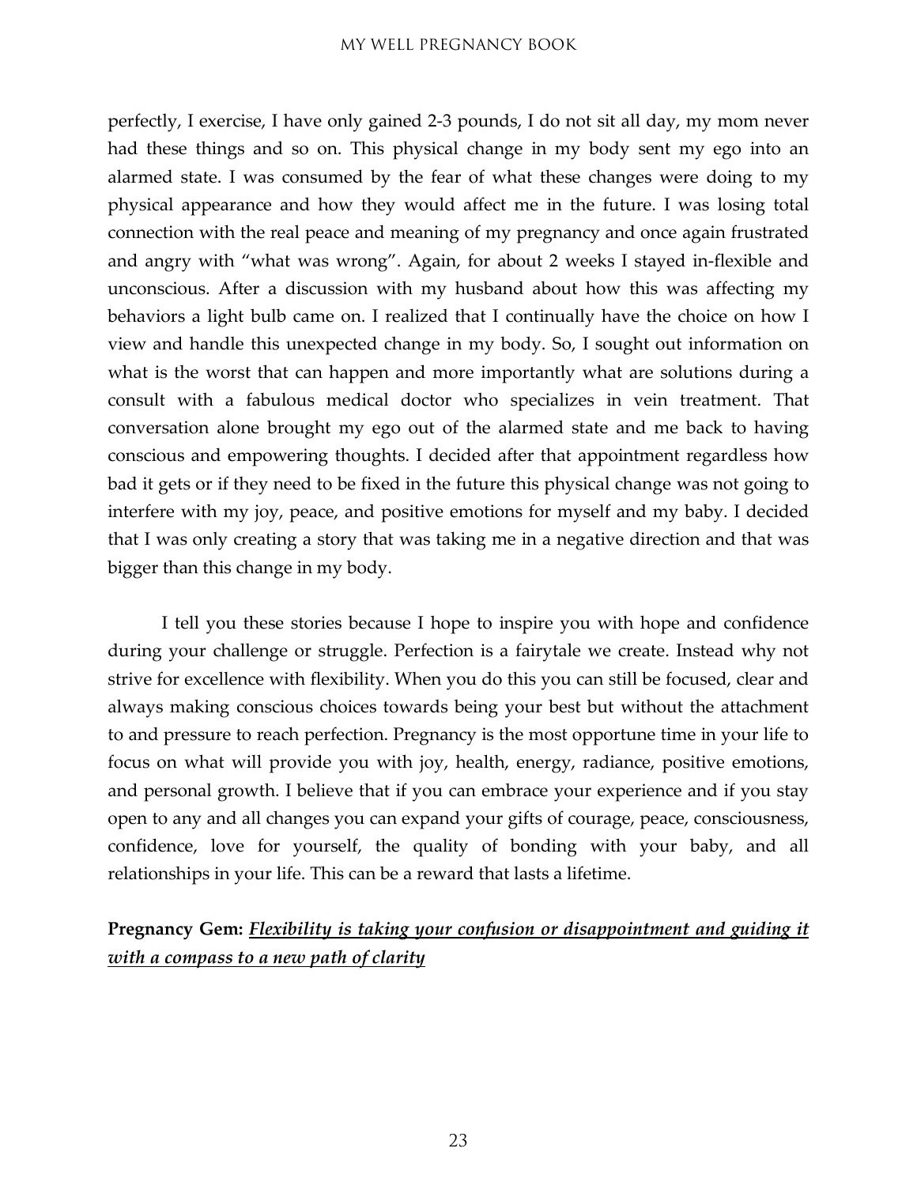perfectly, I exercise, I have only gained 2-3 pounds, I do not sit all day, my mom never had these things and so on. This physical change in my body sent my ego into an alarmed state. I was consumed by the fear of what these changes were doing to my physical appearance and how they would affect me in the future. I was losing total connection with the real peace and meaning of my pregnancy and once again frustrated and angry with "what was wrong". Again, for about 2 weeks I stayed in-flexible and unconscious. After a discussion with my husband about how this was affecting my behaviors a light bulb came on. I realized that I continually have the choice on how I view and handle this unexpected change in my body. So, I sought out information on what is the worst that can happen and more importantly what are solutions during a consult with a fabulous medical doctor who specializes in vein treatment. That conversation alone brought my ego out of the alarmed state and me back to having conscious and empowering thoughts. I decided after that appointment regardless how bad it gets or if they need to be fixed in the future this physical change was not going to interfere with my joy, peace, and positive emotions for myself and my baby. I decided that I was only creating a story that was taking me in a negative direction and that was bigger than this change in my body.

I tell you these stories because I hope to inspire you with hope and confidence during your challenge or struggle. Perfection is a fairytale we create. Instead why not strive for excellence with flexibility. When you do this you can still be focused, clear and always making conscious choices towards being your best but without the attachment to and pressure to reach perfection. Pregnancy is the most opportune time in your life to focus on what will provide you with joy, health, energy, radiance, positive emotions, and personal growth. I believe that if you can embrace your experience and if you stay open to any and all changes you can expand your gifts of courage, peace, consciousness, confidence, love for yourself, the quality of bonding with your baby, and all relationships in your life. This can be a reward that lasts a lifetime.

**Pregnancy Gem:** ***<u>Flexibility is taking your confusion or disappointment and guiding it with a compass to a new path of clarity</u>***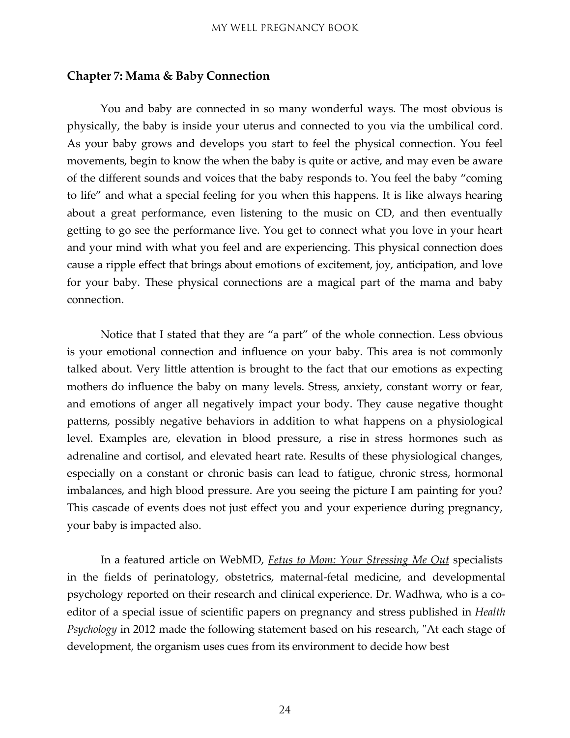## Chapter 7: Mama & Baby Connection

You and baby are connected in so many wonderful ways. The most obvious is physically, the baby is inside your uterus and connected to you via the umbilical cord. As your baby grows and develops you start to feel the physical connection. You feel movements, begin to know the when the baby is quite or active, and may even be aware of the different sounds and voices that the baby responds to. You feel the baby "coming to life" and what a special feeling for you when this happens. It is like always hearing about a great performance, even listening to the music on CD, and then eventually getting to go see the performance live. You get to connect what you love in your heart and your mind with what you feel and are experiencing. This physical connection does cause a ripple effect that brings about emotions of excitement, joy, anticipation, and love for your baby. These physical connections are a magical part of the mama and baby connection.

Notice that I stated that they are "a part" of the whole connection. Less obvious is your emotional connection and influence on your baby. This area is not commonly talked about. Very little attention is brought to the fact that our emotions as expecting mothers do influence the baby on many levels. Stress, anxiety, constant worry or fear, and emotions of anger all negatively impact your body. They cause negative thought patterns, possibly negative behaviors in addition to what happens on a physiological level. Examples are, elevation in blood pressure, a rise in stress hormones such as adrenaline and cortisol, and elevated heart rate. Results of these physiological changes, especially on a constant or chronic basis can lead to fatigue, chronic stress, hormonal imbalances, and high blood pressure. Are you seeing the picture I am painting for you? This cascade of events does not just effect you and your experience during pregnancy, your baby is impacted also.

In a featured article on WebMD, *Fetus to Mom: Your Stressing Me Out* specialists in the fields of perinatology, obstetrics, maternal-fetal medicine, and developmental psychology reported on their research and clinical experience. Dr. Wadhwa, who is a co-editor of a special issue of scientific papers on pregnancy and stress published in *Health Psychology* in 2012 made the following statement based on his research, "At each stage of development, the organism uses cues from its environment to decide how best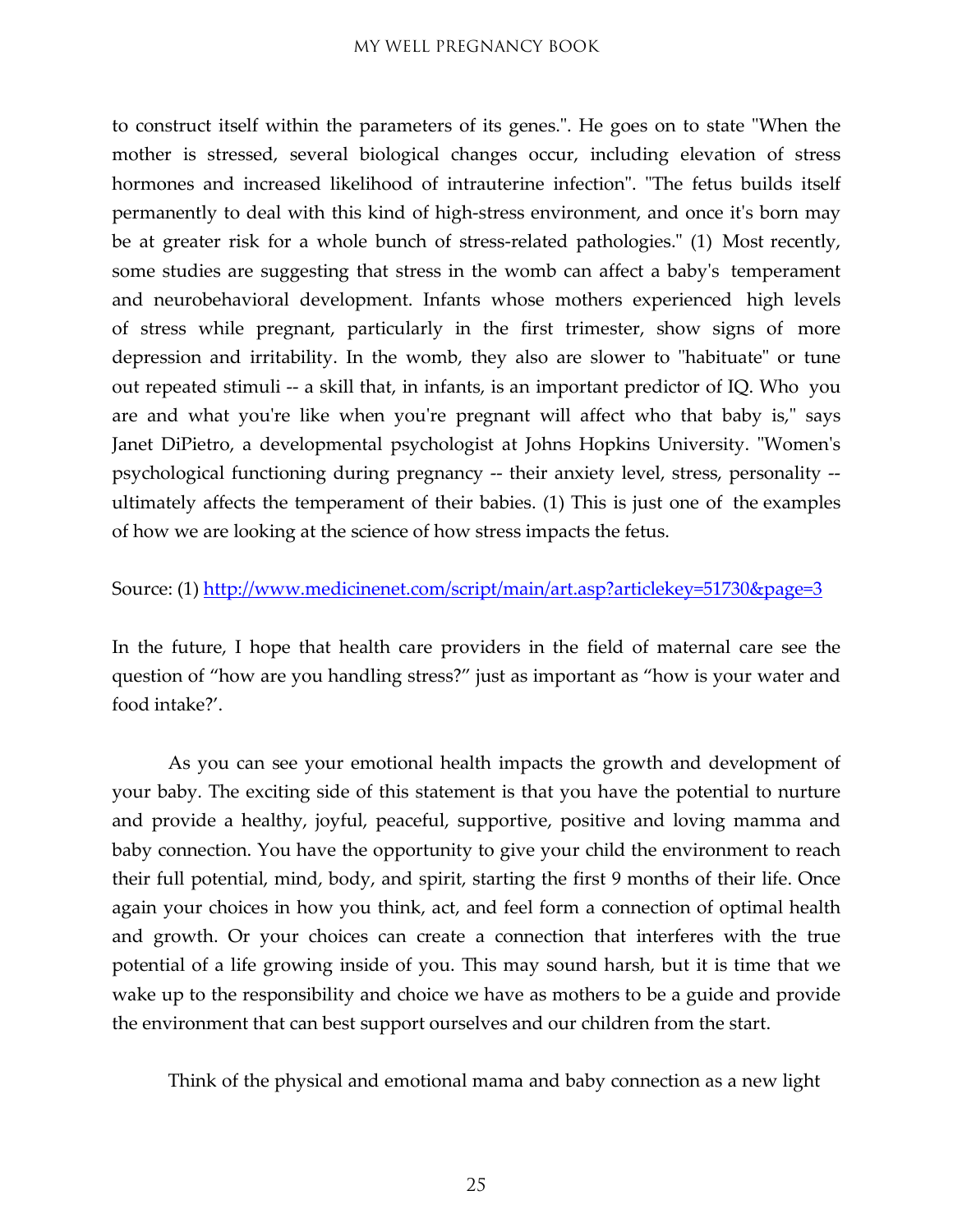to construct itself within the parameters of its genes.". He goes on to state "When the mother is stressed, several biological changes occur, including elevation of stress hormones and increased likelihood of intrauterine infection". "The fetus builds itself permanently to deal with this kind of high-stress environment, and once it's born may be at greater risk for a whole bunch of stress-related pathologies." (1) Most recently, some studies are suggesting that stress in the womb can affect a baby's temperament and neurobehavioral development. Infants whose mothers experienced high levels of stress while pregnant, particularly in the first trimester, show signs of more depression and irritability. In the womb, they also are slower to "habituate" or tune out repeated stimuli -- a skill that, in infants, is an important predictor of IQ. Who you are and what you're like when you're pregnant will affect who that baby is," says Janet DiPietro, a developmental psychologist at Johns Hopkins University. "Women's psychological functioning during pregnancy -- their anxiety level, stress, personality -- ultimately affects the temperament of their babies. (1) This is just one of the examples of how we are looking at the science of how stress impacts the fetus.

Source: (1) http://www.medicinenet.com/script/main/art.asp?articlekey=51730&page=3

In the future, I hope that health care providers in the field of maternal care see the question of "how are you handling stress?" just as important as "how is your water and food intake?'.

As you can see your emotional health impacts the growth and development of your baby. The exciting side of this statement is that you have the potential to nurture and provide a healthy, joyful, peaceful, supportive, positive and loving mamma and baby connection. You have the opportunity to give your child the environment to reach their full potential, mind, body, and spirit, starting the first 9 months of their life. Once again your choices in how you think, act, and feel form a connection of optimal health and growth. Or your choices can create a connection that interferes with the true potential of a life growing inside of you. This may sound harsh, but it is time that we wake up to the responsibility and choice we have as mothers to be a guide and provide the environment that can best support ourselves and our children from the start.

Think of the physical and emotional mama and baby connection as a new light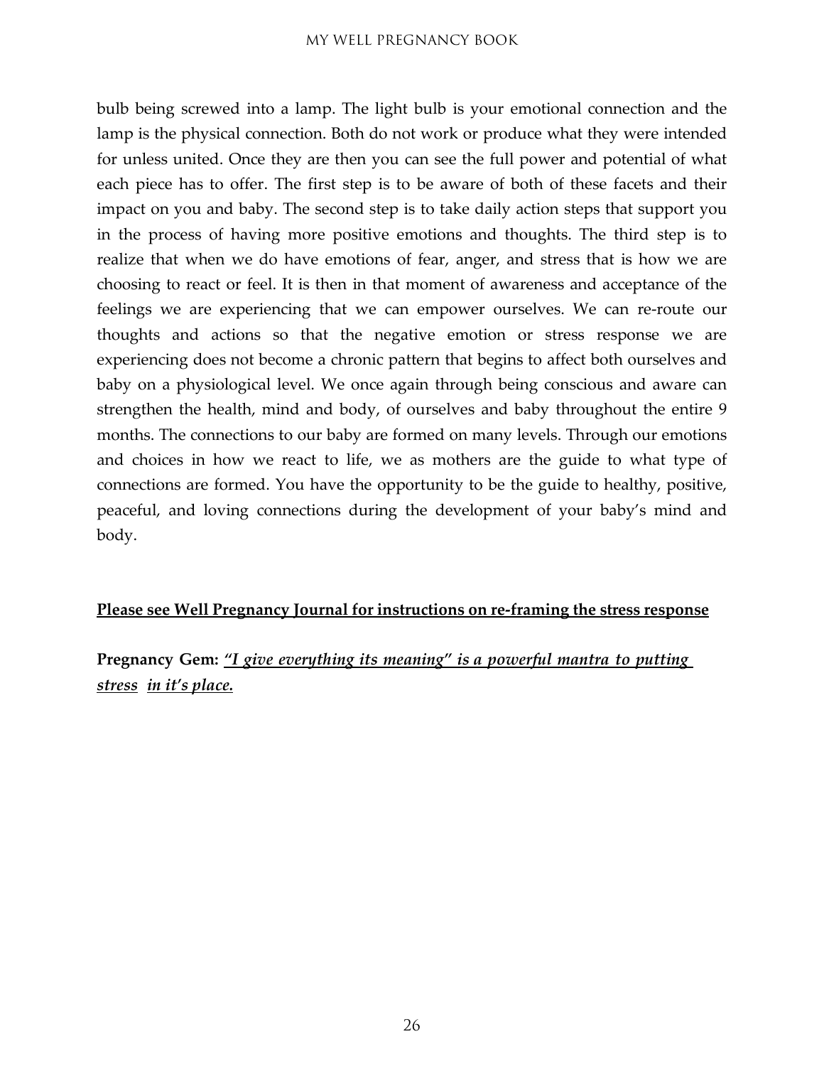bulb being screwed into a lamp. The light bulb is your emotional connection and the lamp is the physical connection. Both do not work or produce what they were intended for unless united. Once they are then you can see the full power and potential of what each piece has to offer. The first step is to be aware of both of these facets and their impact on you and baby. The second step is to take daily action steps that support you in the process of having more positive emotions and thoughts. The third step is to realize that when we do have emotions of fear, anger, and stress that is how we are choosing to react or feel. It is then in that moment of awareness and acceptance of the feelings we are experiencing that we can empower ourselves. We can re-route our thoughts and actions so that the negative emotion or stress response we are experiencing does not become a chronic pattern that begins to affect both ourselves and baby on a physiological level. We once again through being conscious and aware can strengthen the health, mind and body, of ourselves and baby throughout the entire 9 months. The connections to our baby are formed on many levels. Through our emotions and choices in how we react to life, we as mothers are the guide to what type of connections are formed. You have the opportunity to be the guide to healthy, positive, peaceful, and loving connections during the development of your baby's mind and body.

<u>**Please see Well Pregnancy Journal for instructions on re-framing the stress response**</u>

**Pregnancy Gem:** <u>***"I give everything its meaning" is a powerful mantra to putting stress in it's place.***</u>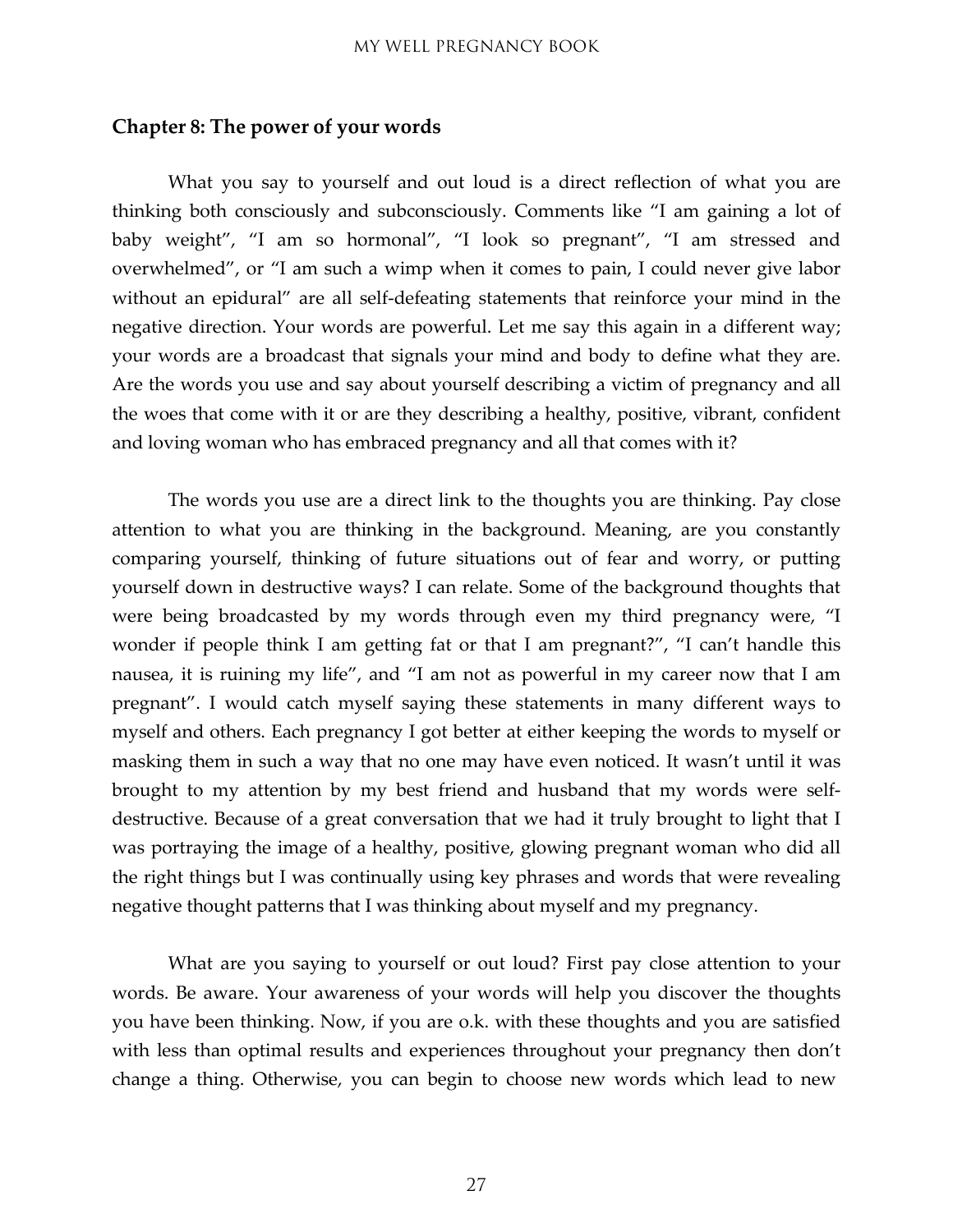## Chapter 8: The power of your words

What you say to yourself and out loud is a direct reflection of what you are thinking both consciously and subconsciously. Comments like "I am gaining a lot of baby weight", "I am so hormonal", "I look so pregnant", "I am stressed and overwhelmed", or "I am such a wimp when it comes to pain, I could never give labor without an epidural" are all self-defeating statements that reinforce your mind in the negative direction. Your words are powerful. Let me say this again in a different way; your words are a broadcast that signals your mind and body to define what they are. Are the words you use and say about yourself describing a victim of pregnancy and all the woes that come with it or are they describing a healthy, positive, vibrant, confident and loving woman who has embraced pregnancy and all that comes with it?

The words you use are a direct link to the thoughts you are thinking. Pay close attention to what you are thinking in the background. Meaning, are you constantly comparing yourself, thinking of future situations out of fear and worry, or putting yourself down in destructive ways? I can relate. Some of the background thoughts that were being broadcasted by my words through even my third pregnancy were, "I wonder if people think I am getting fat or that I am pregnant?", "I can't handle this nausea, it is ruining my life", and "I am not as powerful in my career now that I am pregnant". I would catch myself saying these statements in many different ways to myself and others. Each pregnancy I got better at either keeping the words to myself or masking them in such a way that no one may have even noticed. It wasn't until it was brought to my attention by my best friend and husband that my words were self-destructive. Because of a great conversation that we had it truly brought to light that I was portraying the image of a healthy, positive, glowing pregnant woman who did all the right things but I was continually using key phrases and words that were revealing negative thought patterns that I was thinking about myself and my pregnancy.

What are you saying to yourself or out loud? First pay close attention to your words. Be aware. Your awareness of your words will help you discover the thoughts you have been thinking. Now, if you are o.k. with these thoughts and you are satisfied with less than optimal results and experiences throughout your pregnancy then don't change a thing. Otherwise, you can begin to choose new words which lead to new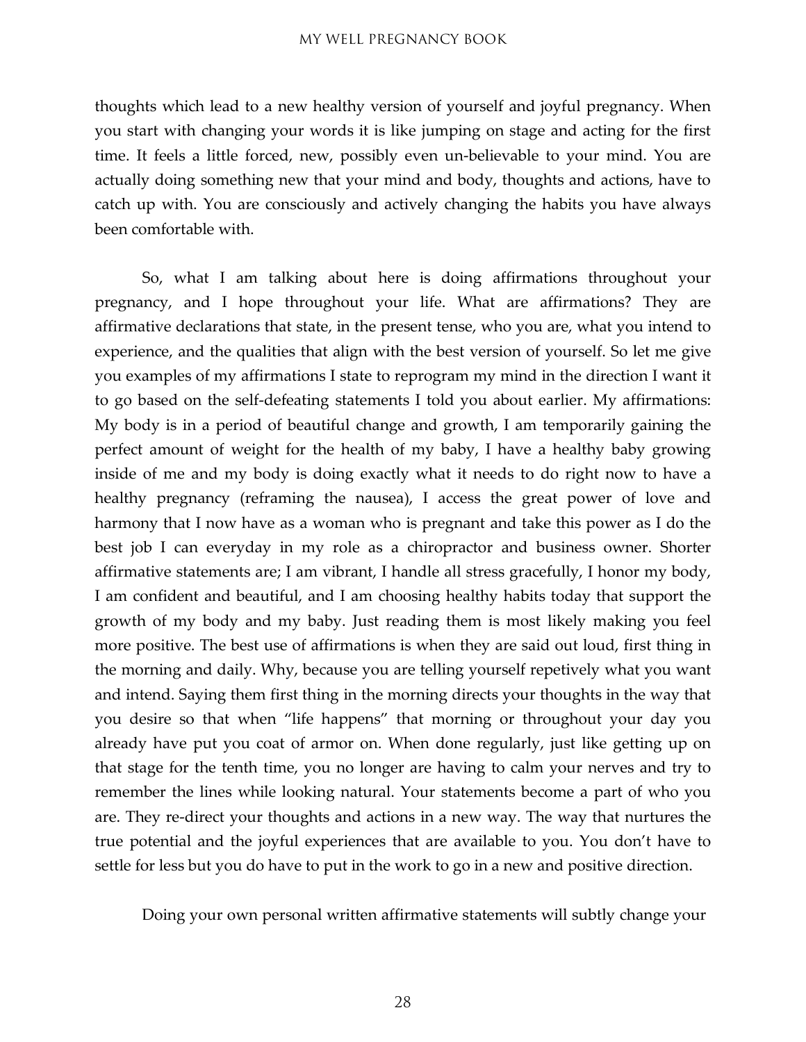thoughts which lead to a new healthy version of yourself and joyful pregnancy. When you start with changing your words it is like jumping on stage and acting for the first time. It feels a little forced, new, possibly even un-believable to your mind. You are actually doing something new that your mind and body, thoughts and actions, have to catch up with. You are consciously and actively changing the habits you have always been comfortable with.

So, what I am talking about here is doing affirmations throughout your pregnancy, and I hope throughout your life. What are affirmations? They are affirmative declarations that state, in the present tense, who you are, what you intend to experience, and the qualities that align with the best version of yourself. So let me give you examples of my affirmations I state to reprogram my mind in the direction I want it to go based on the self-defeating statements I told you about earlier. My affirmations: My body is in a period of beautiful change and growth, I am temporarily gaining the perfect amount of weight for the health of my baby, I have a healthy baby growing inside of me and my body is doing exactly what it needs to do right now to have a healthy pregnancy (reframing the nausea), I access the great power of love and harmony that I now have as a woman who is pregnant and take this power as I do the best job I can everyday in my role as a chiropractor and business owner. Shorter affirmative statements are; I am vibrant, I handle all stress gracefully, I honor my body, I am confident and beautiful, and I am choosing healthy habits today that support the growth of my body and my baby. Just reading them is most likely making you feel more positive. The best use of affirmations is when they are said out loud, first thing in the morning and daily. Why, because you are telling yourself repetively what you want and intend. Saying them first thing in the morning directs your thoughts in the way that you desire so that when "life happens" that morning or throughout your day you already have put you coat of armor on. When done regularly, just like getting up on that stage for the tenth time, you no longer are having to calm your nerves and try to remember the lines while looking natural. Your statements become a part of who you are. They re-direct your thoughts and actions in a new way. The way that nurtures the true potential and the joyful experiences that are available to you. You don't have to settle for less but you do have to put in the work to go in a new and positive direction.

Doing your own personal written affirmative statements will subtly change your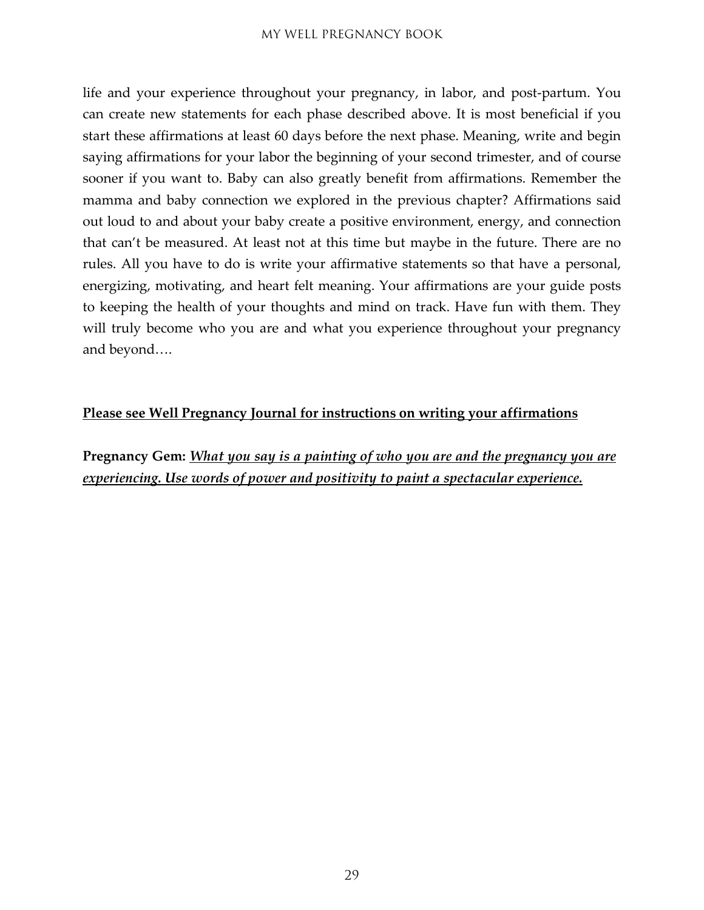life and your experience throughout your pregnancy, in labor, and post-partum. You can create new statements for each phase described above. It is most beneficial if you start these affirmations at least 60 days before the next phase. Meaning, write and begin saying affirmations for your labor the beginning of your second trimester, and of course sooner if you want to. Baby can also greatly benefit from affirmations. Remember the mamma and baby connection we explored in the previous chapter? Affirmations said out loud to and about your baby create a positive environment, energy, and connection that can't be measured. At least not at this time but maybe in the future. There are no rules. All you have to do is write your affirmative statements so that have a personal, energizing, motivating, and heart felt meaning. Your affirmations are your guide posts to keeping the health of your thoughts and mind on track. Have fun with them. They will truly become who you are and what you experience throughout your pregnancy and beyond….

<u>**Please see Well Pregnancy Journal for instructions on writing your affirmations**</u>

**Pregnancy Gem:** <u>***What you say is a painting of who you are and the pregnancy you are experiencing. Use words of power and positivity to paint a spectacular experience.***</u>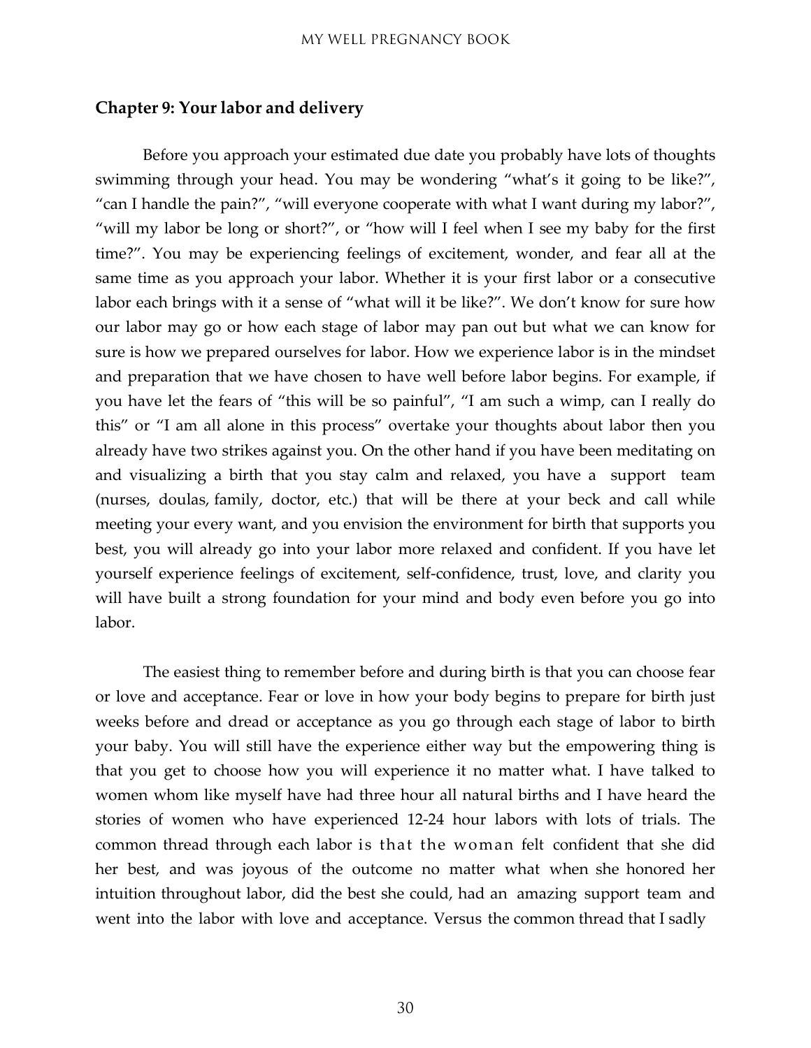## Chapter 9: Your labor and delivery

Before you approach your estimated due date you probably have lots of thoughts swimming through your head. You may be wondering "what's it going to be like?", "can I handle the pain?", "will everyone cooperate with what I want during my labor?", "will my labor be long or short?", or "how will I feel when I see my baby for the first time?". You may be experiencing feelings of excitement, wonder, and fear all at the same time as you approach your labor. Whether it is your first labor or a consecutive labor each brings with it a sense of "what will it be like?". We don't know for sure how our labor may go or how each stage of labor may pan out but what we can know for sure is how we prepared ourselves for labor. How we experience labor is in the mindset and preparation that we have chosen to have well before labor begins. For example, if you have let the fears of "this will be so painful", "I am such a wimp, can I really do this" or "I am all alone in this process" overtake your thoughts about labor then you already have two strikes against you. On the other hand if you have been meditating on and visualizing a birth that you stay calm and relaxed, you have a support team (nurses, doulas, family, doctor, etc.) that will be there at your beck and call while meeting your every want, and you envision the environment for birth that supports you best, you will already go into your labor more relaxed and confident. If you have let yourself experience feelings of excitement, self-confidence, trust, love, and clarity you will have built a strong foundation for your mind and body even before you go into labor.

The easiest thing to remember before and during birth is that you can choose fear or love and acceptance. Fear or love in how your body begins to prepare for birth just weeks before and dread or acceptance as you go through each stage of labor to birth your baby. You will still have the experience either way but the empowering thing is that you get to choose how you will experience it no matter what. I have talked to women whom like myself have had three hour all natural births and I have heard the stories of women who have experienced 12-24 hour labors with lots of trials. The common thread through each labor is that the woman felt confident that she did her best, and was joyous of the outcome no matter what when she honored her intuition throughout labor, did the best she could, had an amazing support team and went into the labor with love and acceptance. Versus the common thread that I sadly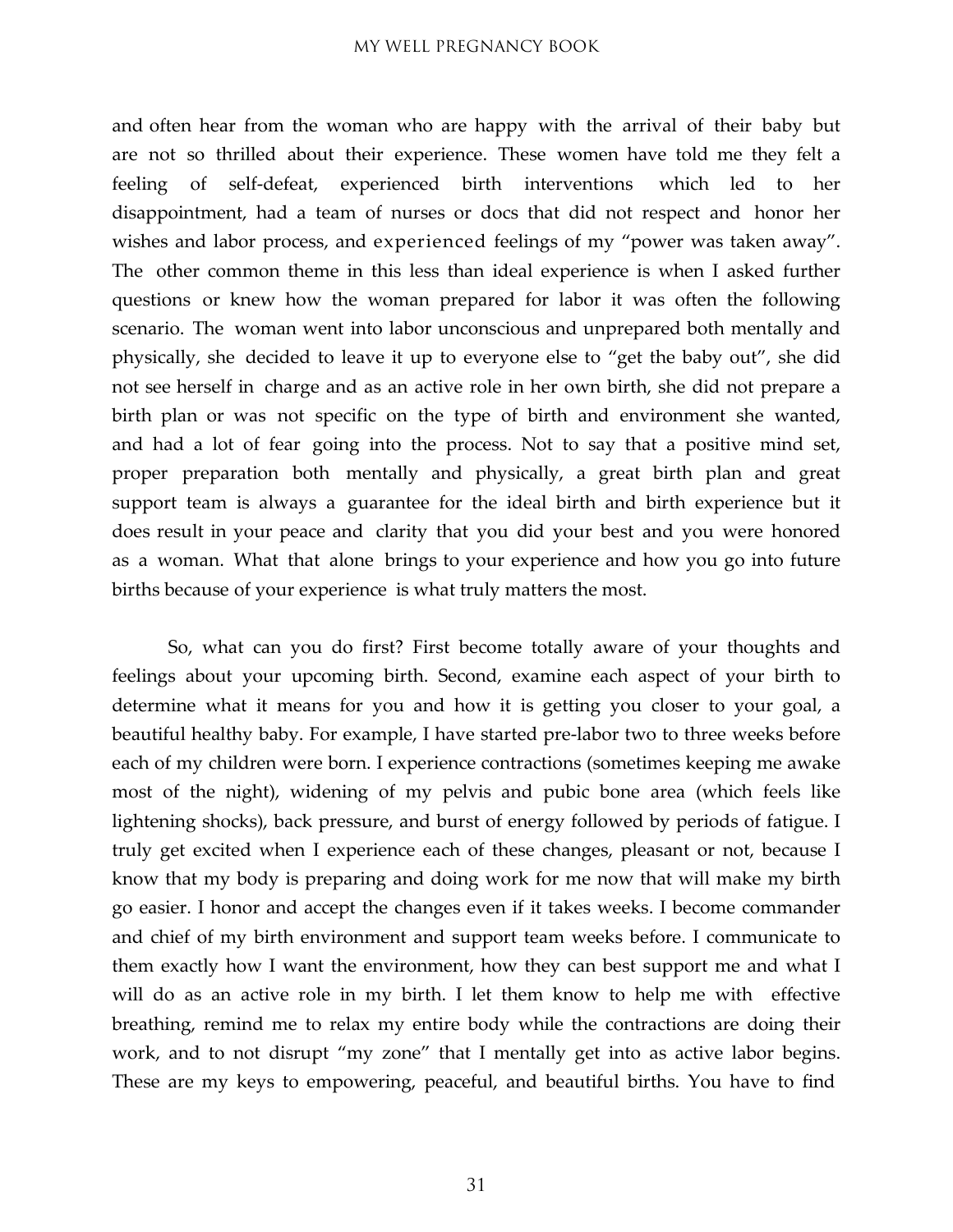and often hear from the woman who are happy with the arrival of their baby but are not so thrilled about their experience. These women have told me they felt a feeling of self-defeat, experienced birth interventions which led to her disappointment, had a team of nurses or docs that did not respect and honor her wishes and labor process, and experienced feelings of my "power was taken away". The other common theme in this less than ideal experience is when I asked further questions or knew how the woman prepared for labor it was often the following scenario. The woman went into labor unconscious and unprepared both mentally and physically, she decided to leave it up to everyone else to "get the baby out", she did not see herself in charge and as an active role in her own birth, she did not prepare a birth plan or was not specific on the type of birth and environment she wanted, and had a lot of fear going into the process. Not to say that a positive mind set, proper preparation both mentally and physically, a great birth plan and great support team is always a guarantee for the ideal birth and birth experience but it does result in your peace and clarity that you did your best and you were honored as a woman. What that alone brings to your experience and how you go into future births because of your experience is what truly matters the most.

So, what can you do first? First become totally aware of your thoughts and feelings about your upcoming birth. Second, examine each aspect of your birth to determine what it means for you and how it is getting you closer to your goal, a beautiful healthy baby. For example, I have started pre-labor two to three weeks before each of my children were born. I experience contractions (sometimes keeping me awake most of the night), widening of my pelvis and pubic bone area (which feels like lightening shocks), back pressure, and burst of energy followed by periods of fatigue. I truly get excited when I experience each of these changes, pleasant or not, because I know that my body is preparing and doing work for me now that will make my birth go easier. I honor and accept the changes even if it takes weeks. I become commander and chief of my birth environment and support team weeks before. I communicate to them exactly how I want the environment, how they can best support me and what I will do as an active role in my birth. I let them know to help me with effective breathing, remind me to relax my entire body while the contractions are doing their work, and to not disrupt "my zone" that I mentally get into as active labor begins. These are my keys to empowering, peaceful, and beautiful births. You have to find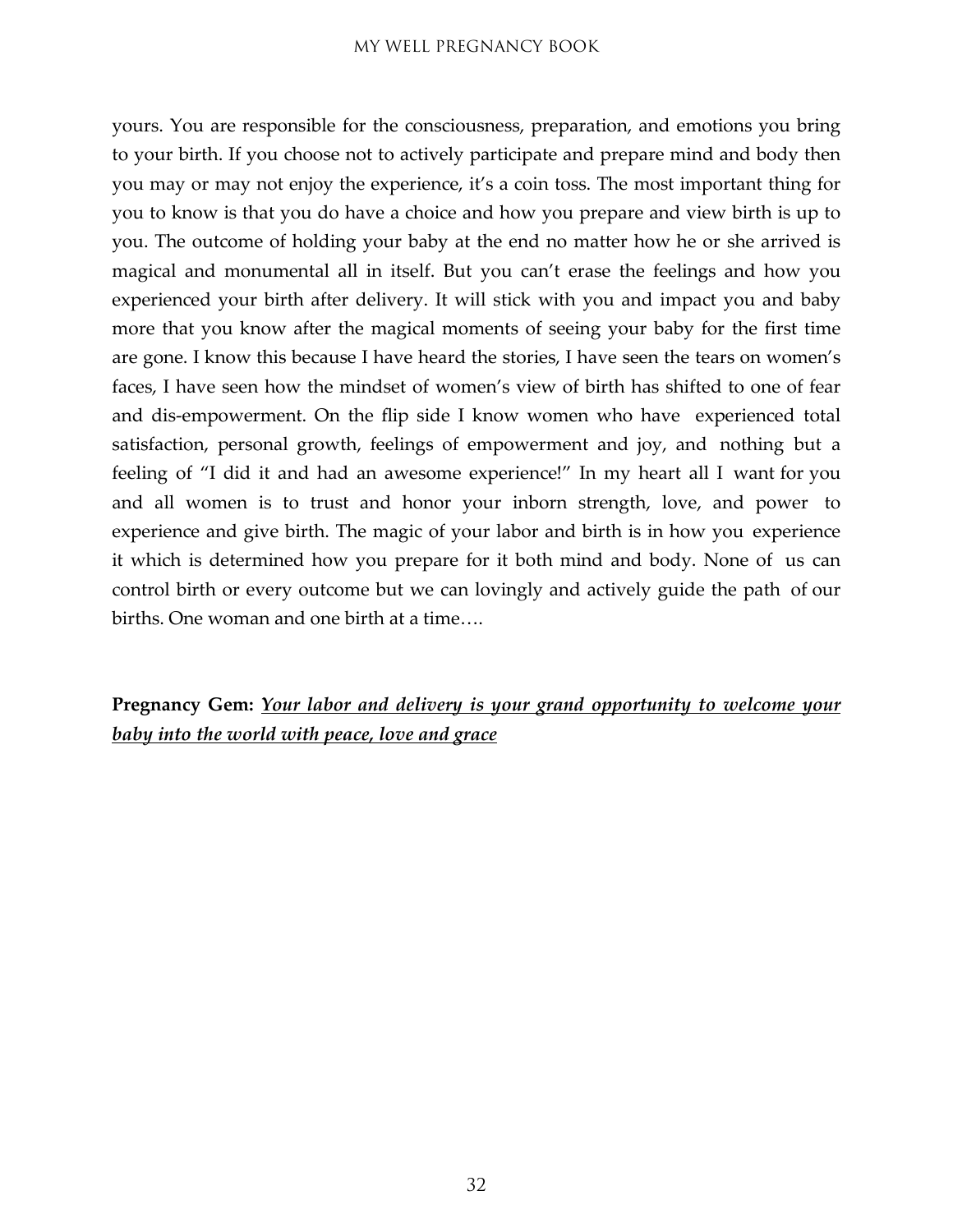yours. You are responsible for the consciousness, preparation, and emotions you bring to your birth. If you choose not to actively participate and prepare mind and body then you may or may not enjoy the experience, it's a coin toss. The most important thing for you to know is that you do have a choice and how you prepare and view birth is up to you. The outcome of holding your baby at the end no matter how he or she arrived is magical and monumental all in itself. But you can't erase the feelings and how you experienced your birth after delivery. It will stick with you and impact you and baby more that you know after the magical moments of seeing your baby for the first time are gone. I know this because I have heard the stories, I have seen the tears on women's faces, I have seen how the mindset of women's view of birth has shifted to one of fear and dis-empowerment. On the flip side I know women who have experienced total satisfaction, personal growth, feelings of empowerment and joy, and nothing but a feeling of "I did it and had an awesome experience!" In my heart all I want for you and all women is to trust and honor your inborn strength, love, and power to experience and give birth. The magic of your labor and birth is in how you experience it which is determined how you prepare for it both mind and body. None of us can control birth or every outcome but we can lovingly and actively guide the path of our births. One woman and one birth at a time….

**Pregnancy Gem:** ***<u>Your labor and delivery is your grand opportunity to welcome your baby into the world with peace, love and grace</u>***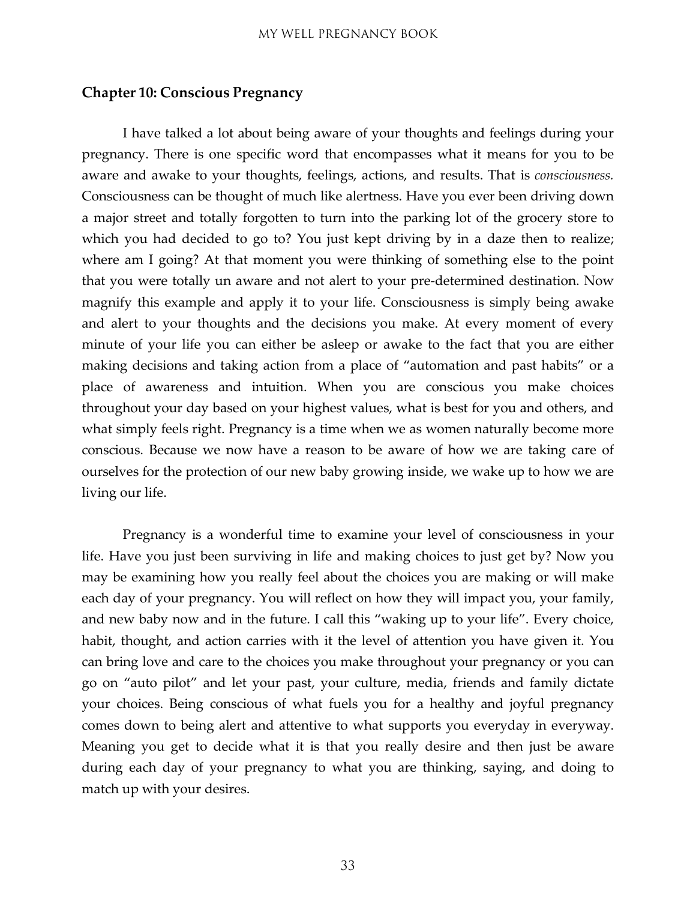## Chapter 10: Conscious Pregnancy

I have talked a lot about being aware of your thoughts and feelings during your pregnancy. There is one specific word that encompasses what it means for you to be aware and awake to your thoughts, feelings, actions, and results. That is *consciousness.* Consciousness can be thought of much like alertness. Have you ever been driving down a major street and totally forgotten to turn into the parking lot of the grocery store to which you had decided to go to? You just kept driving by in a daze then to realize; where am I going? At that moment you were thinking of something else to the point that you were totally un aware and not alert to your pre-determined destination. Now magnify this example and apply it to your life. Consciousness is simply being awake and alert to your thoughts and the decisions you make. At every moment of every minute of your life you can either be asleep or awake to the fact that you are either making decisions and taking action from a place of "automation and past habits" or a place of awareness and intuition. When you are conscious you make choices throughout your day based on your highest values, what is best for you and others, and what simply feels right. Pregnancy is a time when we as women naturally become more conscious. Because we now have a reason to be aware of how we are taking care of ourselves for the protection of our new baby growing inside, we wake up to how we are living our life.

Pregnancy is a wonderful time to examine your level of consciousness in your life. Have you just been surviving in life and making choices to just get by? Now you may be examining how you really feel about the choices you are making or will make each day of your pregnancy. You will reflect on how they will impact you, your family, and new baby now and in the future. I call this "waking up to your life". Every choice, habit, thought, and action carries with it the level of attention you have given it. You can bring love and care to the choices you make throughout your pregnancy or you can go on "auto pilot" and let your past, your culture, media, friends and family dictate your choices. Being conscious of what fuels you for a healthy and joyful pregnancy comes down to being alert and attentive to what supports you everyday in everyway. Meaning you get to decide what it is that you really desire and then just be aware during each day of your pregnancy to what you are thinking, saying, and doing to match up with your desires.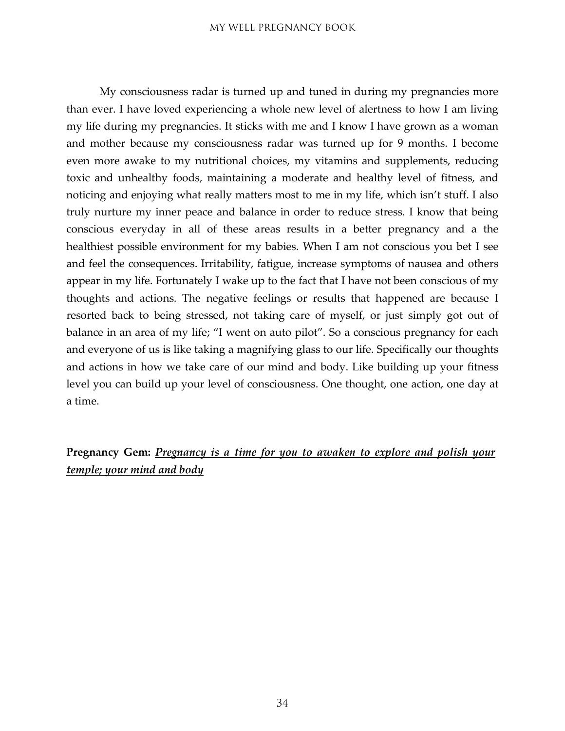My consciousness radar is turned up and tuned in during my pregnancies more than ever. I have loved experiencing a whole new level of alertness to how I am living my life during my pregnancies. It sticks with me and I know I have grown as a woman and mother because my consciousness radar was turned up for 9 months. I become even more awake to my nutritional choices, my vitamins and supplements, reducing toxic and unhealthy foods, maintaining a moderate and healthy level of fitness, and noticing and enjoying what really matters most to me in my life, which isn't stuff. I also truly nurture my inner peace and balance in order to reduce stress. I know that being conscious everyday in all of these areas results in a better pregnancy and a the healthiest possible environment for my babies. When I am not conscious you bet I see and feel the consequences. Irritability, fatigue, increase symptoms of nausea and others appear in my life. Fortunately I wake up to the fact that I have not been conscious of my thoughts and actions. The negative feelings or results that happened are because I resorted back to being stressed, not taking care of myself, or just simply got out of balance in an area of my life; "I went on auto pilot". So a conscious pregnancy for each and everyone of us is like taking a magnifying glass to our life. Specifically our thoughts and actions in how we take care of our mind and body. Like building up your fitness level you can build up your level of consciousness. One thought, one action, one day at a time.

**Pregnancy Gem:** ***<u>Pregnancy is a time for you to awaken to explore and polish your temple; your mind and body</u>***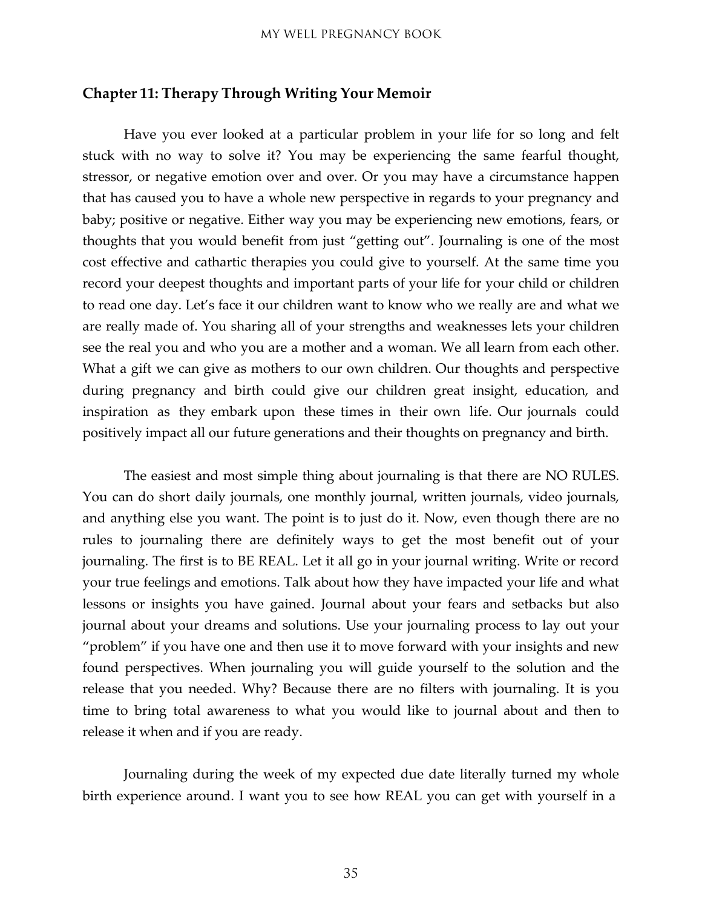## Chapter 11: Therapy Through Writing Your Memoir

Have you ever looked at a particular problem in your life for so long and felt stuck with no way to solve it? You may be experiencing the same fearful thought, stressor, or negative emotion over and over. Or you may have a circumstance happen that has caused you to have a whole new perspective in regards to your pregnancy and baby; positive or negative. Either way you may be experiencing new emotions, fears, or thoughts that you would benefit from just "getting out". Journaling is one of the most cost effective and cathartic therapies you could give to yourself. At the same time you record your deepest thoughts and important parts of your life for your child or children to read one day. Let's face it our children want to know who we really are and what we are really made of. You sharing all of your strengths and weaknesses lets your children see the real you and who you are a mother and a woman. We all learn from each other. What a gift we can give as mothers to our own children. Our thoughts and perspective during pregnancy and birth could give our children great insight, education, and inspiration as they embark upon these times in their own life. Our journals could positively impact all our future generations and their thoughts on pregnancy and birth.

The easiest and most simple thing about journaling is that there are NO RULES. You can do short daily journals, one monthly journal, written journals, video journals, and anything else you want. The point is to just do it. Now, even though there are no rules to journaling there are definitely ways to get the most benefit out of your journaling. The first is to BE REAL. Let it all go in your journal writing. Write or record your true feelings and emotions. Talk about how they have impacted your life and what lessons or insights you have gained. Journal about your fears and setbacks but also journal about your dreams and solutions. Use your journaling process to lay out your "problem" if you have one and then use it to move forward with your insights and new found perspectives. When journaling you will guide yourself to the solution and the release that you needed. Why? Because there are no filters with journaling. It is you time to bring total awareness to what you would like to journal about and then to release it when and if you are ready.

Journaling during the week of my expected due date literally turned my whole birth experience around. I want you to see how REAL you can get with yourself in a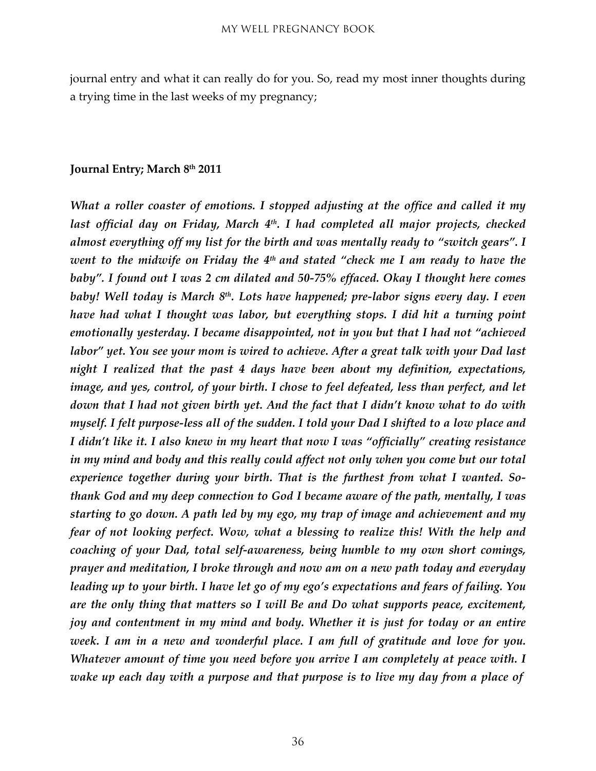journal entry and what it can really do for you. So, read my most inner thoughts during a trying time in the last weeks of my pregnancy;

**Journal Entry; March 8th 2011**

***What a roller coaster of emotions. I stopped adjusting at the office and called it my last official day on Friday, March 4th. I had completed all major projects, checked almost everything off my list for the birth and was mentally ready to "switch gears". I went to the midwife on Friday the 4th and stated "check me I am ready to have the baby". I found out I was 2 cm dilated and 50-75% effaced. Okay I thought here comes baby! Well today is March 8th. Lots have happened; pre-labor signs every day. I even have had what I thought was labor, but everything stops. I did hit a turning point emotionally yesterday. I became disappointed, not in you but that I had not "achieved labor" yet. You see your mom is wired to achieve. After a great talk with your Dad last night I realized that the past 4 days have been about my definition, expectations, image, and yes, control, of your birth. I chose to feel defeated, less than perfect, and let down that I had not given birth yet. And the fact that I didn't know what to do with myself. I felt purpose-less all of the sudden. I told your Dad I shifted to a low place and I didn't like it. I also knew in my heart that now I was "officially" creating resistance in my mind and body and this really could affect not only when you come but our total experience together during your birth. That is the furthest from what I wanted. So-thank God and my deep connection to God I became aware of the path, mentally, I was starting to go down. A path led by my ego, my trap of image and achievement and my fear of not looking perfect. Wow, what a blessing to realize this! With the help and coaching of your Dad, total self-awareness, being humble to my own short comings, prayer and meditation, I broke through and now am on a new path today and everyday leading up to your birth. I have let go of my ego's expectations and fears of failing. You are the only thing that matters so I will Be and Do what supports peace, excitement, joy and contentment in my mind and body. Whether it is just for today or an entire week. I am in a new and wonderful place. I am full of gratitude and love for you. Whatever amount of time you need before you arrive I am completely at peace with. I wake up each day with a purpose and that purpose is to live my day from a place of***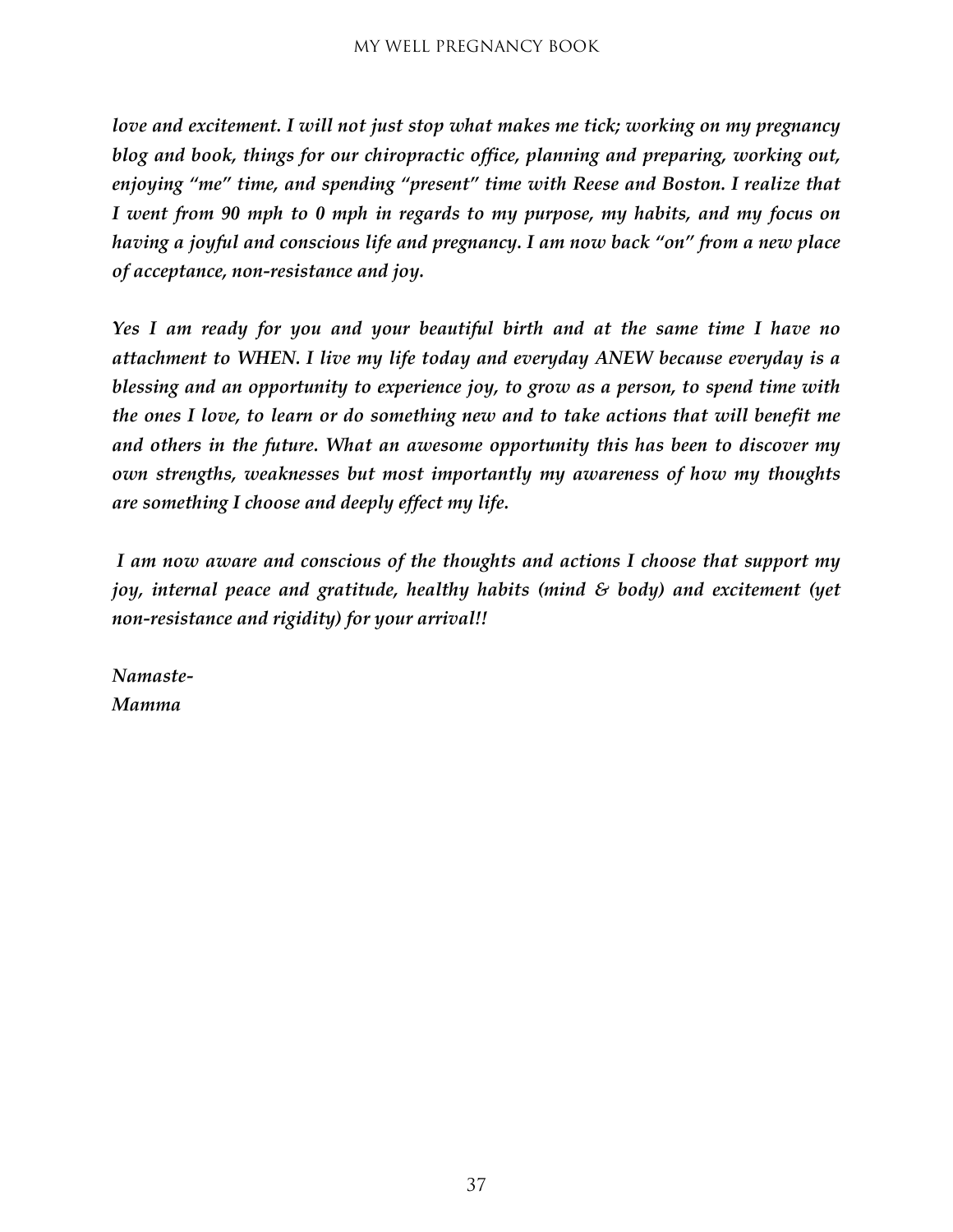*love and excitement. I will not just stop what makes me tick; working on my pregnancy blog and book, things for our chiropractic office, planning and preparing, working out, enjoying "me" time, and spending "present" time with Reese and Boston. I realize that I went from 90 mph to 0 mph in regards to my purpose, my habits, and my focus on having a joyful and conscious life and pregnancy. I am now back "on" from a new place of acceptance, non-resistance and joy.*

*Yes I am ready for you and your beautiful birth and at the same time I have no attachment to WHEN. I live my life today and everyday ANEW because everyday is a blessing and an opportunity to experience joy, to grow as a person, to spend time with the ones I love, to learn or do something new and to take actions that will benefit me and others in the future. What an awesome opportunity this has been to discover my own strengths, weaknesses but most importantly my awareness of how my thoughts are something I choose and deeply effect my life.*

*I am now aware and conscious of the thoughts and actions I choose that support my joy, internal peace and gratitude, healthy habits (mind & body) and excitement (yet non-resistance and rigidity) for your arrival!!*

*Namaste-*
*Mamma*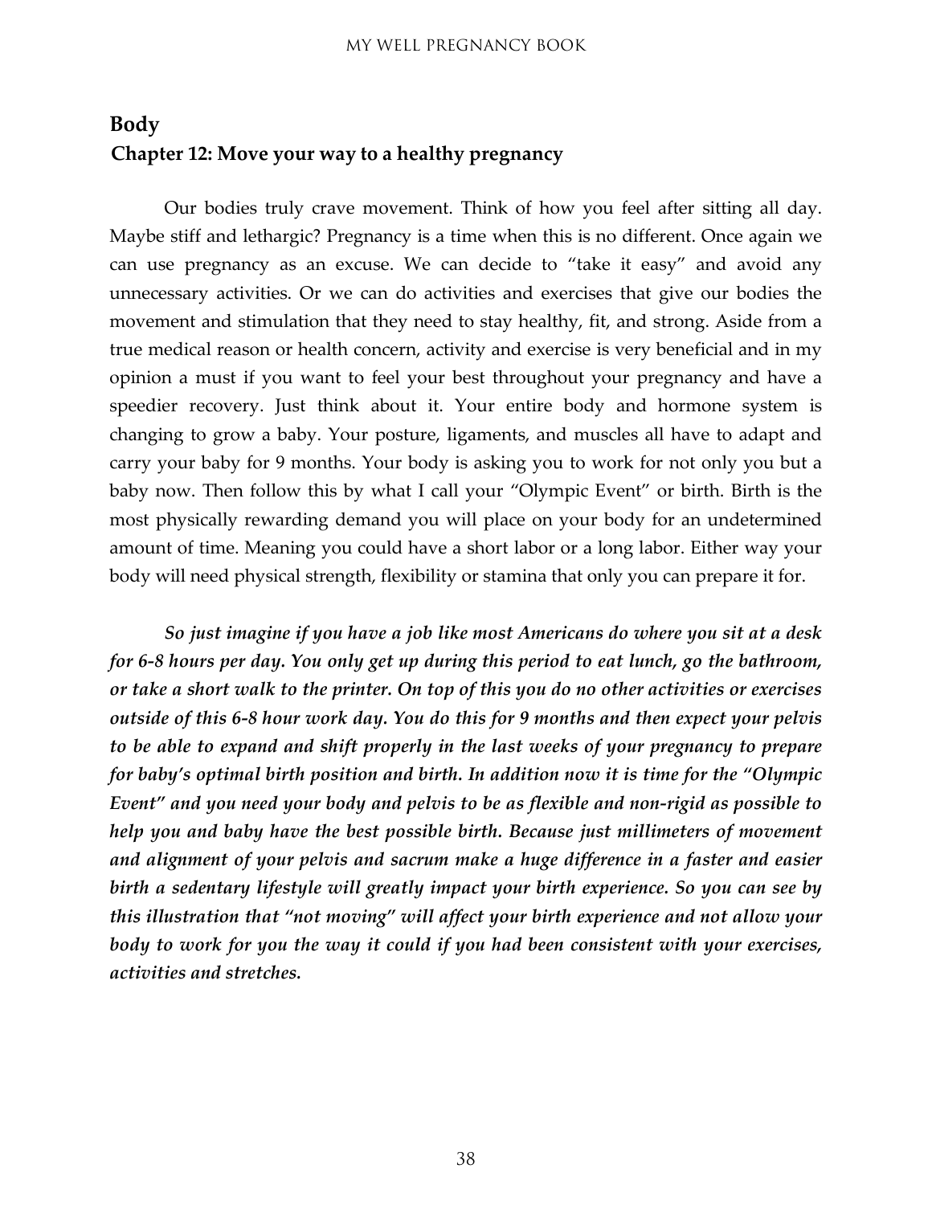## Body

### Chapter 12: Move your way to a healthy pregnancy

Our bodies truly crave movement. Think of how you feel after sitting all day. Maybe stiff and lethargic? Pregnancy is a time when this is no different. Once again we can use pregnancy as an excuse. We can decide to "take it easy" and avoid any unnecessary activities. Or we can do activities and exercises that give our bodies the movement and stimulation that they need to stay healthy, fit, and strong. Aside from a true medical reason or health concern, activity and exercise is very beneficial and in my opinion a must if you want to feel your best throughout your pregnancy and have a speedier recovery. Just think about it. Your entire body and hormone system is changing to grow a baby. Your posture, ligaments, and muscles all have to adapt and carry your baby for 9 months. Your body is asking you to work for not only you but a baby now. Then follow this by what I call your "Olympic Event" or birth. Birth is the most physically rewarding demand you will place on your body for an undetermined amount of time. Meaning you could have a short labor or a long labor. Either way your body will need physical strength, flexibility or stamina that only you can prepare it for.

***So just imagine if you have a job like most Americans do where you sit at a desk for 6-8 hours per day. You only get up during this period to eat lunch, go the bathroom, or take a short walk to the printer. On top of this you do no other activities or exercises outside of this 6-8 hour work day. You do this for 9 months and then expect your pelvis to be able to expand and shift properly in the last weeks of your pregnancy to prepare for baby's optimal birth position and birth. In addition now it is time for the "Olympic Event" and you need your body and pelvis to be as flexible and non-rigid as possible to help you and baby have the best possible birth. Because just millimeters of movement and alignment of your pelvis and sacrum make a huge difference in a faster and easier birth a sedentary lifestyle will greatly impact your birth experience. So you can see by this illustration that "not moving" will affect your birth experience and not allow your body to work for you the way it could if you had been consistent with your exercises, activities and stretches.***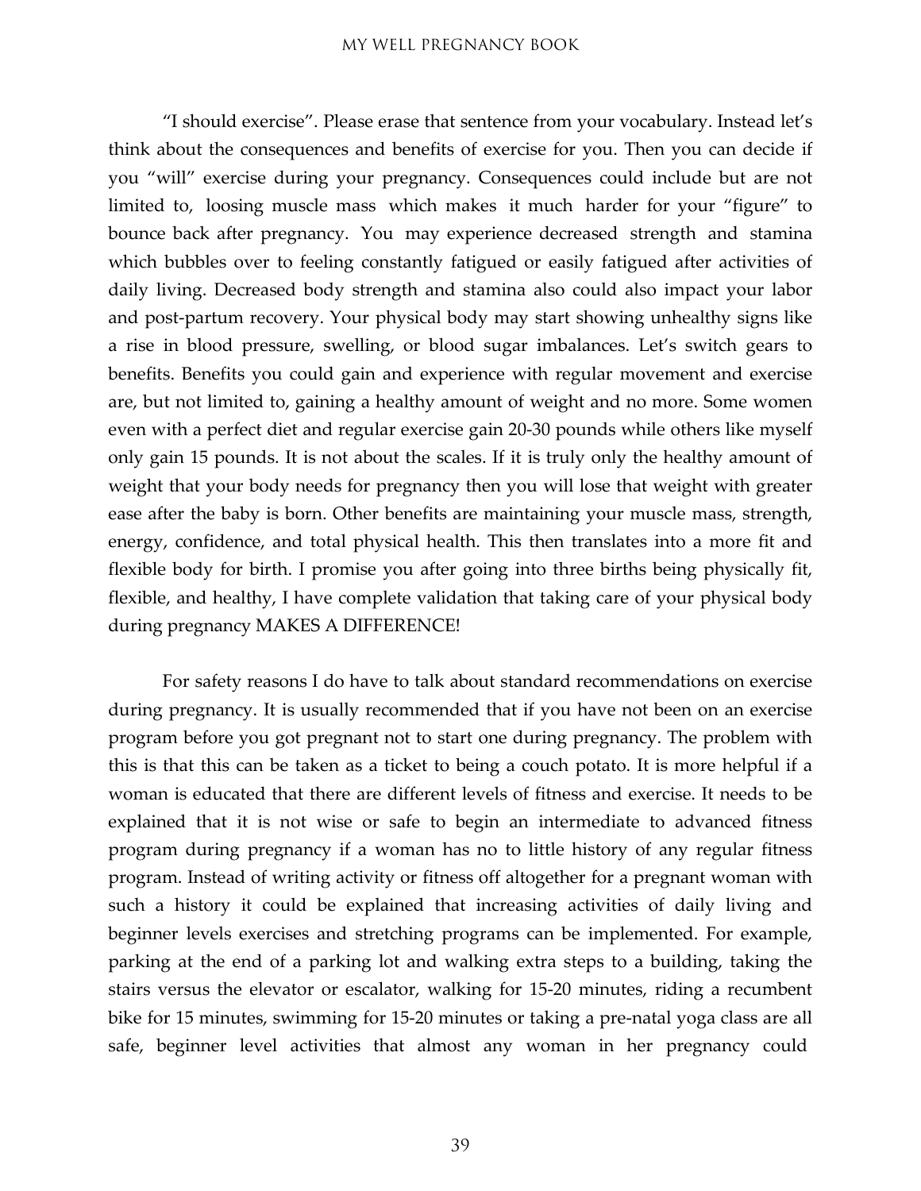"I should exercise". Please erase that sentence from your vocabulary. Instead let's think about the consequences and benefits of exercise for you. Then you can decide if you "will" exercise during your pregnancy. Consequences could include but are not limited to, loosing muscle mass which makes it much harder for your "figure" to bounce back after pregnancy. You may experience decreased strength and stamina which bubbles over to feeling constantly fatigued or easily fatigued after activities of daily living. Decreased body strength and stamina also could also impact your labor and post-partum recovery. Your physical body may start showing unhealthy signs like a rise in blood pressure, swelling, or blood sugar imbalances. Let's switch gears to benefits. Benefits you could gain and experience with regular movement and exercise are, but not limited to, gaining a healthy amount of weight and no more. Some women even with a perfect diet and regular exercise gain 20-30 pounds while others like myself only gain 15 pounds. It is not about the scales. If it is truly only the healthy amount of weight that your body needs for pregnancy then you will lose that weight with greater ease after the baby is born. Other benefits are maintaining your muscle mass, strength, energy, confidence, and total physical health. This then translates into a more fit and flexible body for birth. I promise you after going into three births being physically fit, flexible, and healthy, I have complete validation that taking care of your physical body during pregnancy MAKES A DIFFERENCE!

For safety reasons I do have to talk about standard recommendations on exercise during pregnancy. It is usually recommended that if you have not been on an exercise program before you got pregnant not to start one during pregnancy. The problem with this is that this can be taken as a ticket to being a couch potato. It is more helpful if a woman is educated that there are different levels of fitness and exercise. It needs to be explained that it is not wise or safe to begin an intermediate to advanced fitness program during pregnancy if a woman has no to little history of any regular fitness program. Instead of writing activity or fitness off altogether for a pregnant woman with such a history it could be explained that increasing activities of daily living and beginner levels exercises and stretching programs can be implemented. For example, parking at the end of a parking lot and walking extra steps to a building, taking the stairs versus the elevator or escalator, walking for 15-20 minutes, riding a recumbent bike for 15 minutes, swimming for 15-20 minutes or taking a pre-natal yoga class are all safe, beginner level activities that almost any woman in her pregnancy could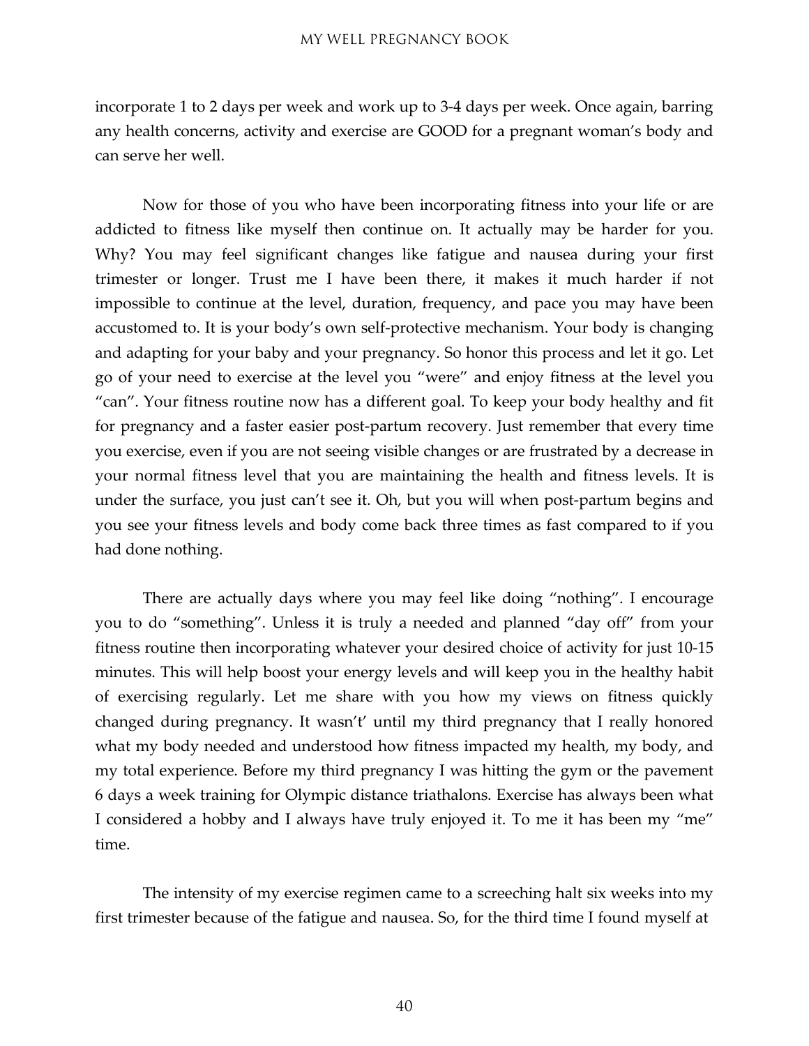incorporate 1 to 2 days per week and work up to 3-4 days per week. Once again, barring any health concerns, activity and exercise are GOOD for a pregnant woman's body and can serve her well.

Now for those of you who have been incorporating fitness into your life or are addicted to fitness like myself then continue on. It actually may be harder for you. Why? You may feel significant changes like fatigue and nausea during your first trimester or longer. Trust me I have been there, it makes it much harder if not impossible to continue at the level, duration, frequency, and pace you may have been accustomed to. It is your body's own self-protective mechanism. Your body is changing and adapting for your baby and your pregnancy. So honor this process and let it go. Let go of your need to exercise at the level you "were" and enjoy fitness at the level you "can". Your fitness routine now has a different goal. To keep your body healthy and fit for pregnancy and a faster easier post-partum recovery. Just remember that every time you exercise, even if you are not seeing visible changes or are frustrated by a decrease in your normal fitness level that you are maintaining the health and fitness levels. It is under the surface, you just can't see it. Oh, but you will when post-partum begins and you see your fitness levels and body come back three times as fast compared to if you had done nothing.

There are actually days where you may feel like doing "nothing". I encourage you to do "something". Unless it is truly a needed and planned "day off" from your fitness routine then incorporating whatever your desired choice of activity for just 10-15 minutes. This will help boost your energy levels and will keep you in the healthy habit of exercising regularly. Let me share with you how my views on fitness quickly changed during pregnancy. It wasn't' until my third pregnancy that I really honored what my body needed and understood how fitness impacted my health, my body, and my total experience. Before my third pregnancy I was hitting the gym or the pavement 6 days a week training for Olympic distance triathalons. Exercise has always been what I considered a hobby and I always have truly enjoyed it. To me it has been my "me" time.

The intensity of my exercise regimen came to a screeching halt six weeks into my first trimester because of the fatigue and nausea. So, for the third time I found myself at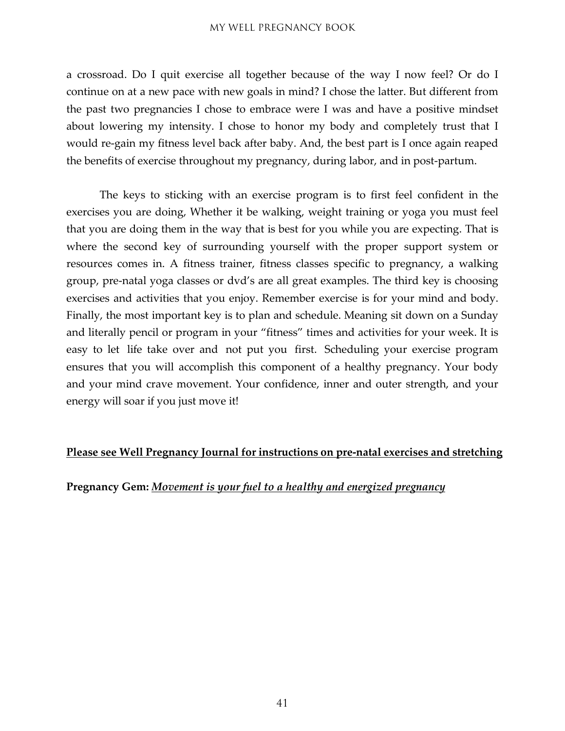a crossroad. Do I quit exercise all together because of the way I now feel? Or do I continue on at a new pace with new goals in mind? I chose the latter. But different from the past two pregnancies I chose to embrace were I was and have a positive mindset about lowering my intensity. I chose to honor my body and completely trust that I would re-gain my fitness level back after baby. And, the best part is I once again reaped the benefits of exercise throughout my pregnancy, during labor, and in post-partum.

The keys to sticking with an exercise program is to first feel confident in the exercises you are doing, Whether it be walking, weight training or yoga you must feel that you are doing them in the way that is best for you while you are expecting. That is where the second key of surrounding yourself with the proper support system or resources comes in. A fitness trainer, fitness classes specific to pregnancy, a walking group, pre-natal yoga classes or dvd's are all great examples. The third key is choosing exercises and activities that you enjoy. Remember exercise is for your mind and body. Finally, the most important key is to plan and schedule. Meaning sit down on a Sunday and literally pencil or program in your "fitness" times and activities for your week. It is easy to let life take over and not put you first. Scheduling your exercise program ensures that you will accomplish this component of a healthy pregnancy. Your body and your mind crave movement. Your confidence, inner and outer strength, and your energy will soar if you just move it!

<u>**Please see Well Pregnancy Journal for instructions on pre-natal exercises and stretching**</u>

**Pregnancy Gem:** <u>***Movement is your fuel to a healthy and energized pregnancy***</u>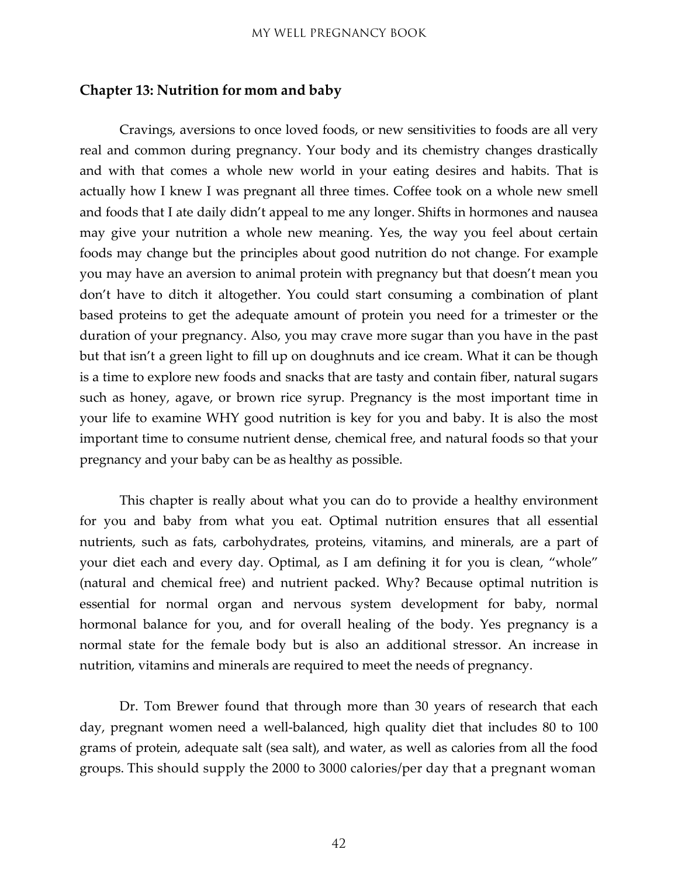## Chapter 13: Nutrition for mom and baby

Cravings, aversions to once loved foods, or new sensitivities to foods are all very real and common during pregnancy. Your body and its chemistry changes drastically and with that comes a whole new world in your eating desires and habits. That is actually how I knew I was pregnant all three times. Coffee took on a whole new smell and foods that I ate daily didn't appeal to me any longer. Shifts in hormones and nausea may give your nutrition a whole new meaning. Yes, the way you feel about certain foods may change but the principles about good nutrition do not change. For example you may have an aversion to animal protein with pregnancy but that doesn't mean you don't have to ditch it altogether. You could start consuming a combination of plant based proteins to get the adequate amount of protein you need for a trimester or the duration of your pregnancy. Also, you may crave more sugar than you have in the past but that isn't a green light to fill up on doughnuts and ice cream. What it can be though is a time to explore new foods and snacks that are tasty and contain fiber, natural sugars such as honey, agave, or brown rice syrup. Pregnancy is the most important time in your life to examine WHY good nutrition is key for you and baby. It is also the most important time to consume nutrient dense, chemical free, and natural foods so that your pregnancy and your baby can be as healthy as possible.

This chapter is really about what you can do to provide a healthy environment for you and baby from what you eat. Optimal nutrition ensures that all essential nutrients, such as fats, carbohydrates, proteins, vitamins, and minerals, are a part of your diet each and every day. Optimal, as I am defining it for you is clean, "whole" (natural and chemical free) and nutrient packed. Why? Because optimal nutrition is essential for normal organ and nervous system development for baby, normal hormonal balance for you, and for overall healing of the body. Yes pregnancy is a normal state for the female body but is also an additional stressor. An increase in nutrition, vitamins and minerals are required to meet the needs of pregnancy.

Dr. Tom Brewer found that through more than 30 years of research that each day, pregnant women need a well-balanced, high quality diet that includes 80 to 100 grams of protein, adequate salt (sea salt), and water, as well as calories from all the food groups. This should supply the 2000 to 3000 calories/per day that a pregnant woman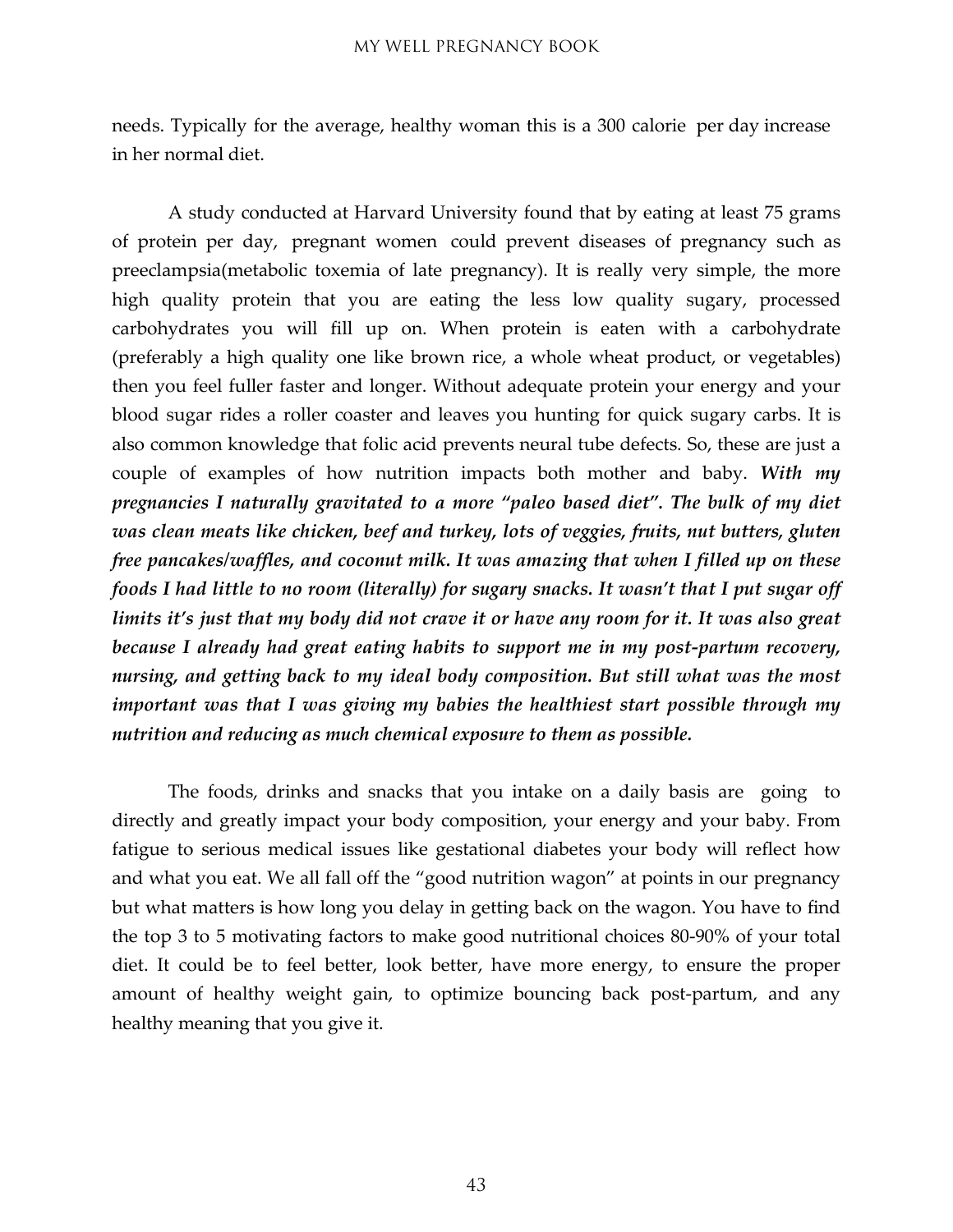needs. Typically for the average, healthy woman this is a 300 calorie per day increase in her normal diet.

A study conducted at Harvard University found that by eating at least 75 grams of protein per day, pregnant women could prevent diseases of pregnancy such as preeclampsia(metabolic toxemia of late pregnancy). It is really very simple, the more high quality protein that you are eating the less low quality sugary, processed carbohydrates you will fill up on. When protein is eaten with a carbohydrate (preferably a high quality one like brown rice, a whole wheat product, or vegetables) then you feel fuller faster and longer. Without adequate protein your energy and your blood sugar rides a roller coaster and leaves you hunting for quick sugary carbs. It is also common knowledge that folic acid prevents neural tube defects. So, these are just a couple of examples of how nutrition impacts both mother and baby. ***With my pregnancies I naturally gravitated to a more "paleo based diet". The bulk of my diet was clean meats like chicken, beef and turkey, lots of veggies, fruits, nut butters, gluten free pancakes/waffles, and coconut milk. It was amazing that when I filled up on these foods I had little to no room (literally) for sugary snacks. It wasn't that I put sugar off limits it's just that my body did not crave it or have any room for it. It was also great because I already had great eating habits to support me in my post-partum recovery, nursing, and getting back to my ideal body composition. But still what was the most important was that I was giving my babies the healthiest start possible through my nutrition and reducing as much chemical exposure to them as possible.***

The foods, drinks and snacks that you intake on a daily basis are going to directly and greatly impact your body composition, your energy and your baby. From fatigue to serious medical issues like gestational diabetes your body will reflect how and what you eat. We all fall off the "good nutrition wagon" at points in our pregnancy but what matters is how long you delay in getting back on the wagon. You have to find the top 3 to 5 motivating factors to make good nutritional choices 80-90% of your total diet. It could be to feel better, look better, have more energy, to ensure the proper amount of healthy weight gain, to optimize bouncing back post-partum, and any healthy meaning that you give it.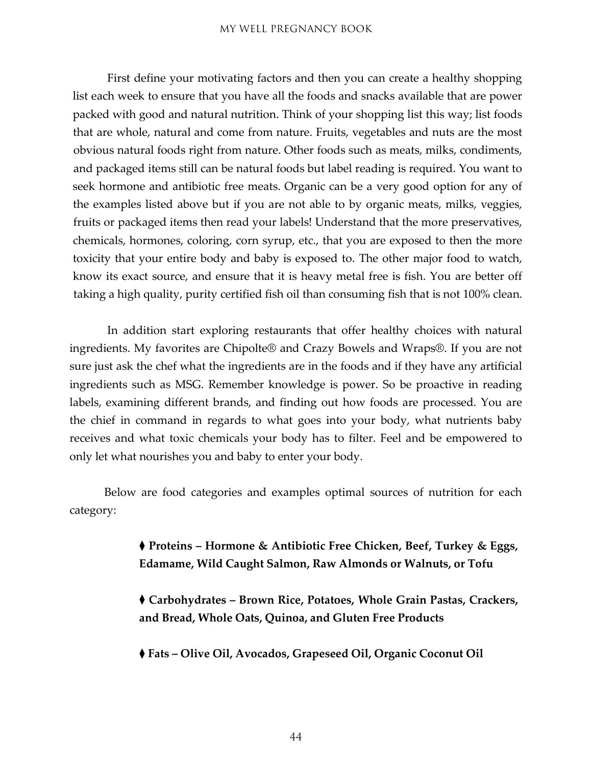First define your motivating factors and then you can create a healthy shopping list each week to ensure that you have all the foods and snacks available that are power packed with good and natural nutrition. Think of your shopping list this way; list foods that are whole, natural and come from nature. Fruits, vegetables and nuts are the most obvious natural foods right from nature. Other foods such as meats, milks, condiments, and packaged items still can be natural foods but label reading is required. You want to seek hormone and antibiotic free meats. Organic can be a very good option for any of the examples listed above but if you are not able to by organic meats, milks, veggies, fruits or packaged items then read your labels! Understand that the more preservatives, chemicals, hormones, coloring, corn syrup, etc., that you are exposed to then the more toxicity that your entire body and baby is exposed to. The other major food to watch, know its exact source, and ensure that it is heavy metal free is fish. You are better off taking a high quality, purity certified fish oil than consuming fish that is not 100% clean.

In addition start exploring restaurants that offer healthy choices with natural ingredients. My favorites are Chipolte® and Crazy Bowels and Wraps®. If you are not sure just ask the chef what the ingredients are in the foods and if they have any artificial ingredients such as MSG. Remember knowledge is power. So be proactive in reading labels, examining different brands, and finding out how foods are processed. You are the chief in command in regards to what goes into your body, what nutrients baby receives and what toxic chemicals your body has to filter. Feel and be empowered to only let what nourishes you and baby to enter your body.

Below are food categories and examples optimal sources of nutrition for each category:

- **Proteins – Hormone & Antibiotic Free Chicken, Beef, Turkey & Eggs, Edamame, Wild Caught Salmon, Raw Almonds or Walnuts, or Tofu**

- **Carbohydrates – Brown Rice, Potatoes, Whole Grain Pastas, Crackers, and Bread, Whole Oats, Quinoa, and Gluten Free Products**

- **Fats – Olive Oil, Avocados, Grapeseed Oil, Organic Coconut Oil**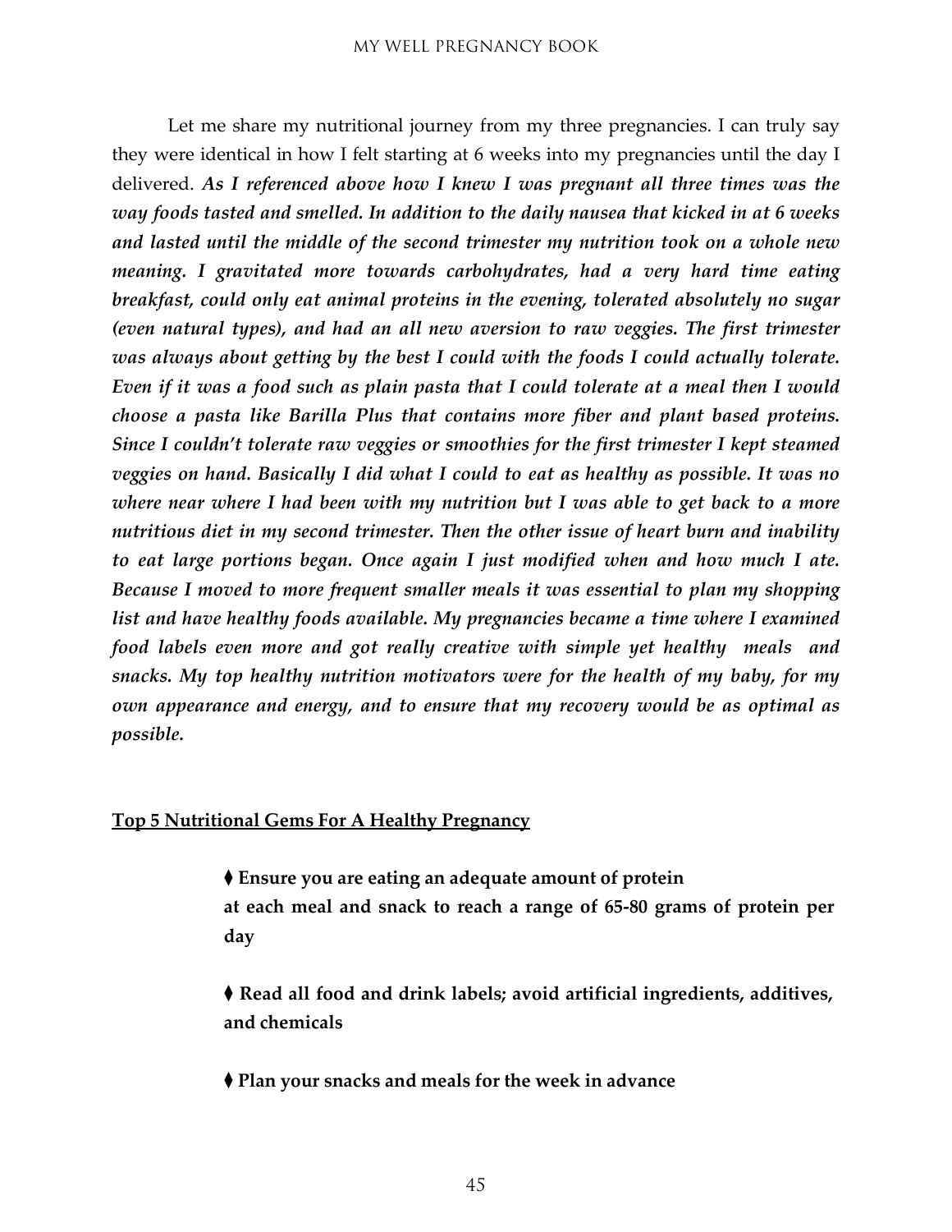Let me share my nutritional journey from my three pregnancies. I can truly say they were identical in how I felt starting at 6 weeks into my pregnancies until the day I delivered. ***As I referenced above how I knew I was pregnant all three times was the way foods tasted and smelled. In addition to the daily nausea that kicked in at 6 weeks and lasted until the middle of the second trimester my nutrition took on a whole new meaning. I gravitated more towards carbohydrates, had a very hard time eating breakfast, could only eat animal proteins in the evening, tolerated absolutely no sugar (even natural types), and had an all new aversion to raw veggies. The first trimester was always about getting by the best I could with the foods I could actually tolerate. Even if it was a food such as plain pasta that I could tolerate at a meal then I would choose a pasta like Barilla Plus that contains more fiber and plant based proteins. Since I couldn't tolerate raw veggies or smoothies for the first trimester I kept steamed veggies on hand. Basically I did what I could to eat as healthy as possible. It was no where near where I had been with my nutrition but I was able to get back to a more nutritious diet in my second trimester. Then the other issue of heart burn and inability to eat large portions began. Once again I just modified when and how much I ate. Because I moved to more frequent smaller meals it was essential to plan my shopping list and have healthy foods available. My pregnancies became a time where I examined food labels even more and got really creative with simple yet healthy meals and snacks. My top healthy nutrition motivators were for the health of my baby, for my own appearance and energy, and to ensure that my recovery would be as optimal as possible.***

**<u>Top 5 Nutritional Gems For A Healthy Pregnancy</u>**

- **Ensure you are eating an adequate amount of protein at each meal and snack to reach a range of 65-80 grams of protein per day**

- **Read all food and drink labels; avoid artificial ingredients, additives, and chemicals**

- **Plan your snacks and meals for the week in advance**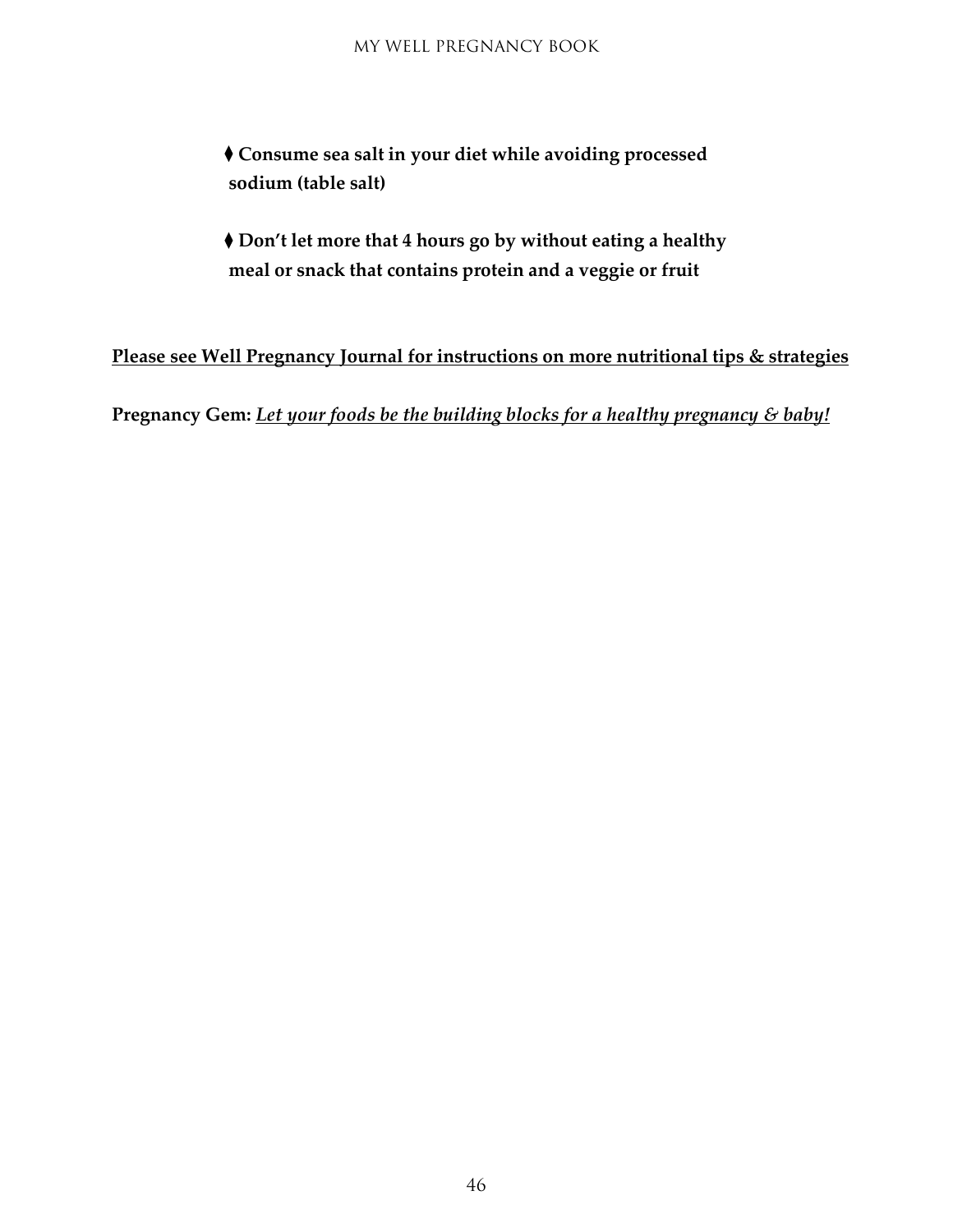- **Consume sea salt in your diet while avoiding processed sodium (table salt)**

- **Don't let more that 4 hours go by without eating a healthy meal or snack that contains protein and a veggie or fruit**

<u>**Please see Well Pregnancy Journal for instructions on more nutritional tips & strategies**</u>

**Pregnancy Gem:** <u>***Let your foods be the building blocks for a healthy pregnancy & baby!***</u>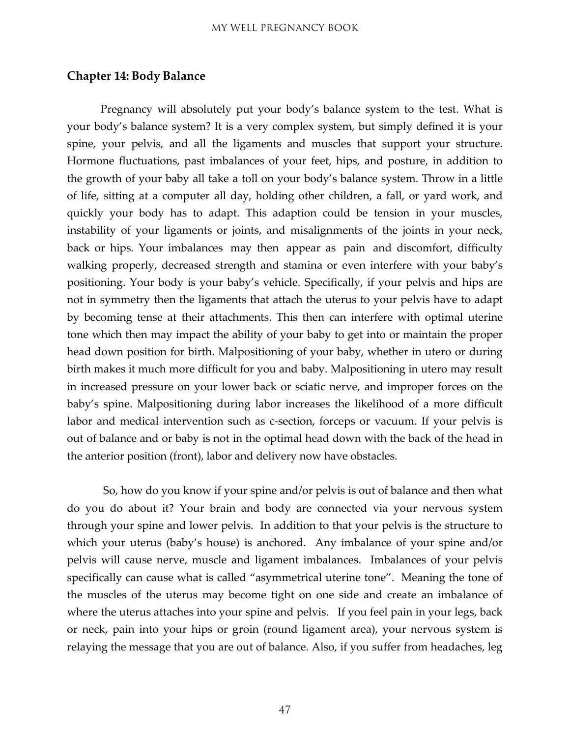## Chapter 14: Body Balance

Pregnancy will absolutely put your body's balance system to the test. What is your body's balance system? It is a very complex system, but simply defined it is your spine, your pelvis, and all the ligaments and muscles that support your structure. Hormone fluctuations, past imbalances of your feet, hips, and posture, in addition to the growth of your baby all take a toll on your body's balance system. Throw in a little of life, sitting at a computer all day, holding other children, a fall, or yard work, and quickly your body has to adapt. This adaption could be tension in your muscles, instability of your ligaments or joints, and misalignments of the joints in your neck, back or hips. Your imbalances may then appear as pain and discomfort, difficulty walking properly, decreased strength and stamina or even interfere with your baby's positioning. Your body is your baby's vehicle. Specifically, if your pelvis and hips are not in symmetry then the ligaments that attach the uterus to your pelvis have to adapt by becoming tense at their attachments. This then can interfere with optimal uterine tone which then may impact the ability of your baby to get into or maintain the proper head down position for birth. Malpositioning of your baby, whether in utero or during birth makes it much more difficult for you and baby. Malpositioning in utero may result in increased pressure on your lower back or sciatic nerve, and improper forces on the baby's spine. Malpositioning during labor increases the likelihood of a more difficult labor and medical intervention such as c-section, forceps or vacuum. If your pelvis is out of balance and or baby is not in the optimal head down with the back of the head in the anterior position (front), labor and delivery now have obstacles.

So, how do you know if your spine and/or pelvis is out of balance and then what do you do about it? Your brain and body are connected via your nervous system through your spine and lower pelvis. In addition to that your pelvis is the structure to which your uterus (baby's house) is anchored. Any imbalance of your spine and/or pelvis will cause nerve, muscle and ligament imbalances. Imbalances of your pelvis specifically can cause what is called "asymmetrical uterine tone". Meaning the tone of the muscles of the uterus may become tight on one side and create an imbalance of where the uterus attaches into your spine and pelvis. If you feel pain in your legs, back or neck, pain into your hips or groin (round ligament area), your nervous system is relaying the message that you are out of balance. Also, if you suffer from headaches, leg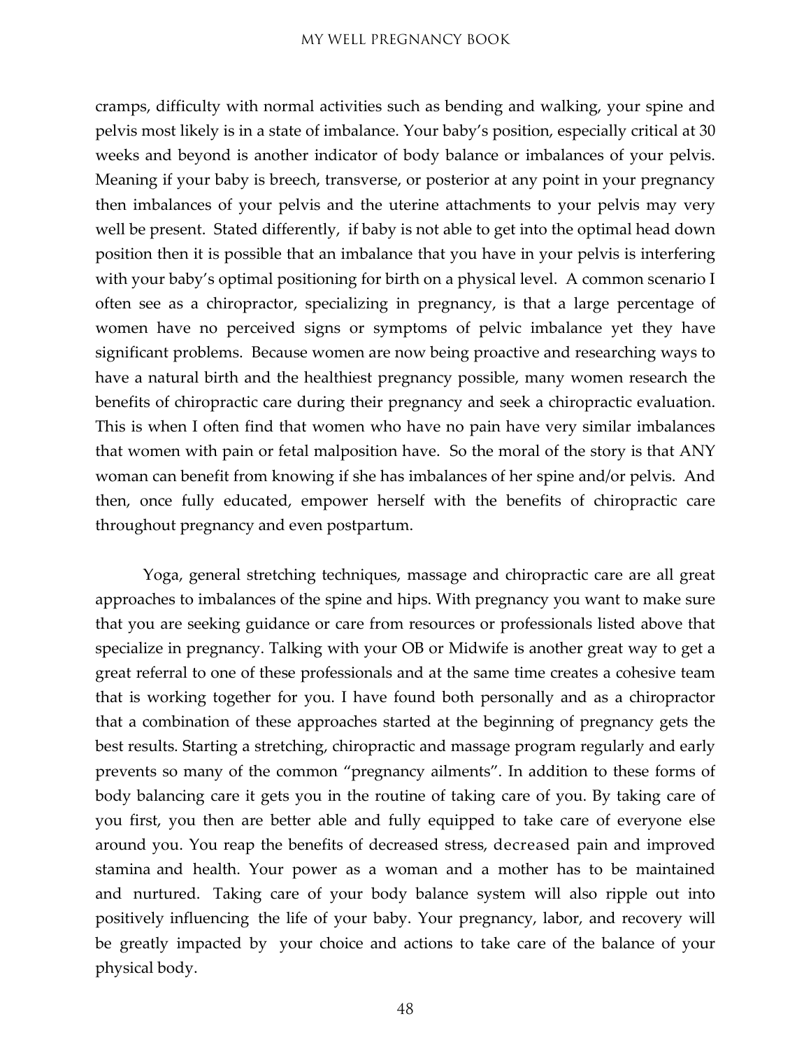cramps, difficulty with normal activities such as bending and walking, your spine and pelvis most likely is in a state of imbalance. Your baby's position, especially critical at 30 weeks and beyond is another indicator of body balance or imbalances of your pelvis. Meaning if your baby is breech, transverse, or posterior at any point in your pregnancy then imbalances of your pelvis and the uterine attachments to your pelvis may very well be present. Stated differently, if baby is not able to get into the optimal head down position then it is possible that an imbalance that you have in your pelvis is interfering with your baby's optimal positioning for birth on a physical level. A common scenario I often see as a chiropractor, specializing in pregnancy, is that a large percentage of women have no perceived signs or symptoms of pelvic imbalance yet they have significant problems. Because women are now being proactive and researching ways to have a natural birth and the healthiest pregnancy possible, many women research the benefits of chiropractic care during their pregnancy and seek a chiropractic evaluation. This is when I often find that women who have no pain have very similar imbalances that women with pain or fetal malposition have. So the moral of the story is that ANY woman can benefit from knowing if she has imbalances of her spine and/or pelvis. And then, once fully educated, empower herself with the benefits of chiropractic care throughout pregnancy and even postpartum.

Yoga, general stretching techniques, massage and chiropractic care are all great approaches to imbalances of the spine and hips. With pregnancy you want to make sure that you are seeking guidance or care from resources or professionals listed above that specialize in pregnancy. Talking with your OB or Midwife is another great way to get a great referral to one of these professionals and at the same time creates a cohesive team that is working together for you. I have found both personally and as a chiropractor that a combination of these approaches started at the beginning of pregnancy gets the best results. Starting a stretching, chiropractic and massage program regularly and early prevents so many of the common "pregnancy ailments". In addition to these forms of body balancing care it gets you in the routine of taking care of you. By taking care of you first, you then are better able and fully equipped to take care of everyone else around you. You reap the benefits of decreased stress, decreased pain and improved stamina and health. Your power as a woman and a mother has to be maintained and nurtured. Taking care of your body balance system will also ripple out into positively influencing the life of your baby. Your pregnancy, labor, and recovery will be greatly impacted by your choice and actions to take care of the balance of your physical body.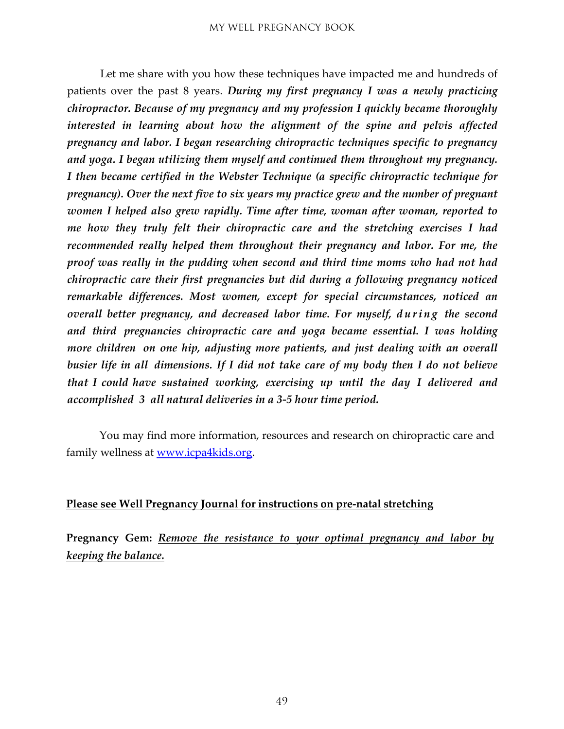Let me share with you how these techniques have impacted me and hundreds of patients over the past 8 years. ***During my first pregnancy I was a newly practicing chiropractor. Because of my pregnancy and my profession I quickly became thoroughly interested in learning about how the alignment of the spine and pelvis affected pregnancy and labor. I began researching chiropractic techniques specific to pregnancy and yoga. I began utilizing them myself and continued them throughout my pregnancy. I then became certified in the Webster Technique (a specific chiropractic technique for pregnancy). Over the next five to six years my practice grew and the number of pregnant women I helped also grew rapidly. Time after time, woman after woman, reported to me how they truly felt their chiropractic care and the stretching exercises I had recommended really helped them throughout their pregnancy and labor. For me, the proof was really in the pudding when second and third time moms who had not had chiropractic care their first pregnancies but did during a following pregnancy noticed remarkable differences. Most women, except for special circumstances, noticed an overall better pregnancy, and decreased labor time. For myself, during the second and third pregnancies chiropractic care and yoga became essential. I was holding more children on one hip, adjusting more patients, and just dealing with an overall busier life in all dimensions. If I did not take care of my body then I do not believe that I could have sustained working, exercising up until the day I delivered and accomplished 3 all natural deliveries in a 3-5 hour time period.***

You may find more information, resources and research on chiropractic care and family wellness at [www.icpa4kids.org](http://www.icpa4kids.org).

<u>**Please see Well Pregnancy Journal for instructions on pre-natal stretching**</u>

**Pregnancy Gem:** <u>***Remove the resistance to your optimal pregnancy and labor by keeping the balance.***</u>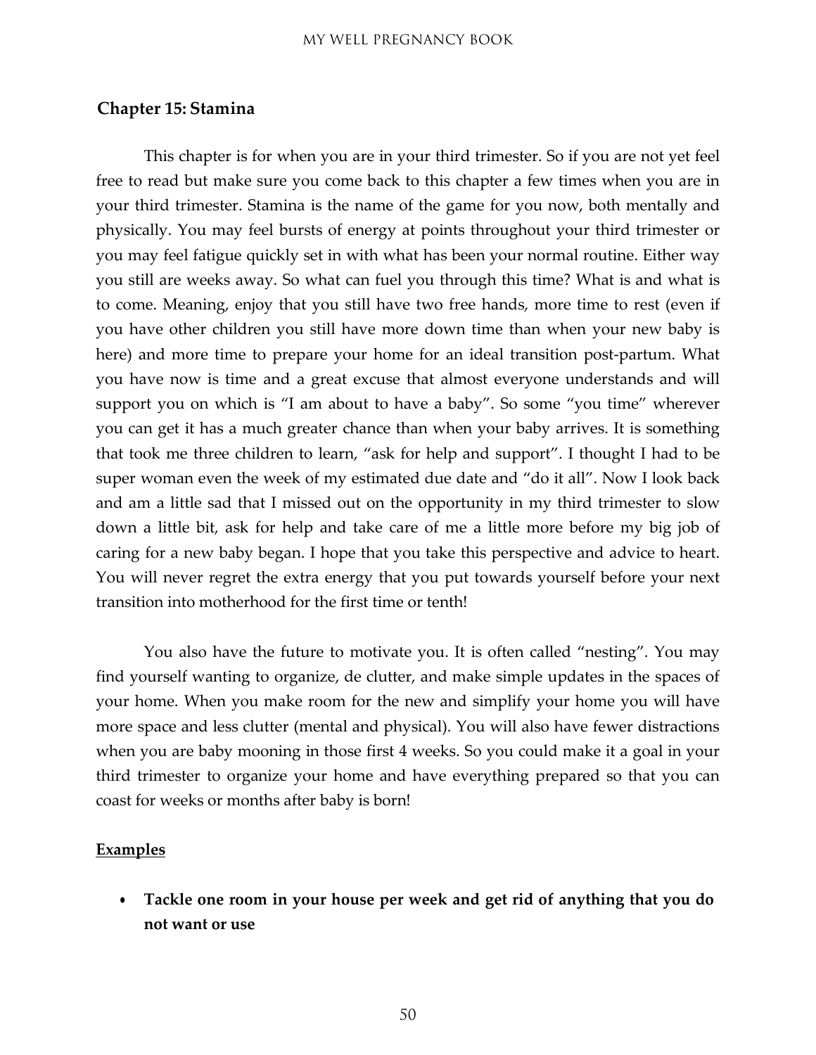## Chapter 15: Stamina

This chapter is for when you are in your third trimester. So if you are not yet feel free to read but make sure you come back to this chapter a few times when you are in your third trimester. Stamina is the name of the game for you now, both mentally and physically. You may feel bursts of energy at points throughout your third trimester or you may feel fatigue quickly set in with what has been your normal routine. Either way you still are weeks away. So what can fuel you through this time? What is and what is to come. Meaning, enjoy that you still have two free hands, more time to rest (even if you have other children you still have more down time than when your new baby is here) and more time to prepare your home for an ideal transition post-partum. What you have now is time and a great excuse that almost everyone understands and will support you on which is "I am about to have a baby". So some "you time" wherever you can get it has a much greater chance than when your baby arrives. It is something that took me three children to learn, "ask for help and support". I thought I had to be super woman even the week of my estimated due date and "do it all". Now I look back and am a little sad that I missed out on the opportunity in my third trimester to slow down a little bit, ask for help and take care of me a little more before my big job of caring for a new baby began. I hope that you take this perspective and advice to heart. You will never regret the extra energy that you put towards yourself before your next transition into motherhood for the first time or tenth!

You also have the future to motivate you. It is often called "nesting". You may find yourself wanting to organize, de clutter, and make simple updates in the spaces of your home. When you make room for the new and simplify your home you will have more space and less clutter (mental and physical). You will also have fewer distractions when you are baby mooning in those first 4 weeks. So you could make it a goal in your third trimester to organize your home and have everything prepared so that you can coast for weeks or months after baby is born!

<u>**Examples**</u>

- **Tackle one room in your house per week and get rid of anything that you do not want or use**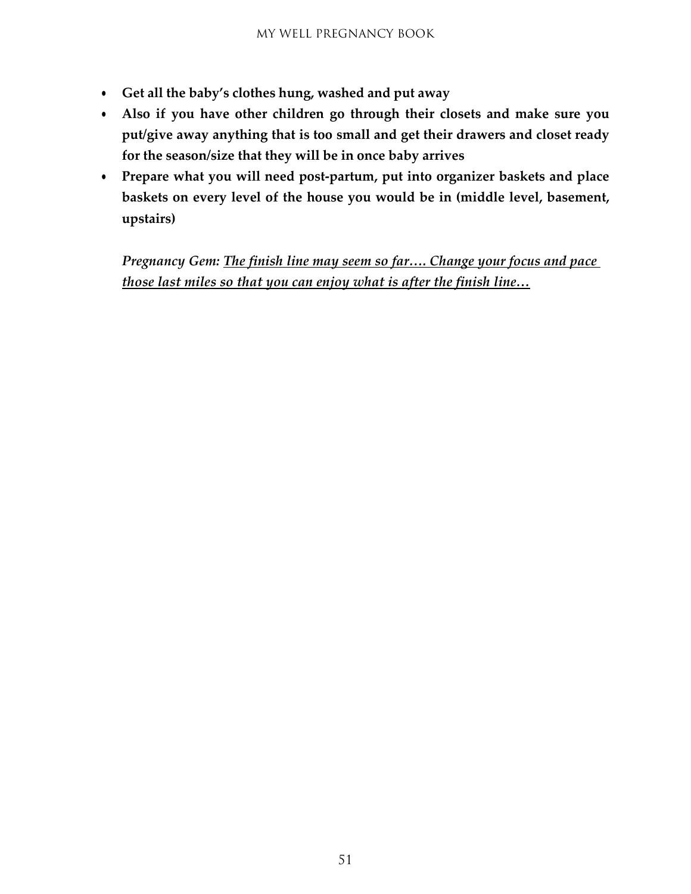- **Get all the baby's clothes hung, washed and put away**
- **Also if you have other children go through their closets and make sure you put/give away anything that is too small and get their drawers and closet ready for the season/size that they will be in once baby arrives**
- **Prepare what you will need post-partum, put into organizer baskets and place baskets on every level of the house you would be in (middle level, basement, upstairs)**

*Pregnancy Gem:* <u>*The finish line may seem so far…. Change your focus and pace those last miles so that you can enjoy what is after the finish line…*</u>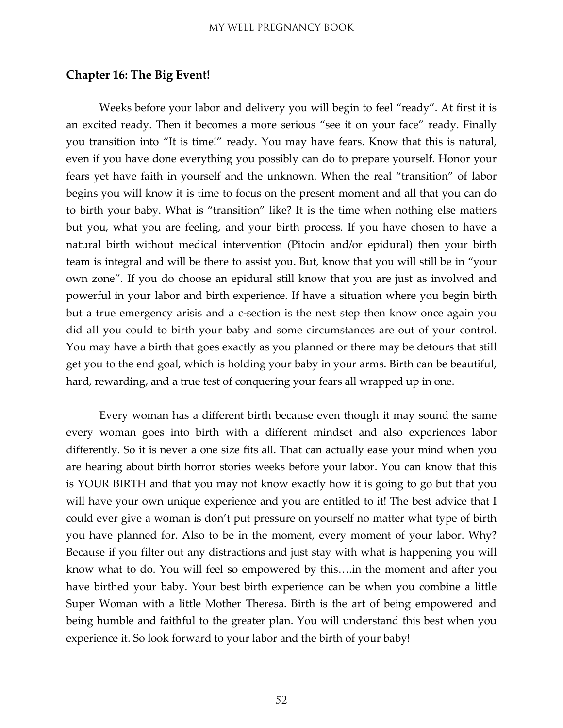## Chapter 16: The Big Event!

Weeks before your labor and delivery you will begin to feel "ready". At first it is an excited ready. Then it becomes a more serious "see it on your face" ready. Finally you transition into "It is time!" ready. You may have fears. Know that this is natural, even if you have done everything you possibly can do to prepare yourself. Honor your fears yet have faith in yourself and the unknown. When the real "transition" of labor begins you will know it is time to focus on the present moment and all that you can do to birth your baby. What is "transition" like? It is the time when nothing else matters but you, what you are feeling, and your birth process. If you have chosen to have a natural birth without medical intervention (Pitocin and/or epidural) then your birth team is integral and will be there to assist you. But, know that you will still be in "your own zone". If you do choose an epidural still know that you are just as involved and powerful in your labor and birth experience. If have a situation where you begin birth but a true emergency arisis and a c-section is the next step then know once again you did all you could to birth your baby and some circumstances are out of your control. You may have a birth that goes exactly as you planned or there may be detours that still get you to the end goal, which is holding your baby in your arms. Birth can be beautiful, hard, rewarding, and a true test of conquering your fears all wrapped up in one.

Every woman has a different birth because even though it may sound the same every woman goes into birth with a different mindset and also experiences labor differently. So it is never a one size fits all. That can actually ease your mind when you are hearing about birth horror stories weeks before your labor. You can know that this is YOUR BIRTH and that you may not know exactly how it is going to go but that you will have your own unique experience and you are entitled to it! The best advice that I could ever give a woman is don't put pressure on yourself no matter what type of birth you have planned for. Also to be in the moment, every moment of your labor. Why? Because if you filter out any distractions and just stay with what is happening you will know what to do. You will feel so empowered by this….in the moment and after you have birthed your baby. Your best birth experience can be when you combine a little Super Woman with a little Mother Theresa. Birth is the art of being empowered and being humble and faithful to the greater plan. You will understand this best when you experience it. So look forward to your labor and the birth of your baby!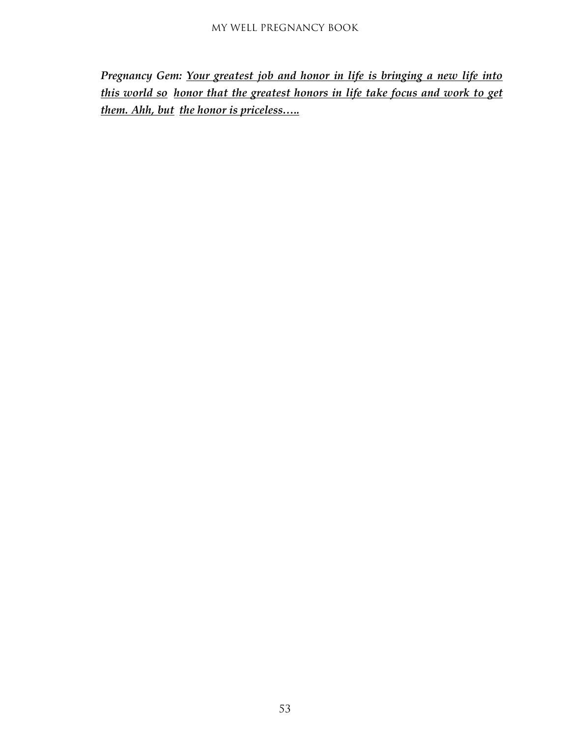***Pregnancy Gem:*** ***<u>Your greatest job and honor in life is bringing a new life into this world so honor that the greatest honors in life take focus and work to get them. Ahh, but the honor is priceless…..</u>***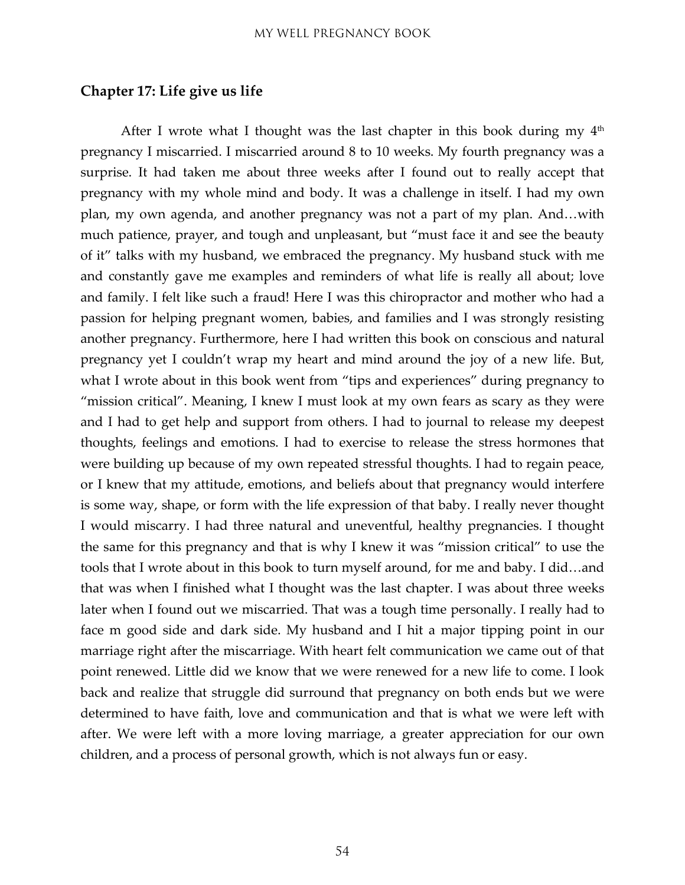## Chapter 17: Life give us life

After I wrote what I thought was the last chapter in this book during my $4^{th}$ pregnancy I miscarried. I miscarried around 8 to 10 weeks. My fourth pregnancy was a surprise. It had taken me about three weeks after I found out to really accept that pregnancy with my whole mind and body. It was a challenge in itself. I had my own plan, my own agenda, and another pregnancy was not a part of my plan. And…with much patience, prayer, and tough and unpleasant, but "must face it and see the beauty of it" talks with my husband, we embraced the pregnancy. My husband stuck with me and constantly gave me examples and reminders of what life is really all about; love and family. I felt like such a fraud! Here I was this chiropractor and mother who had a passion for helping pregnant women, babies, and families and I was strongly resisting another pregnancy. Furthermore, here I had written this book on conscious and natural pregnancy yet I couldn't wrap my heart and mind around the joy of a new life. But, what I wrote about in this book went from "tips and experiences" during pregnancy to "mission critical". Meaning, I knew I must look at my own fears as scary as they were and I had to get help and support from others. I had to journal to release my deepest thoughts, feelings and emotions. I had to exercise to release the stress hormones that were building up because of my own repeated stressful thoughts. I had to regain peace, or I knew that my attitude, emotions, and beliefs about that pregnancy would interfere is some way, shape, or form with the life expression of that baby. I really never thought I would miscarry. I had three natural and uneventful, healthy pregnancies. I thought the same for this pregnancy and that is why I knew it was "mission critical" to use the tools that I wrote about in this book to turn myself around, for me and baby. I did…and that was when I finished what I thought was the last chapter. I was about three weeks later when I found out we miscarried. That was a tough time personally. I really had to face m good side and dark side. My husband and I hit a major tipping point in our marriage right after the miscarriage. With heart felt communication we came out of that point renewed. Little did we know that we were renewed for a new life to come. I look back and realize that struggle did surround that pregnancy on both ends but we were determined to have faith, love and communication and that is what we were left with after. We were left with a more loving marriage, a greater appreciation for our own children, and a process of personal growth, which is not always fun or easy.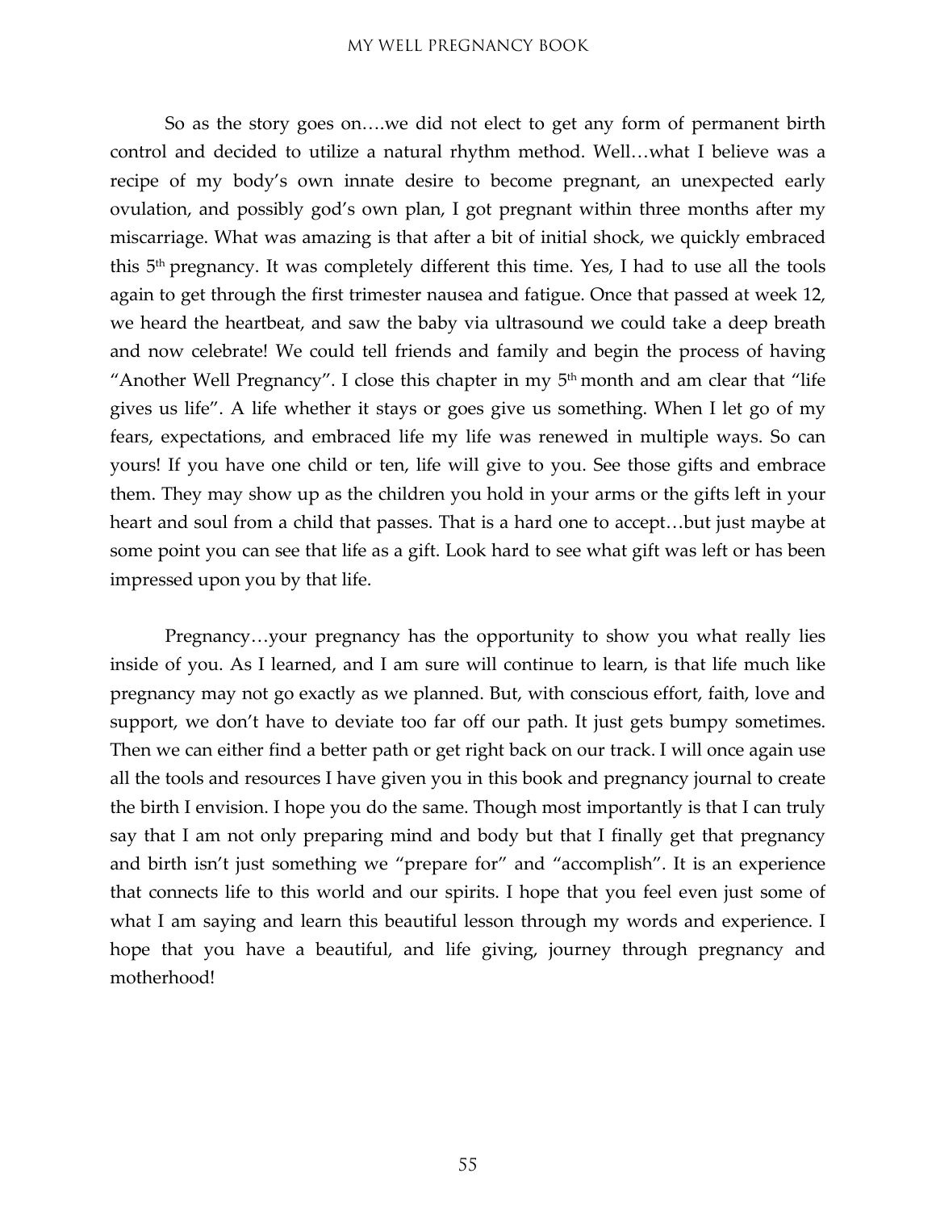So as the story goes on….we did not elect to get any form of permanent birth control and decided to utilize a natural rhythm method. Well…what I believe was a recipe of my body's own innate desire to become pregnant, an unexpected early ovulation, and possibly god's own plan, I got pregnant within three months after my miscarriage. What was amazing is that after a bit of initial shock, we quickly embraced this 5th pregnancy. It was completely different this time. Yes, I had to use all the tools again to get through the first trimester nausea and fatigue. Once that passed at week 12, we heard the heartbeat, and saw the baby via ultrasound we could take a deep breath and now celebrate! We could tell friends and family and begin the process of having "Another Well Pregnancy". I close this chapter in my 5th month and am clear that "life gives us life". A life whether it stays or goes give us something. When I let go of my fears, expectations, and embraced life my life was renewed in multiple ways. So can yours! If you have one child or ten, life will give to you. See those gifts and embrace them. They may show up as the children you hold in your arms or the gifts left in your heart and soul from a child that passes. That is a hard one to accept…but just maybe at some point you can see that life as a gift. Look hard to see what gift was left or has been impressed upon you by that life.

Pregnancy…your pregnancy has the opportunity to show you what really lies inside of you. As I learned, and I am sure will continue to learn, is that life much like pregnancy may not go exactly as we planned. But, with conscious effort, faith, love and support, we don't have to deviate too far off our path. It just gets bumpy sometimes. Then we can either find a better path or get right back on our track. I will once again use all the tools and resources I have given you in this book and pregnancy journal to create the birth I envision. I hope you do the same. Though most importantly is that I can truly say that I am not only preparing mind and body but that I finally get that pregnancy and birth isn't just something we "prepare for" and "accomplish". It is an experience that connects life to this world and our spirits. I hope that you feel even just some of what I am saying and learn this beautiful lesson through my words and experience. I hope that you have a beautiful, and life giving, journey through pregnancy and motherhood!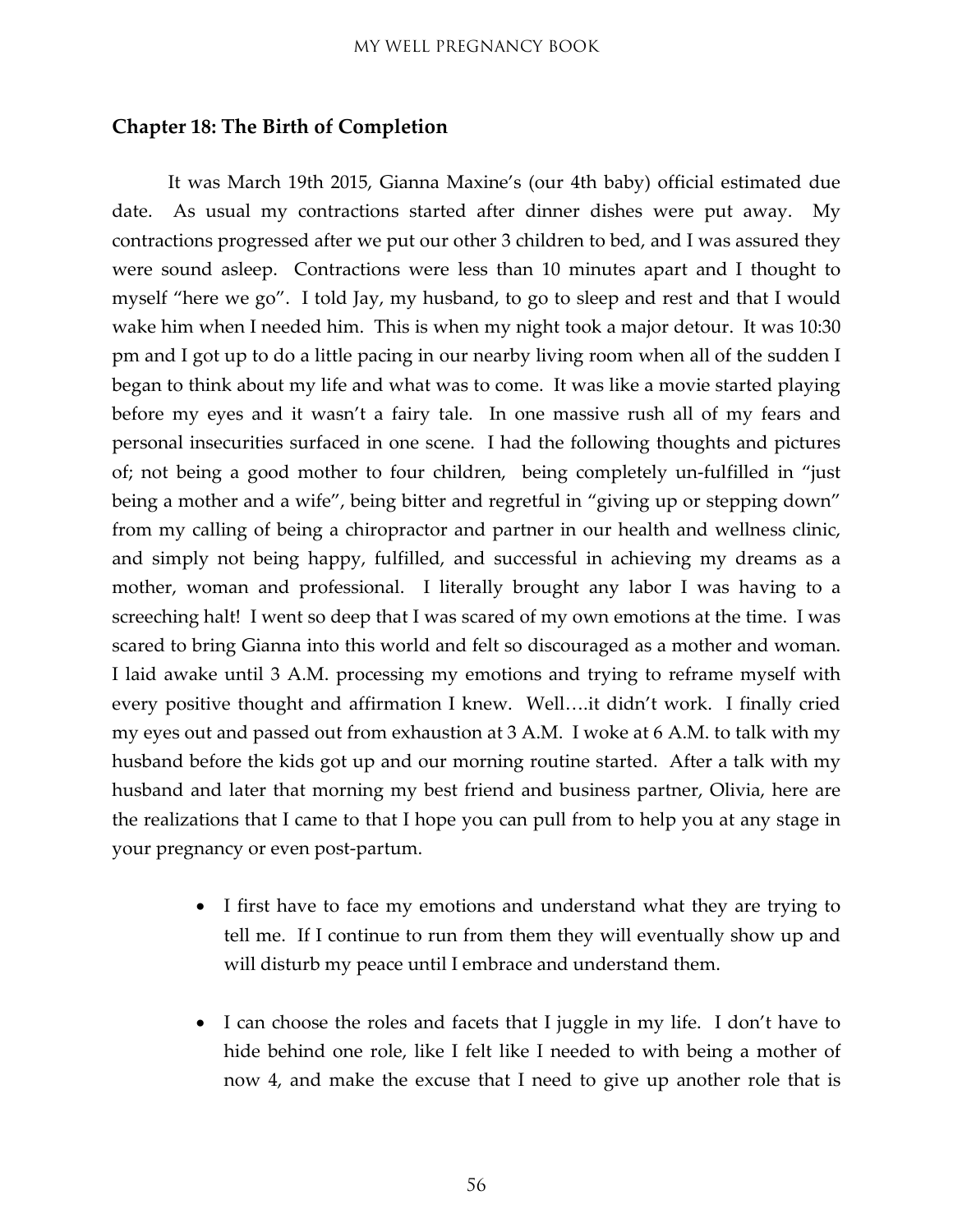## Chapter 18: The Birth of Completion

It was March 19th 2015, Gianna Maxine's (our 4th baby) official estimated due date. As usual my contractions started after dinner dishes were put away. My contractions progressed after we put our other 3 children to bed, and I was assured they were sound asleep. Contractions were less than 10 minutes apart and I thought to myself "here we go". I told Jay, my husband, to go to sleep and rest and that I would wake him when I needed him. This is when my night took a major detour. It was 10:30 pm and I got up to do a little pacing in our nearby living room when all of the sudden I began to think about my life and what was to come. It was like a movie started playing before my eyes and it wasn't a fairy tale. In one massive rush all of my fears and personal insecurities surfaced in one scene. I had the following thoughts and pictures of; not being a good mother to four children, being completely un-fulfilled in "just being a mother and a wife", being bitter and regretful in "giving up or stepping down" from my calling of being a chiropractor and partner in our health and wellness clinic, and simply not being happy, fulfilled, and successful in achieving my dreams as a mother, woman and professional. I literally brought any labor I was having to a screeching halt! I went so deep that I was scared of my own emotions at the time. I was scared to bring Gianna into this world and felt so discouraged as a mother and woman. I laid awake until 3 A.M. processing my emotions and trying to reframe myself with every positive thought and affirmation I knew. Well….it didn't work. I finally cried my eyes out and passed out from exhaustion at 3 A.M. I woke at 6 A.M. to talk with my husband before the kids got up and our morning routine started. After a talk with my husband and later that morning my best friend and business partner, Olivia, here are the realizations that I came to that I hope you can pull from to help you at any stage in your pregnancy or even post-partum.

- I first have to face my emotions and understand what they are trying to tell me. If I continue to run from them they will eventually show up and will disturb my peace until I embrace and understand them.

- I can choose the roles and facets that I juggle in my life. I don't have to hide behind one role, like I felt like I needed to with being a mother of now 4, and make the excuse that I need to give up another role that is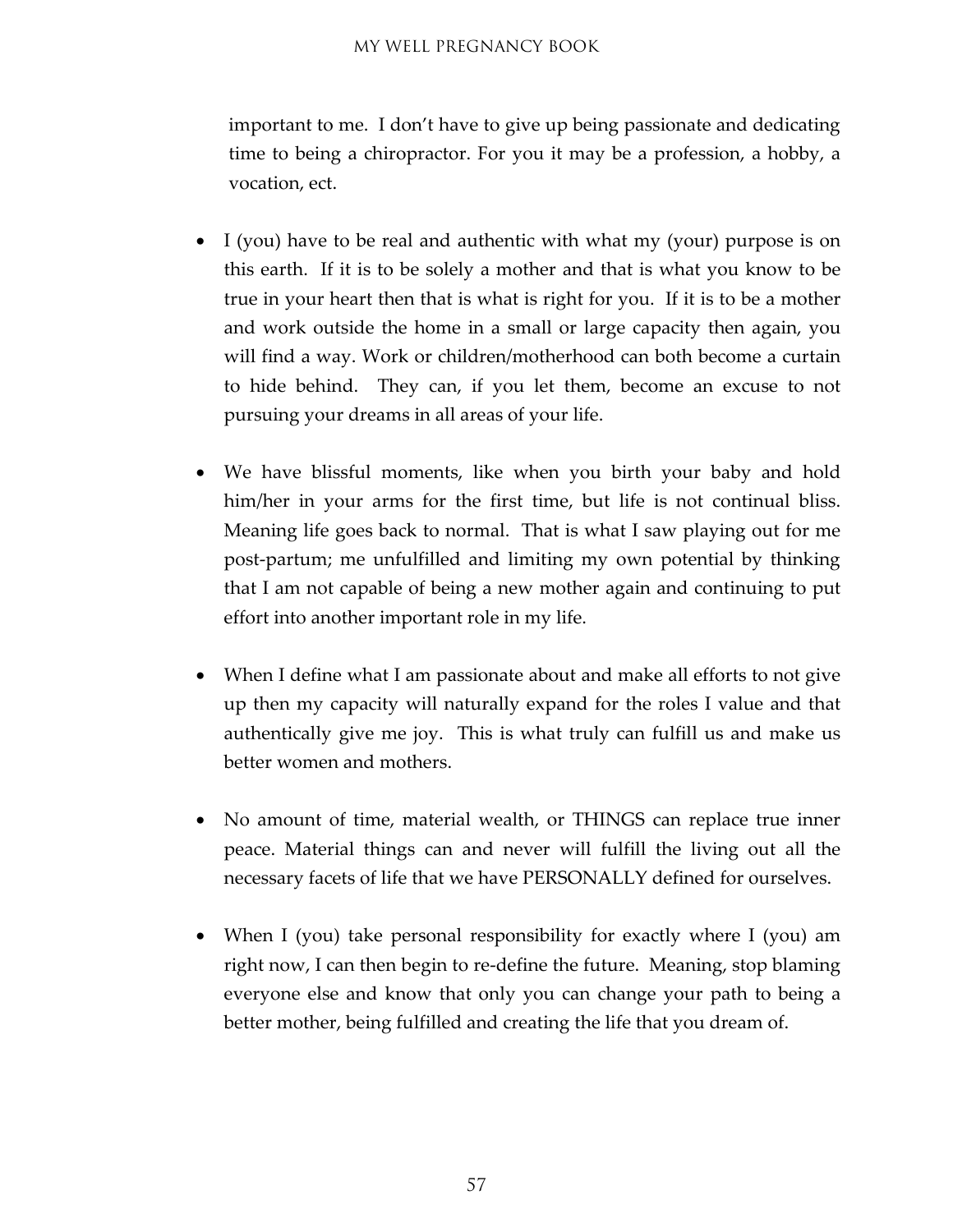important to me. I don't have to give up being passionate and dedicating time to being a chiropractor. For you it may be a profession, a hobby, a vocation, ect.

- I (you) have to be real and authentic with what my (your) purpose is on this earth. If it is to be solely a mother and that is what you know to be true in your heart then that is what is right for you. If it is to be a mother and work outside the home in a small or large capacity then again, you will find a way. Work or children/motherhood can both become a curtain to hide behind. They can, if you let them, become an excuse to not pursuing your dreams in all areas of your life.

- We have blissful moments, like when you birth your baby and hold him/her in your arms for the first time, but life is not continual bliss. Meaning life goes back to normal. That is what I saw playing out for me post-partum; me unfulfilled and limiting my own potential by thinking that I am not capable of being a new mother again and continuing to put effort into another important role in my life.

- When I define what I am passionate about and make all efforts to not give up then my capacity will naturally expand for the roles I value and that authentically give me joy. This is what truly can fulfill us and make us better women and mothers.

- No amount of time, material wealth, or THINGS can replace true inner peace. Material things can and never will fulfill the living out all the necessary facets of life that we have PERSONALLY defined for ourselves.

- When I (you) take personal responsibility for exactly where I (you) am right now, I can then begin to re-define the future. Meaning, stop blaming everyone else and know that only you can change your path to being a better mother, being fulfilled and creating the life that you dream of.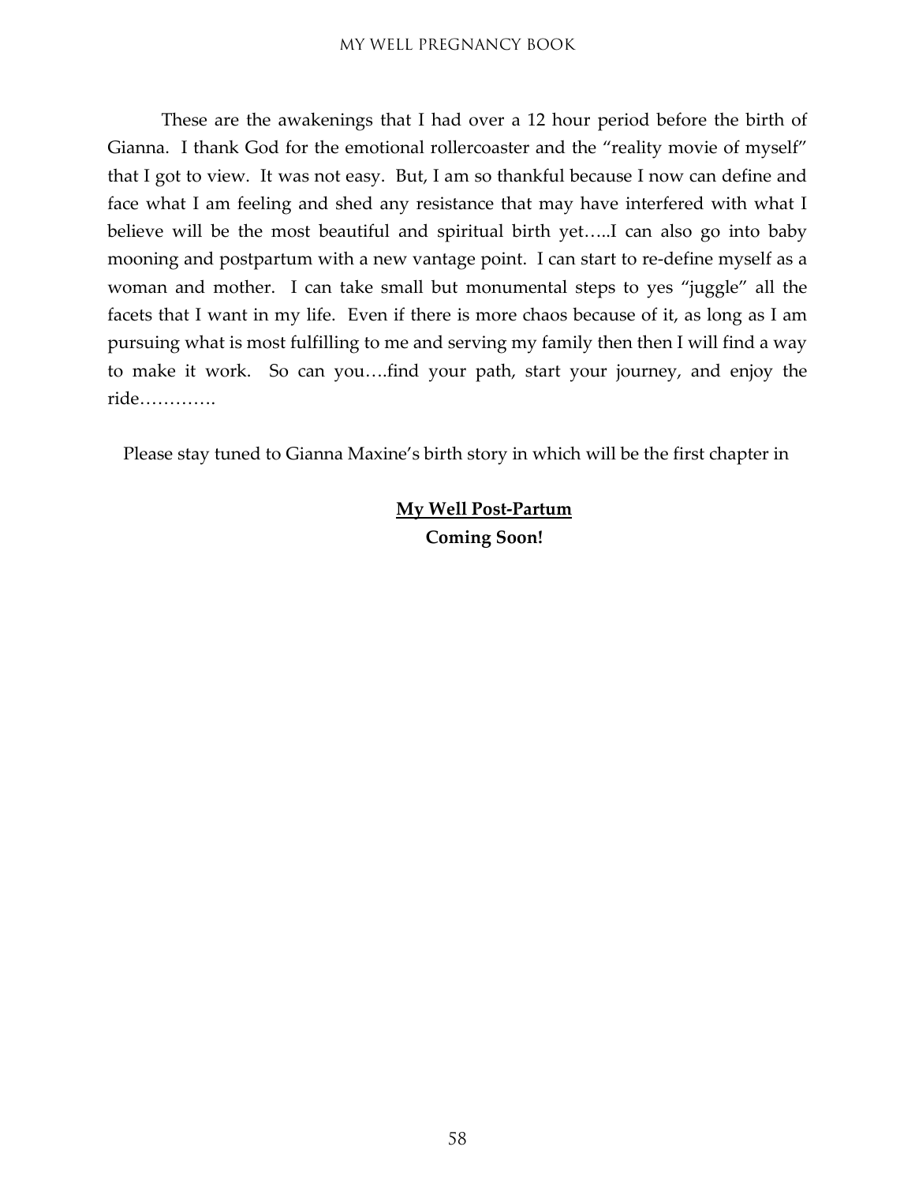These are the awakenings that I had over a 12 hour period before the birth of Gianna. I thank God for the emotional rollercoaster and the "reality movie of myself" that I got to view. It was not easy. But, I am so thankful because I now can define and face what I am feeling and shed any resistance that may have interfered with what I believe will be the most beautiful and spiritual birth yet…..I can also go into baby mooning and postpartum with a new vantage point. I can start to re-define myself as a woman and mother. I can take small but monumental steps to yes "juggle" all the facets that I want in my life. Even if there is more chaos because of it, as long as I am pursuing what is most fulfilling to me and serving my family then then I will find a way to make it work. So can you….find your path, start your journey, and enjoy the ride………….

Please stay tuned to Gianna Maxine's birth story in which will be the first chapter in

<u>**My Well Post-Partum**</u>
**Coming Soon!**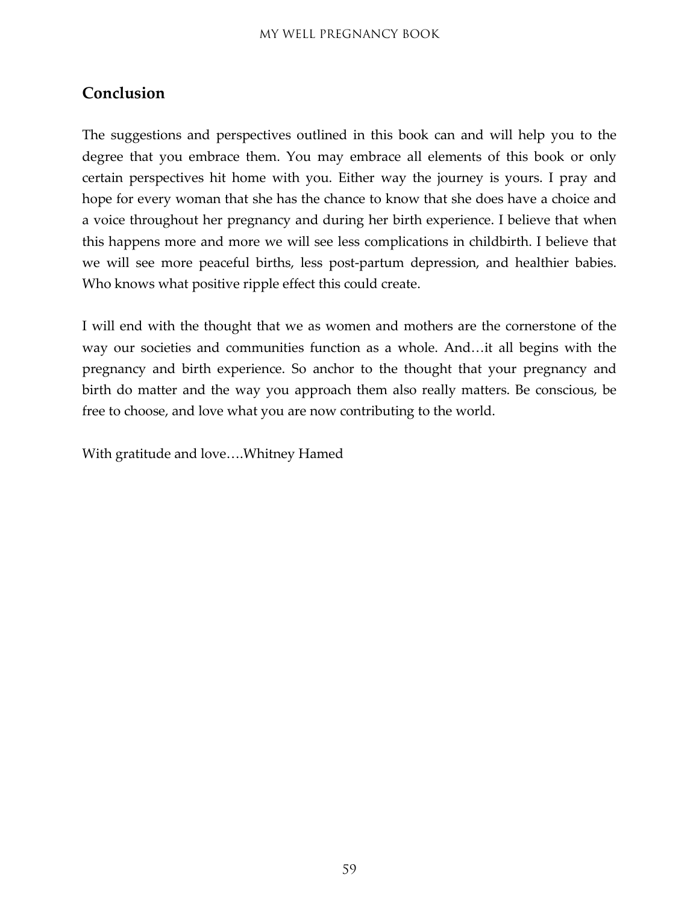## Conclusion

The suggestions and perspectives outlined in this book can and will help you to the degree that you embrace them. You may embrace all elements of this book or only certain perspectives hit home with you. Either way the journey is yours. I pray and hope for every woman that she has the chance to know that she does have a choice and a voice throughout her pregnancy and during her birth experience. I believe that when this happens more and more we will see less complications in childbirth. I believe that we will see more peaceful births, less post-partum depression, and healthier babies. Who knows what positive ripple effect this could create.

I will end with the thought that we as women and mothers are the cornerstone of the way our societies and communities function as a whole. And…it all begins with the pregnancy and birth experience. So anchor to the thought that your pregnancy and birth do matter and the way you approach them also really matters. Be conscious, be free to choose, and love what you are now contributing to the world.

With gratitude and love….Whitney Hamed